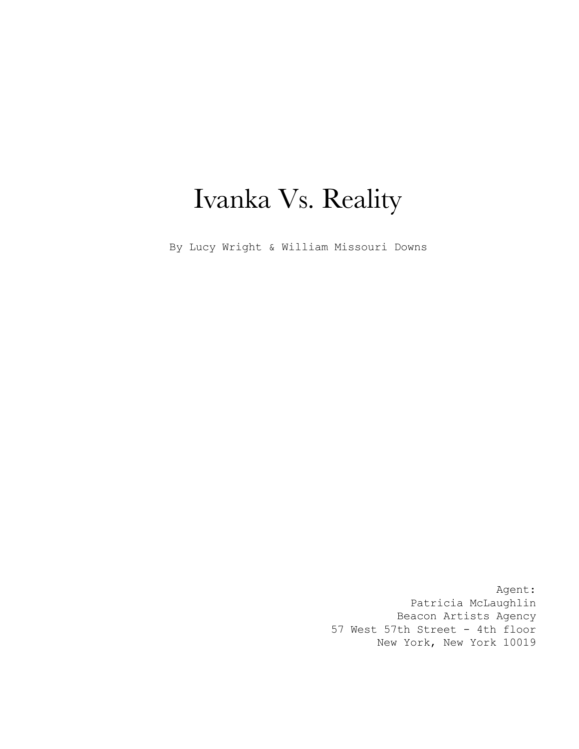# Ivanka Vs. Reality

By Lucy Wright & William Missouri Downs

Agent:
Patricia McLaughlin
Beacon Artists Agency
57 West 57th Street - 4th floor
New York, New York 10019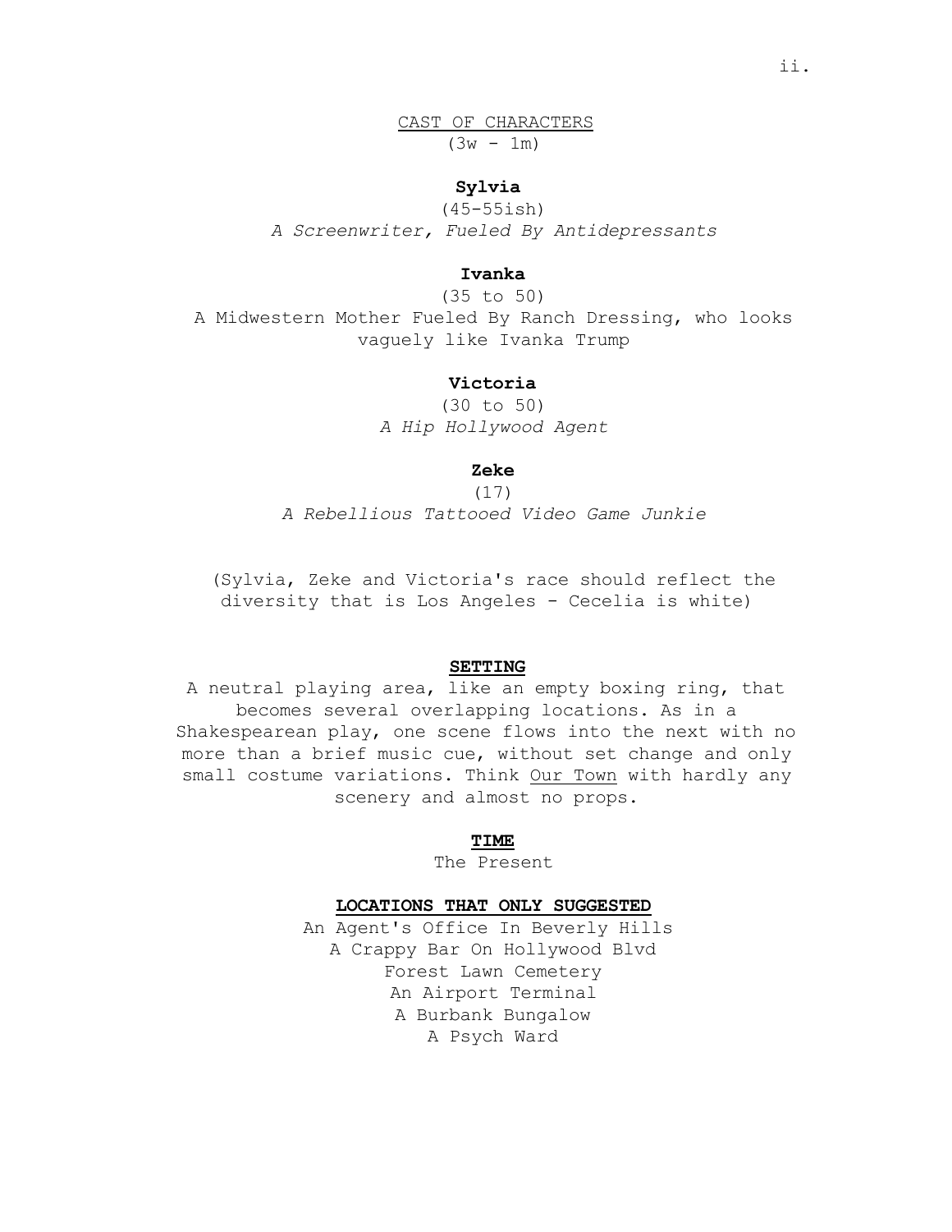## CAST OF CHARACTERS

(3w - 1m)

**Sylvia**

(45-55ish)

*A Screenwriter, Fueled By Antidepressants*

**Ivanka**

(35 to 50)

A Midwestern Mother Fueled By Ranch Dressing, who looks vaguely like Ivanka Trump

**Victoria**

(30 to 50)

*A Hip Hollywood Agent*

**Zeke**

(17)

*A Rebellious Tattooed Video Game Junkie*

(Sylvia, Zeke and Victoria's race should reflect the diversity that is Los Angeles - Cecelia is white)

## SETTING

A neutral playing area, like an empty boxing ring, that becomes several overlapping locations. As in a Shakespearean play, one scene flows into the next with no more than a brief music cue, without set change and only small costume variations. Think Our Town with hardly any scenery and almost no props.

## TIME

The Present

## LOCATIONS THAT ONLY SUGGESTED

An Agent's Office In Beverly Hills
A Crappy Bar On Hollywood Blvd
Forest Lawn Cemetery
An Airport Terminal
A Burbank Bungalow
A Psych Ward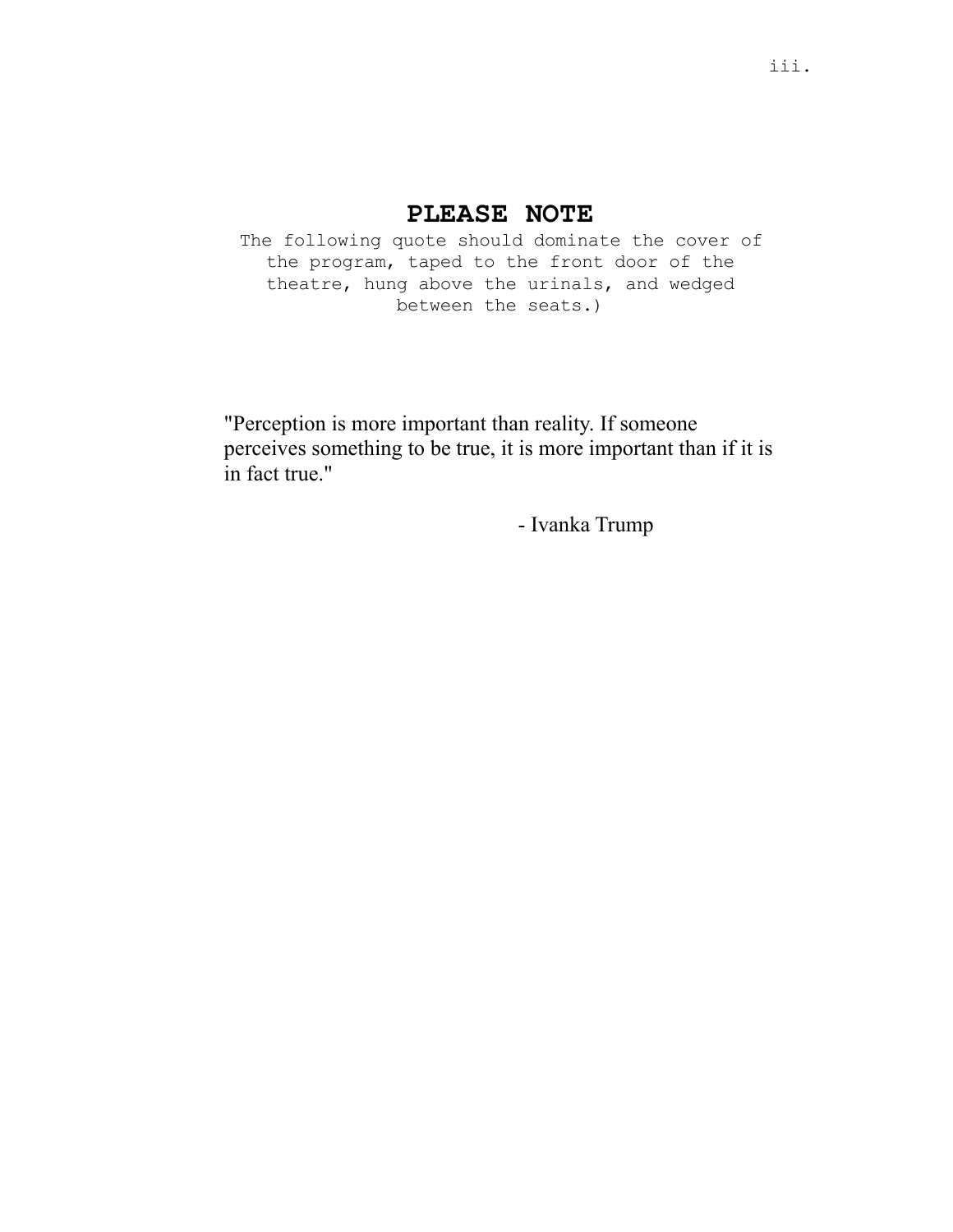## PLEASE NOTE

The following quote should dominate the cover of the program, taped to the front door of the theatre, hung above the urinals, and wedged between the seats.)

"Perception is more important than reality. If someone perceives something to be true, it is more important than if it is in fact true."

- Ivanka Trump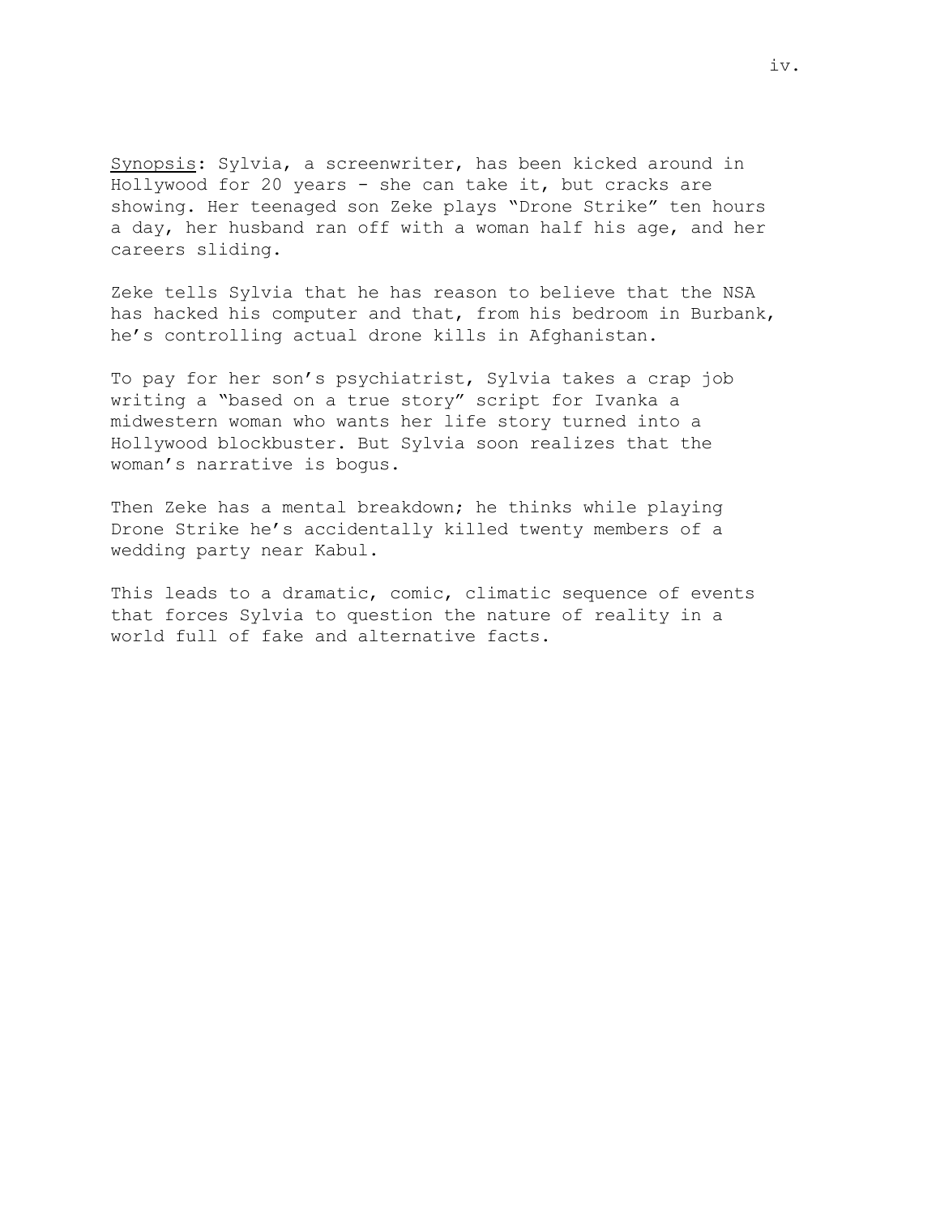Synopsis: Sylvia, a screenwriter, has been kicked around in Hollywood for 20 years - she can take it, but cracks are showing. Her teenaged son Zeke plays "Drone Strike" ten hours a day, her husband ran off with a woman half his age, and her careers sliding.

Zeke tells Sylvia that he has reason to believe that the NSA has hacked his computer and that, from his bedroom in Burbank, he's controlling actual drone kills in Afghanistan.

To pay for her son's psychiatrist, Sylvia takes a crap job writing a "based on a true story" script for Ivanka a midwestern woman who wants her life story turned into a Hollywood blockbuster. But Sylvia soon realizes that the woman's narrative is bogus.

Then Zeke has a mental breakdown; he thinks while playing Drone Strike he's accidentally killed twenty members of a wedding party near Kabul.

This leads to a dramatic, comic, climatic sequence of events that forces Sylvia to question the nature of reality in a world full of fake and alternative facts.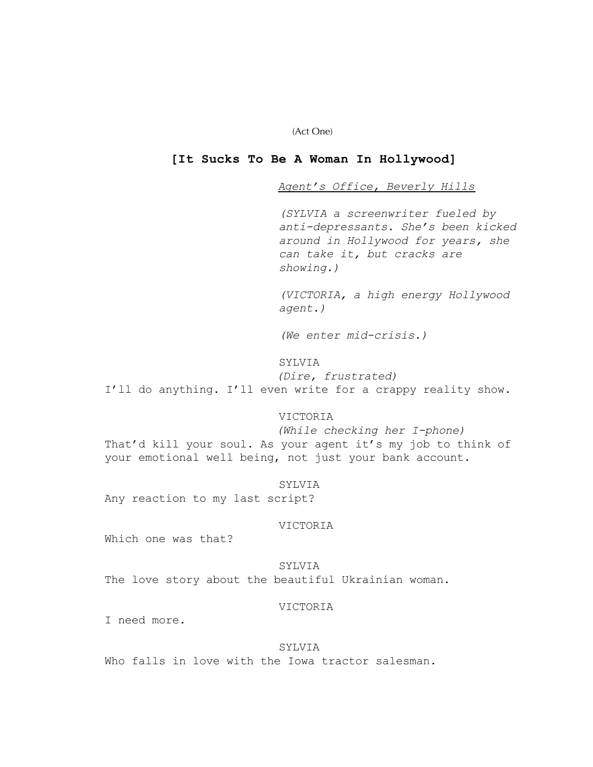(Act One)

## [It Sucks To Be A Woman In Hollywood]

<u>*Agent's Office, Beverly Hills*</u>

*(SYLVIA a screenwriter fueled by anti-depressants. She's been kicked around in Hollywood for years, she can take it, but cracks are showing.)*

*(VICTORIA, a high energy Hollywood agent.)*

*(We enter mid-crisis.)*

SYLVIA
*(Dire, frustrated)*
I'll do anything. I'll even write for a crappy reality show.

VICTORIA
*(While checking her I-phone)*
That'd kill your soul. As your agent it's my job to think of your emotional well being, not just your bank account.

SYLVIA
Any reaction to my last script?

VICTORIA
Which one was that?

SYLVIA
The love story about the beautiful Ukrainian woman.

VICTORIA
I need more.

SYLVIA
Who falls in love with the Iowa tractor salesman.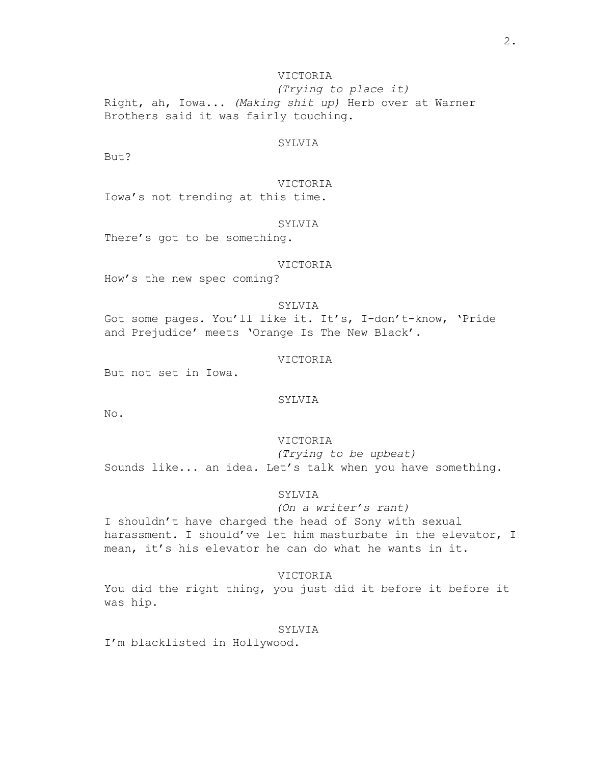VICTORIA
*(Trying to place it)*
Right, ah, Iowa... *(Making shit up)* Herb over at Warner Brothers said it was fairly touching.

SYLVIA
But?

VICTORIA
Iowa's not trending at this time.

SYLVIA
There's got to be something.

VICTORIA
How's the new spec coming?

SYLVIA
Got some pages. You'll like it. It's, I-don't-know, 'Pride and Prejudice' meets 'Orange Is The New Black'.

VICTORIA
But not set in Iowa.

SYLVIA
No.

VICTORIA
*(Trying to be upbeat)*
Sounds like... an idea. Let's talk when you have something.

SYLVIA
*(On a writer's rant)*
I shouldn't have charged the head of Sony with sexual harassment. I should've let him masturbate in the elevator, I mean, it's his elevator he can do what he wants in it.

VICTORIA
You did the right thing, you just did it before it before it was hip.

SYLVIA
I'm blacklisted in Hollywood.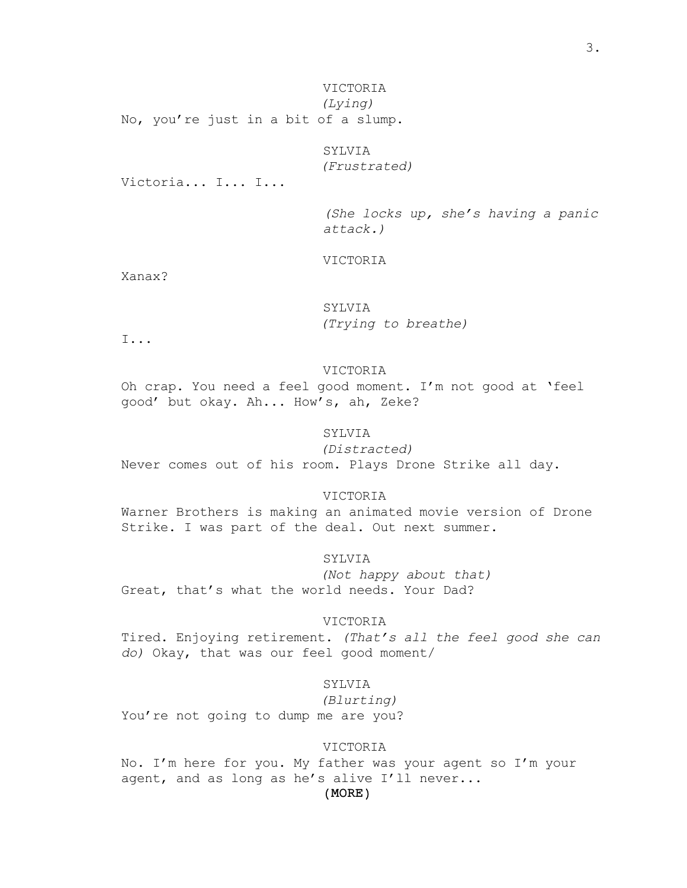VICTORIA
*(Lying)*
No, you're just in a bit of a slump.

SYLVIA
*(Frustrated)*
Victoria... I... I...

*(She locks up, she's having a panic attack.)*

VICTORIA
Xanax?

SYLVIA
*(Trying to breathe)*
I...

VICTORIA
Oh crap. You need a feel good moment. I'm not good at 'feel good' but okay. Ah... How's, ah, Zeke?

SYLVIA
*(Distracted)*
Never comes out of his room. Plays Drone Strike all day.

VICTORIA
Warner Brothers is making an animated movie version of Drone Strike. I was part of the deal. Out next summer.

SYLVIA
*(Not happy about that)*
Great, that's what the world needs. Your Dad?

VICTORIA
Tired. Enjoying retirement. *(That's all the feel good she can do)* Okay, that was our feel good moment/

SYLVIA
*(Blurting)*
You're not going to dump me are you?

VICTORIA
No. I'm here for you. My father was your agent so I'm your agent, and as long as he's alive I'll never...
(MORE)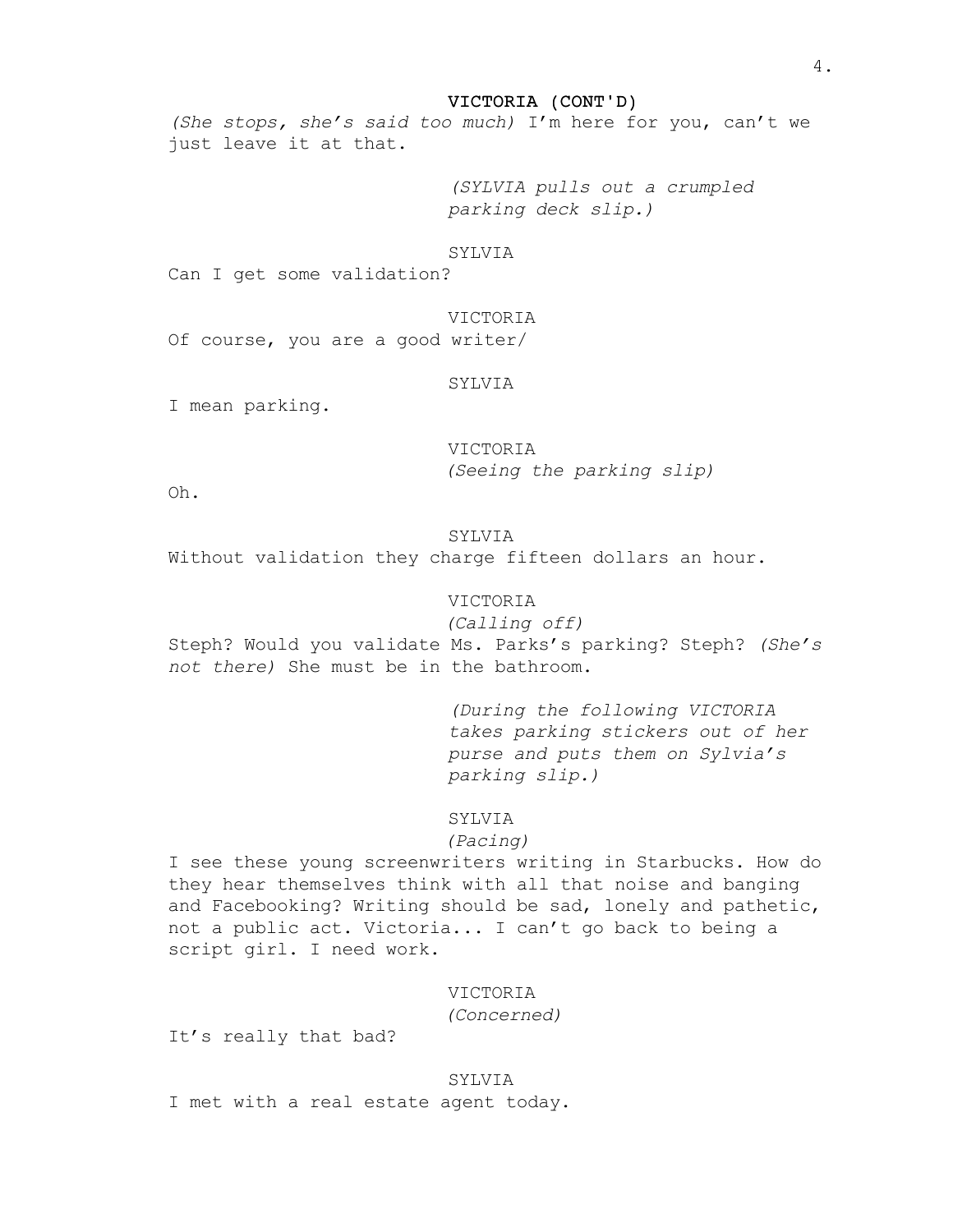VICTORIA (CONT'D)

*(She stops, she's said too much)* I'm here for you, can't we just leave it at that.

*(SYLVIA pulls out a crumpled parking deck slip.)*

SYLVIA

Can I get some validation?

VICTORIA

Of course, you are a good writer/

SYLVIA

I mean parking.

VICTORIA

*(Seeing the parking slip)*

Oh.

SYLVIA

Without validation they charge fifteen dollars an hour.

VICTORIA

*(Calling off)*

Steph? Would you validate Ms. Parks's parking? Steph? *(She's not there)* She must be in the bathroom.

*(During the following VICTORIA takes parking stickers out of her purse and puts them on Sylvia's parking slip.)*

SYLVIA

*(Pacing)*

I see these young screenwriters writing in Starbucks. How do they hear themselves think with all that noise and banging and Facebooking? Writing should be sad, lonely and pathetic, not a public act. Victoria... I can't go back to being a script girl. I need work.

VICTORIA

*(Concerned)*

It's really that bad?

SYLVIA

I met with a real estate agent today.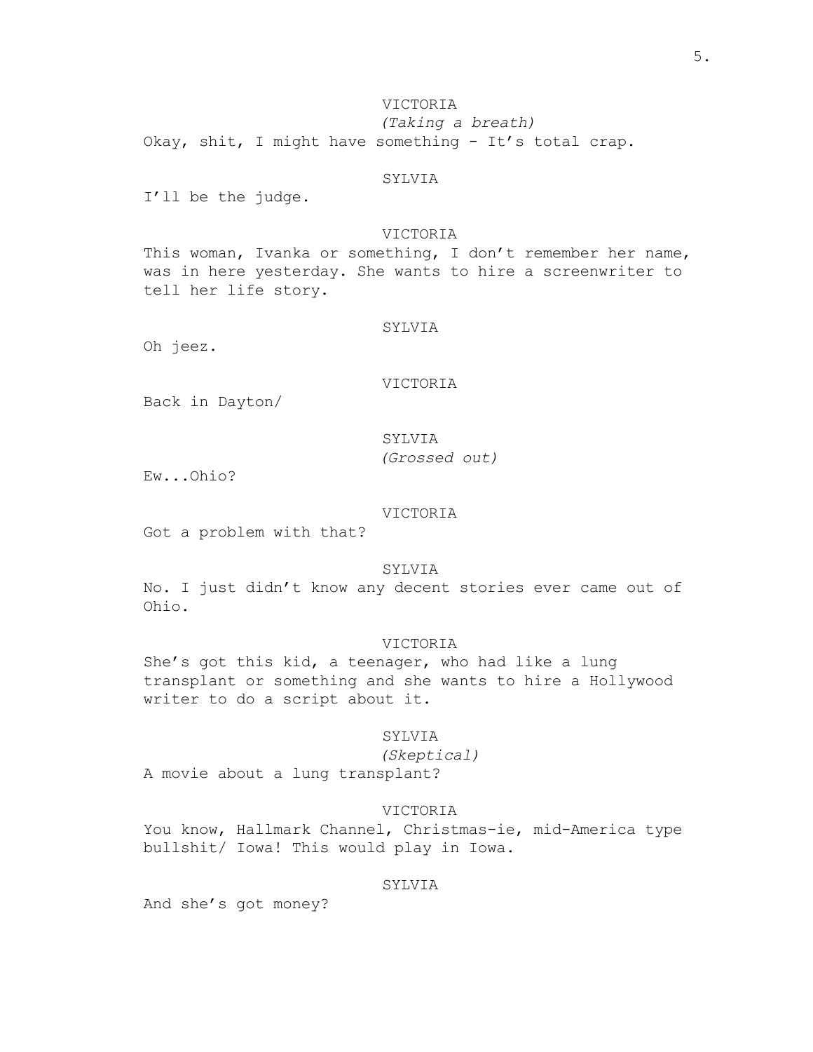VICTORIA
*(Taking a breath)*
Okay, shit, I might have something - It's total crap.

SYLVIA
I'll be the judge.

VICTORIA
This woman, Ivanka or something, I don't remember her name, was in here yesterday. She wants to hire a screenwriter to tell her life story.

SYLVIA
Oh jeez.

VICTORIA
Back in Dayton/

SYLVIA
*(Grossed out)*
Ew...Ohio?

VICTORIA
Got a problem with that?

SYLVIA
No. I just didn't know any decent stories ever came out of Ohio.

VICTORIA
She's got this kid, a teenager, who had like a lung transplant or something and she wants to hire a Hollywood writer to do a script about it.

SYLVIA
*(Skeptical)*
A movie about a lung transplant?

VICTORIA
You know, Hallmark Channel, Christmas-ie, mid-America type bullshit/ Iowa! This would play in Iowa.

SYLVIA
And she's got money?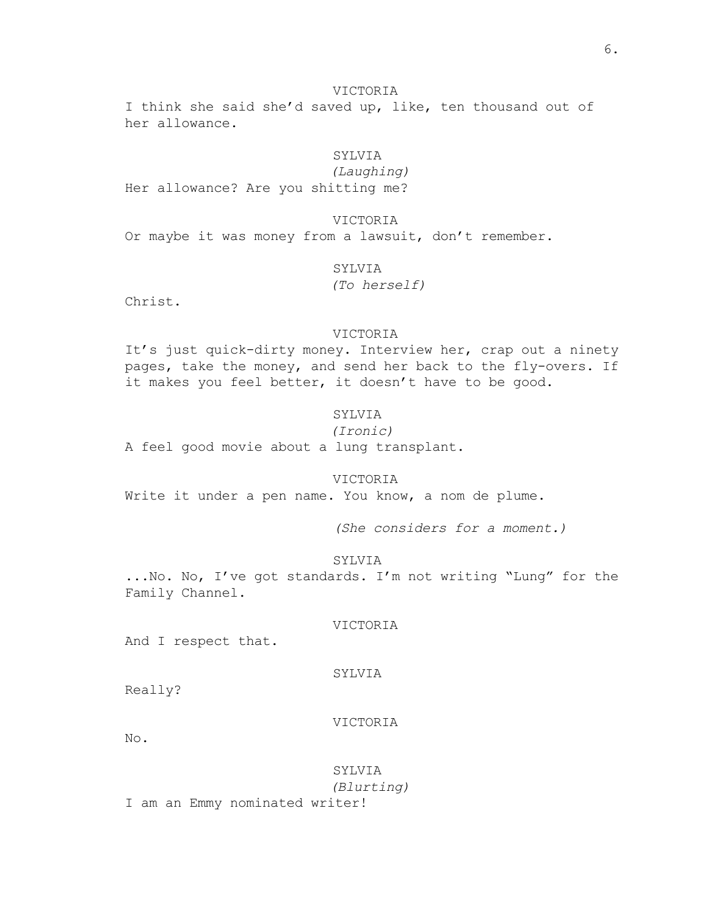VICTORIA

I think she said she'd saved up, like, ten thousand out of her allowance.

SYLVIA

*(Laughing)*

Her allowance? Are you shitting me?

VICTORIA

Or maybe it was money from a lawsuit, don't remember.

SYLVIA

*(To herself)*

Christ.

VICTORIA

It's just quick-dirty money. Interview her, crap out a ninety pages, take the money, and send her back to the fly-overs. If it makes you feel better, it doesn't have to be good.

SYLVIA

*(Ironic)*

A feel good movie about a lung transplant.

VICTORIA

Write it under a pen name. You know, a nom de plume.

*(She considers for a moment.)*

SYLVIA

...No. No, I've got standards. I'm not writing "Lung" for the Family Channel.

VICTORIA

And I respect that.

SYLVIA

Really?

VICTORIA

No.

SYLVIA

*(Blurting)*

I am an Emmy nominated writer!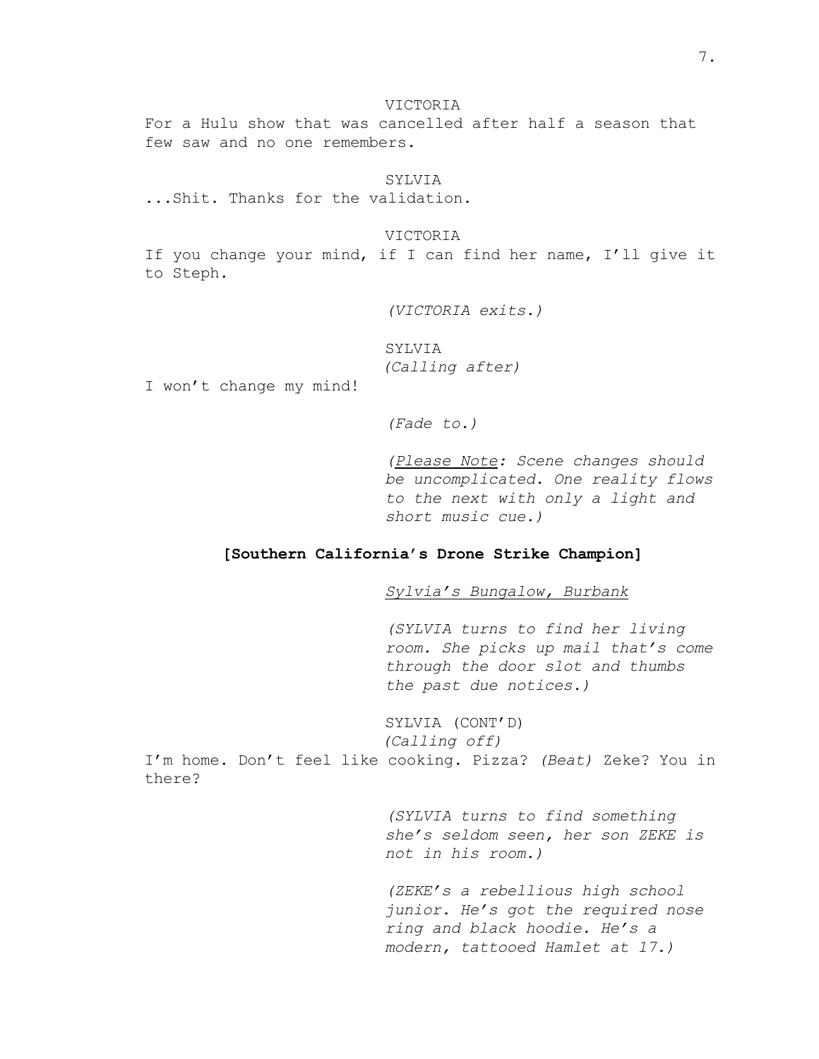VICTORIA

For a Hulu show that was cancelled after half a season that few saw and no one remembers.

SYLVIA

...Shit. Thanks for the validation.

VICTORIA

If you change your mind, if I can find her name, I'll give it to Steph.

*(VICTORIA exits.)*

SYLVIA
*(Calling after)*

I won't change my mind!

*(Fade to.)*

*(<u>Please Note</u>: Scene changes should be uncomplicated. One reality flows to the next with only a light and short music cue.)*

**[Southern California's Drone Strike Champion]**

*<u>Sylvia's Bungalow, Burbank</u>*

*(SYLVIA turns to find her living room. She picks up mail that's come through the door slot and thumbs the past due notices.)*

SYLVIA (CONT'D)
*(Calling off)*

I'm home. Don't feel like cooking. Pizza? *(Beat)* Zeke? You in there?

*(SYLVIA turns to find something she's seldom seen, her son ZEKE is not in his room.)*

*(ZEKE's a rebellious high school junior. He's got the required nose ring and black hoodie. He's a modern, tattooed Hamlet at 17.)*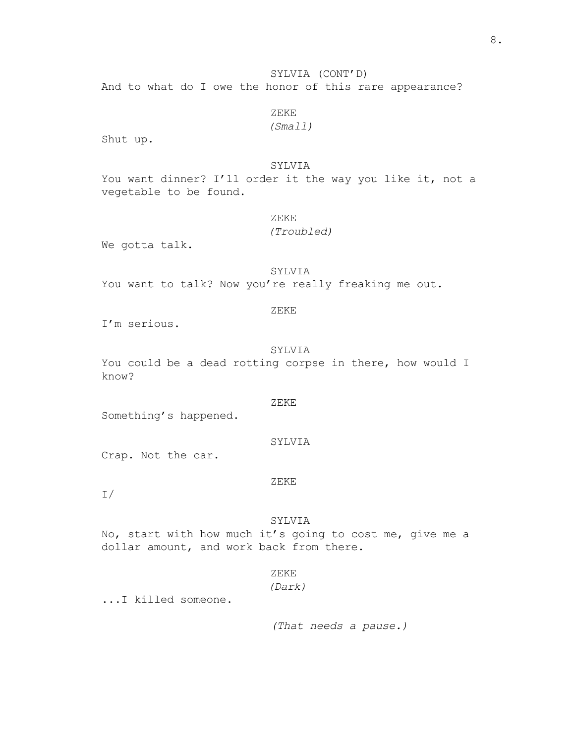SYLVIA (CONT'D)

And to what do I owe the honor of this rare appearance?

ZEKE

*(Small)*

Shut up.

SYLVIA

You want dinner? I'll order it the way you like it, not a vegetable to be found.

ZEKE

*(Troubled)*

We gotta talk.

SYLVIA

You want to talk? Now you're really freaking me out.

ZEKE

I'm serious.

SYLVIA

You could be a dead rotting corpse in there, how would I know?

ZEKE

Something's happened.

SYLVIA

Crap. Not the car.

ZEKE

I/

SYLVIA

No, start with how much it's going to cost me, give me a dollar amount, and work back from there.

ZEKE

*(Dark)*

...I killed someone.

*(That needs a pause.)*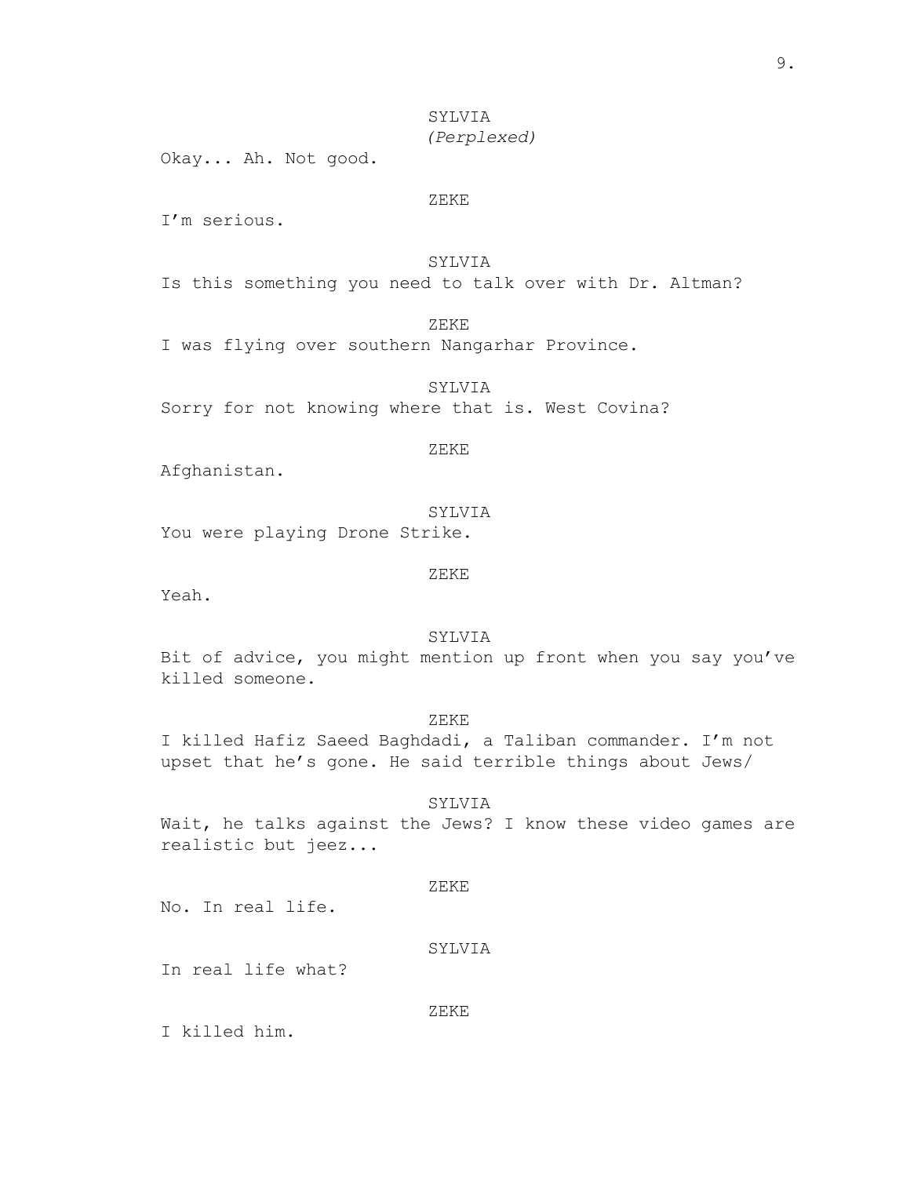SYLVIA
*(Perplexed)*
Okay... Ah. Not good.

ZEKE
I'm serious.

SYLVIA
Is this something you need to talk over with Dr. Altman?

ZEKE
I was flying over southern Nangarhar Province.

SYLVIA
Sorry for not knowing where that is. West Covina?

ZEKE
Afghanistan.

SYLVIA
You were playing Drone Strike.

ZEKE
Yeah.

SYLVIA
Bit of advice, you might mention up front when you say you've killed someone.

ZEKE
I killed Hafiz Saeed Baghdadi, a Taliban commander. I'm not upset that he's gone. He said terrible things about Jews/

SYLVIA
Wait, he talks against the Jews? I know these video games are realistic but jeez...

ZEKE
No. In real life.

SYLVIA
In real life what?

ZEKE
I killed him.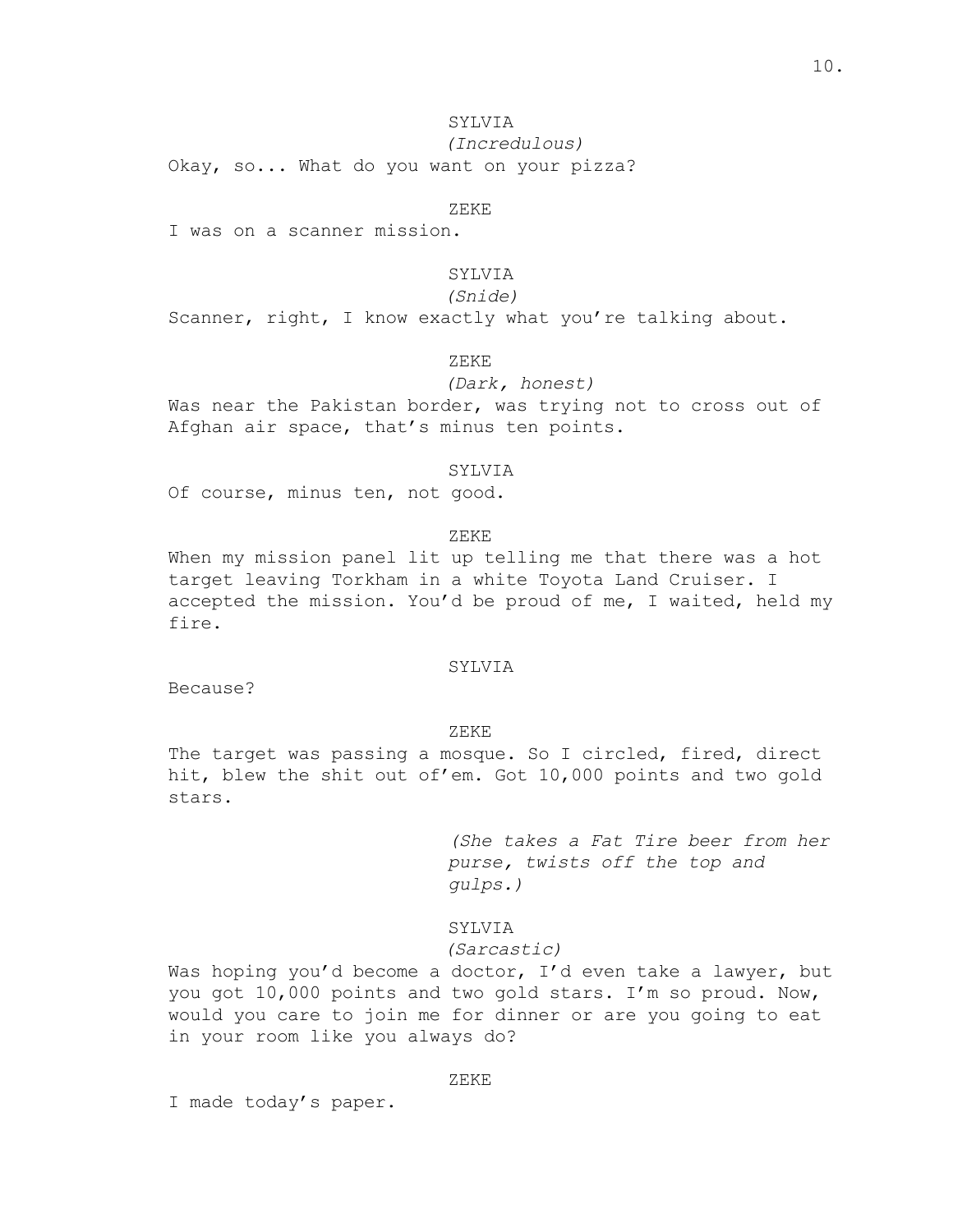SYLVIA

*(Incredulous)*

Okay, so... What do you want on your pizza?

ZEKE

I was on a scanner mission.

SYLVIA

*(Snide)*

Scanner, right, I know exactly what you're talking about.

ZEKE

*(Dark, honest)*

Was near the Pakistan border, was trying not to cross out of Afghan air space, that's minus ten points.

SYLVIA

Of course, minus ten, not good.

ZEKE

When my mission panel lit up telling me that there was a hot target leaving Torkham in a white Toyota Land Cruiser. I accepted the mission. You'd be proud of me, I waited, held my fire.

SYLVIA

Because?

ZEKE

The target was passing a mosque. So I circled, fired, direct hit, blew the shit out of'em. Got 10,000 points and two gold stars.

*(She takes a Fat Tire beer from her purse, twists off the top and gulps.)*

SYLVIA

*(Sarcastic)*

Was hoping you'd become a doctor, I'd even take a lawyer, but you got 10,000 points and two gold stars. I'm so proud. Now, would you care to join me for dinner or are you going to eat in your room like you always do?

ZEKE

I made today's paper.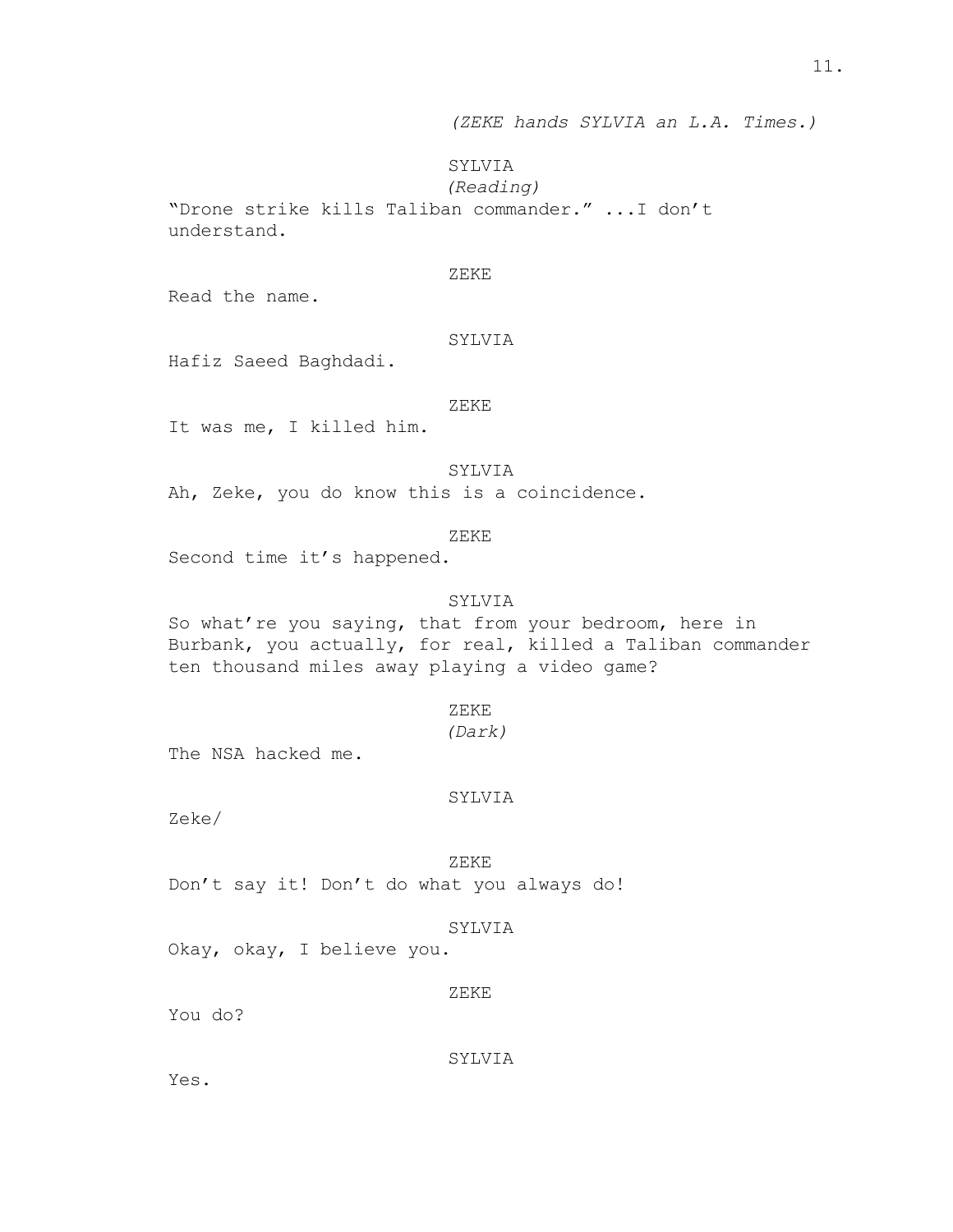*(ZEKE hands SYLVIA an L.A. Times.)*

SYLVIA
*(Reading)*
"Drone strike kills Taliban commander." ...I don't understand.

ZEKE
Read the name.

SYLVIA
Hafiz Saeed Baghdadi.

ZEKE
It was me, I killed him.

SYLVIA
Ah, Zeke, you do know this is a coincidence.

ZEKE
Second time it's happened.

SYLVIA
So what're you saying, that from your bedroom, here in Burbank, you actually, for real, killed a Taliban commander ten thousand miles away playing a video game?

ZEKE
*(Dark)*
The NSA hacked me.

SYLVIA
Zeke/

ZEKE
Don't say it! Don't do what you always do!

SYLVIA
Okay, okay, I believe you.

ZEKE
You do?

SYLVIA
Yes.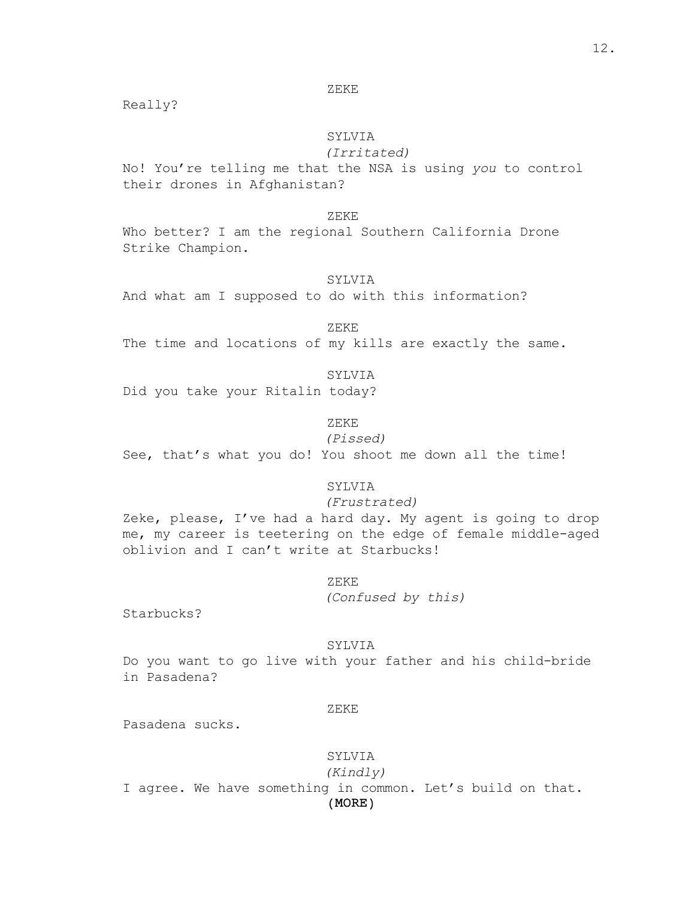ZEKE

Really?

SYLVIA

*(Irritated)*

No! You're telling me that the NSA is using *you* to control their drones in Afghanistan?

ZEKE

Who better? I am the regional Southern California Drone Strike Champion.

SYLVIA

And what am I supposed to do with this information?

ZEKE

The time and locations of my kills are exactly the same.

SYLVIA

Did you take your Ritalin today?

ZEKE

*(Pissed)*

See, that's what you do! You shoot me down all the time!

SYLVIA

*(Frustrated)*

Zeke, please, I've had a hard day. My agent is going to drop me, my career is teetering on the edge of female middle-aged oblivion and I can't write at Starbucks!

ZEKE

*(Confused by this)*

Starbucks?

SYLVIA

Do you want to go live with your father and his child-bride in Pasadena?

ZEKE

Pasadena sucks.

SYLVIA

*(Kindly)*

I agree. We have something in common. Let's build on that.

(MORE)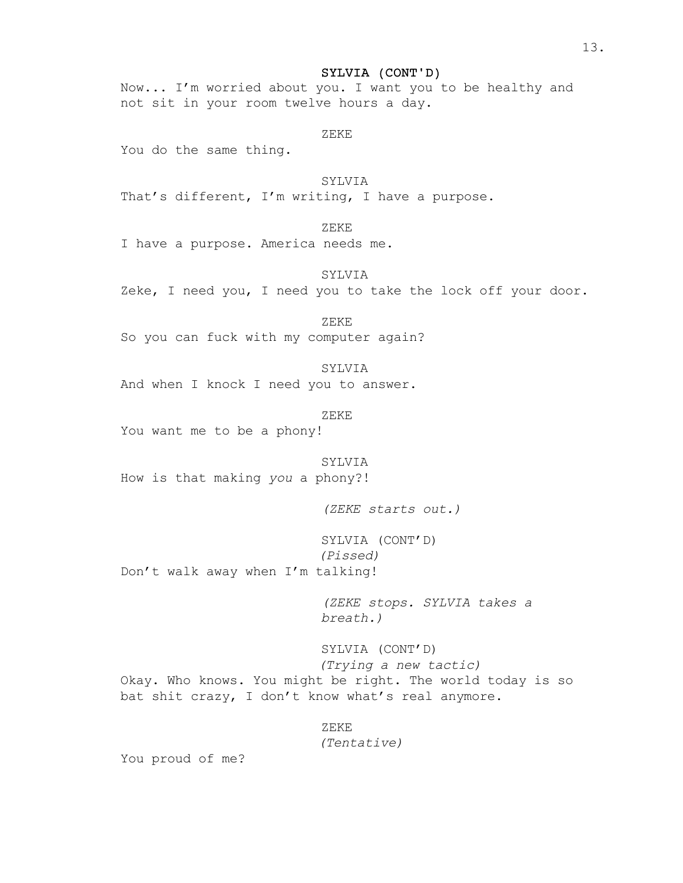SYLVIA (CONT'D)

Now... I'm worried about you. I want you to be healthy and not sit in your room twelve hours a day.

ZEKE

You do the same thing.

SYLVIA

That's different, I'm writing, I have a purpose.

ZEKE

I have a purpose. America needs me.

SYLVIA

Zeke, I need you, I need you to take the lock off your door.

ZEKE

So you can fuck with my computer again?

SYLVIA

And when I knock I need you to answer.

ZEKE

You want me to be a phony!

SYLVIA

How is that making *you* a phony?!

*(ZEKE starts out.)*

SYLVIA (CONT'D)
*(Pissed)*

Don't walk away when I'm talking!

*(ZEKE stops. SYLVIA takes a breath.)*

SYLVIA (CONT'D)
*(Trying a new tactic)*

Okay. Who knows. You might be right. The world today is so bat shit crazy, I don't know what's real anymore.

ZEKE
*(Tentative)*

You proud of me?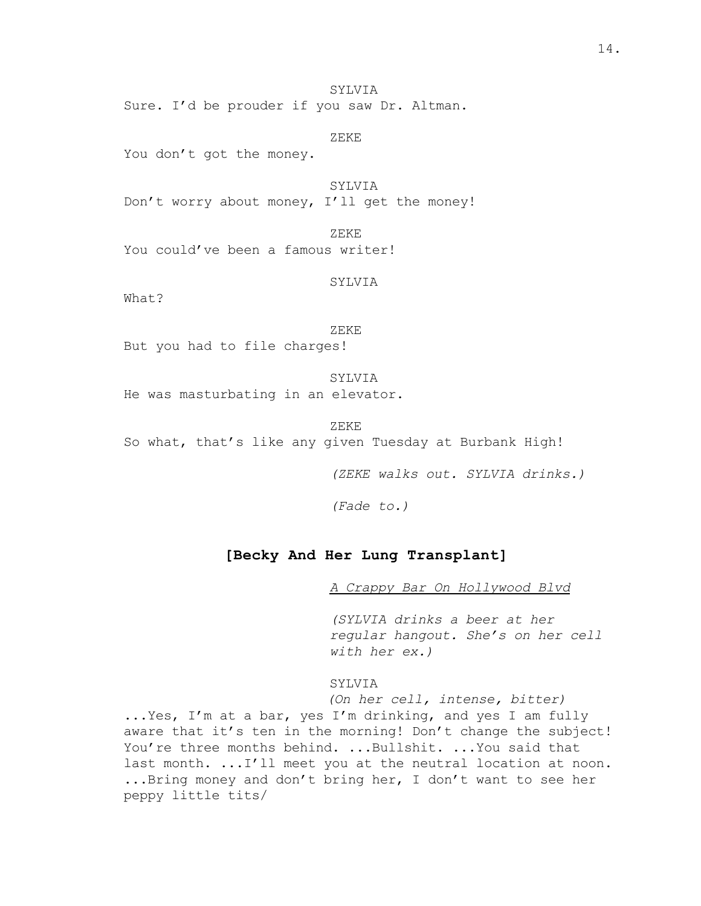SYLVIA

Sure. I'd be prouder if you saw Dr. Altman.

ZEKE

You don't got the money.

SYLVIA

Don't worry about money, I'll get the money!

ZEKE

You could've been a famous writer!

SYLVIA

What?

ZEKE

But you had to file charges!

SYLVIA

He was masturbating in an elevator.

ZEKE

So what, that's like any given Tuesday at Burbank High!

*(ZEKE walks out. SYLVIA drinks.)*

*(Fade to.)*

## **[Becky And Her Lung Transplant]**

<u>*A Crappy Bar On Hollywood Blvd*</u>

*(SYLVIA drinks a beer at her regular hangout. She's on her cell with her ex.)*

SYLVIA

*(On her cell, intense, bitter)*

...Yes, I'm at a bar, yes I'm drinking, and yes I am fully aware that it's ten in the morning! Don't change the subject! You're three months behind. ...Bullshit. ...You said that last month. ...I'll meet you at the neutral location at noon. ...Bring money and don't bring her, I don't want to see her peppy little tits/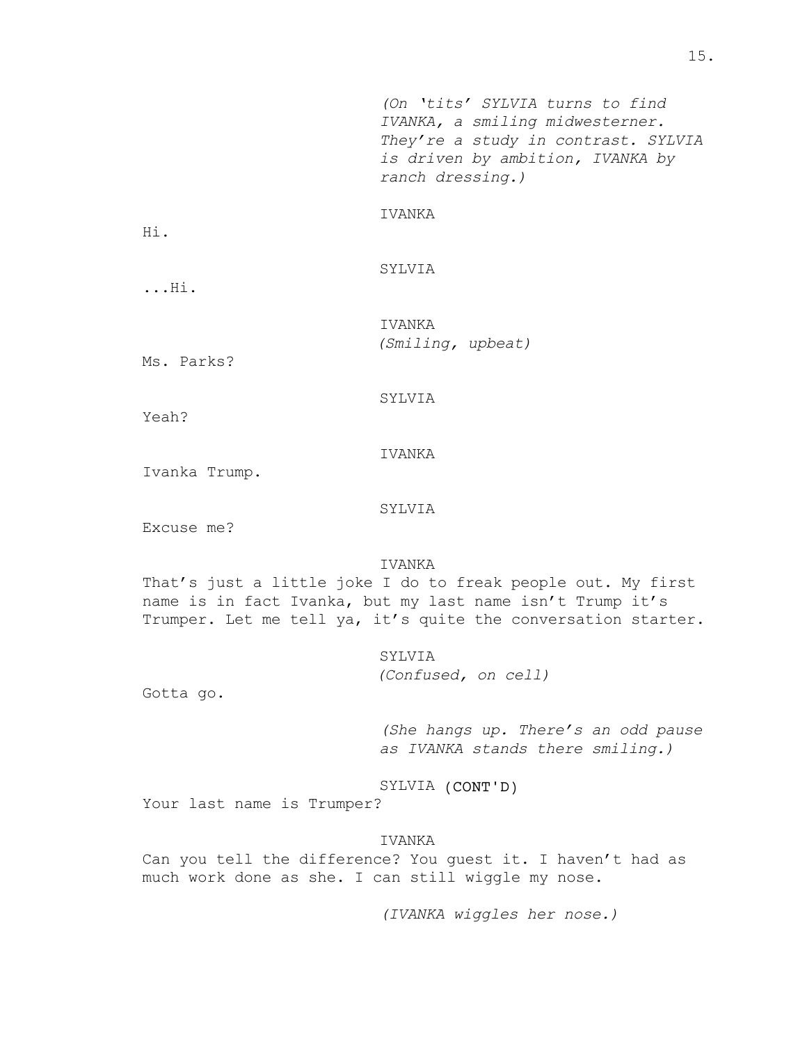*(On 'tits' SYLVIA turns to find IVANKA, a smiling midwesterner. They're a study in contrast. SYLVIA is driven by ambition, IVANKA by ranch dressing.)*

IVANKA

Hi.

SYLVIA

...Hi.

IVANKA

*(Smiling, upbeat)*

Ms. Parks?

SYLVIA

Yeah?

IVANKA

Ivanka Trump.

SYLVIA

Excuse me?

IVANKA

That's just a little joke I do to freak people out. My first name is in fact Ivanka, but my last name isn't Trump it's Trumper. Let me tell ya, it's quite the conversation starter.

SYLVIA

*(Confused, on cell)*

Gotta go.

*(She hangs up. There's an odd pause as IVANKA stands there smiling.)*

SYLVIA (CONT'D)

Your last name is Trumper?

IVANKA

Can you tell the difference? You guest it. I haven't had as much work done as she. I can still wiggle my nose.

*(IVANKA wiggles her nose.)*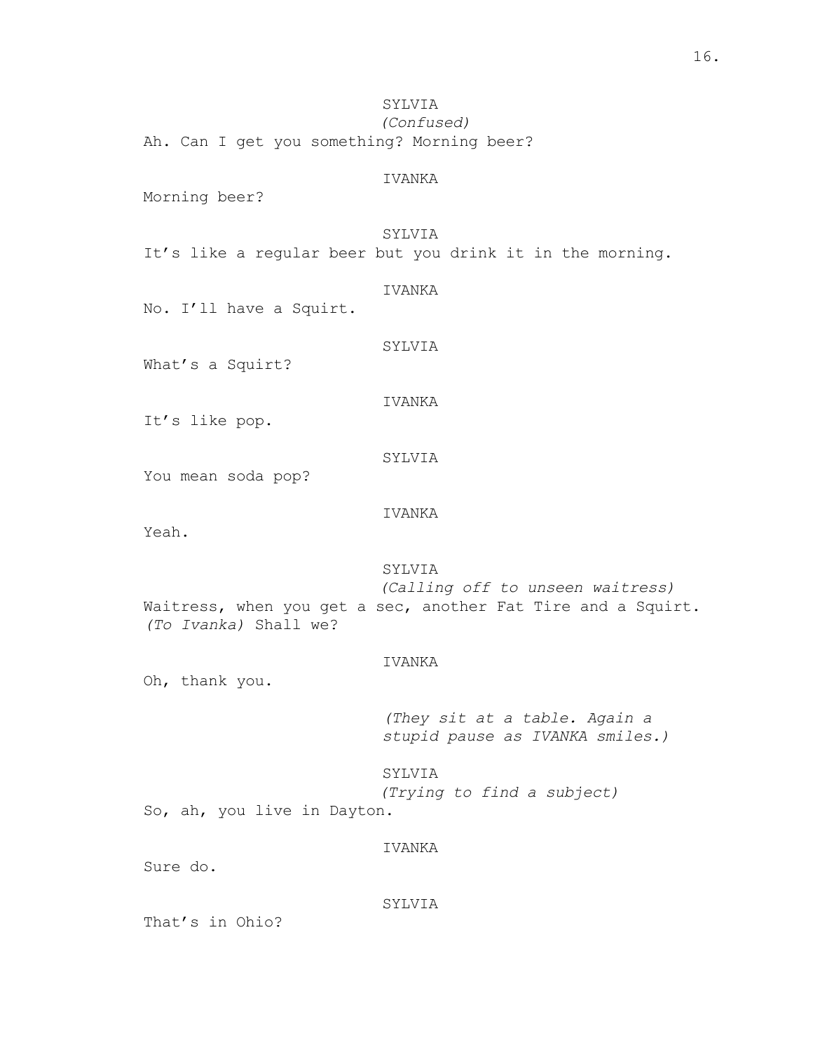SYLVIA
*(Confused)*
Ah. Can I get you something? Morning beer?

IVANKA
Morning beer?

SYLVIA
It's like a regular beer but you drink it in the morning.

IVANKA
No. I'll have a Squirt.

SYLVIA
What's a Squirt?

IVANKA
It's like pop.

SYLVIA
You mean soda pop?

IVANKA
Yeah.

SYLVIA
*(Calling off to unseen waitress)*
Waitress, when you get a sec, another Fat Tire and a Squirt. *(To Ivanka)* Shall we?

IVANKA
Oh, thank you.

*(They sit at a table. Again a stupid pause as IVANKA smiles.)*

SYLVIA
*(Trying to find a subject)*
So, ah, you live in Dayton.

IVANKA
Sure do.

SYLVIA
That's in Ohio?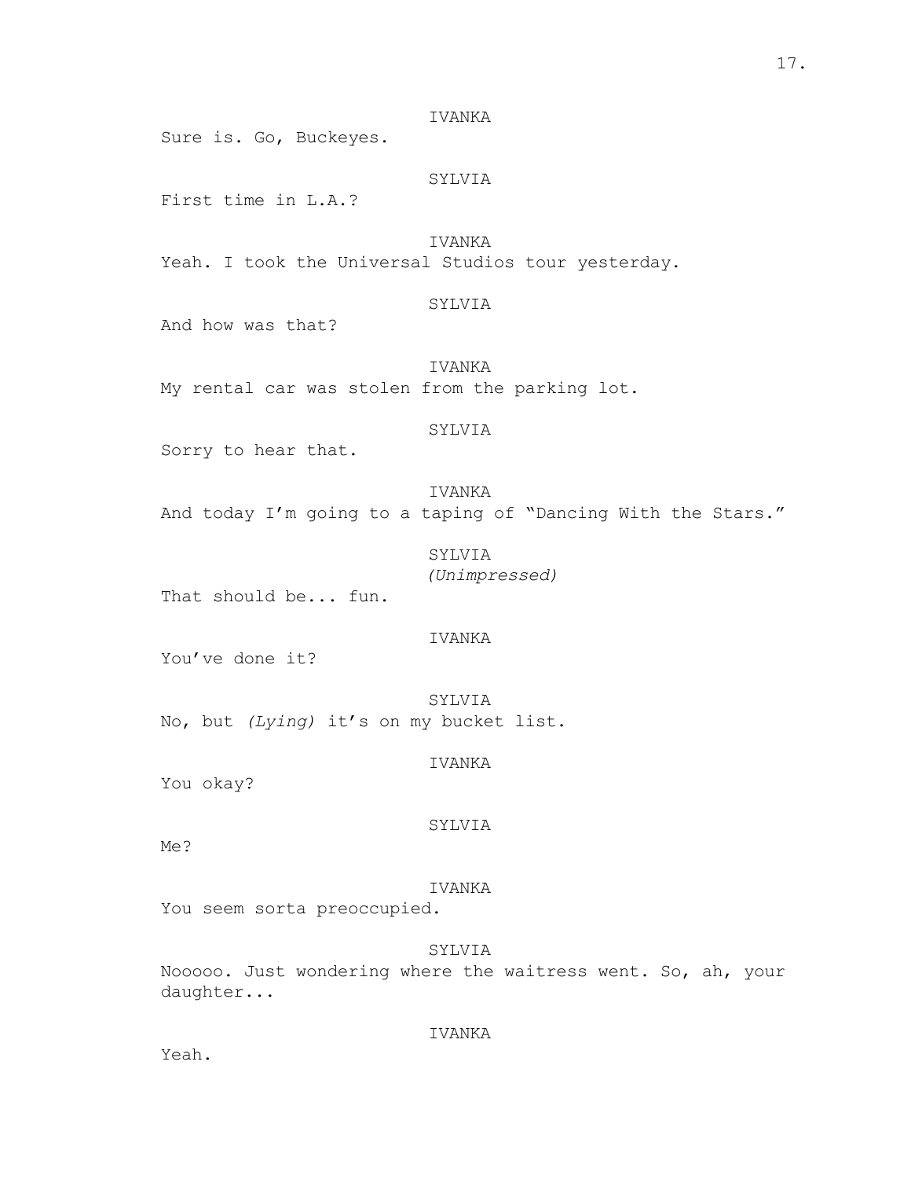IVANKA

Sure is. Go, Buckeyes.

SYLVIA

First time in L.A.?

IVANKA

Yeah. I took the Universal Studios tour yesterday.

SYLVIA

And how was that?

IVANKA

My rental car was stolen from the parking lot.

SYLVIA

Sorry to hear that.

IVANKA

And today I'm going to a taping of "Dancing With the Stars."

SYLVIA

*(Unimpressed)*

That should be... fun.

IVANKA

You've done it?

SYLVIA

No, but *(Lying)* it's on my bucket list.

IVANKA

You okay?

SYLVIA

Me?

IVANKA

You seem sorta preoccupied.

SYLVIA

Nooooo. Just wondering where the waitress went. So, ah, your daughter...

IVANKA

Yeah.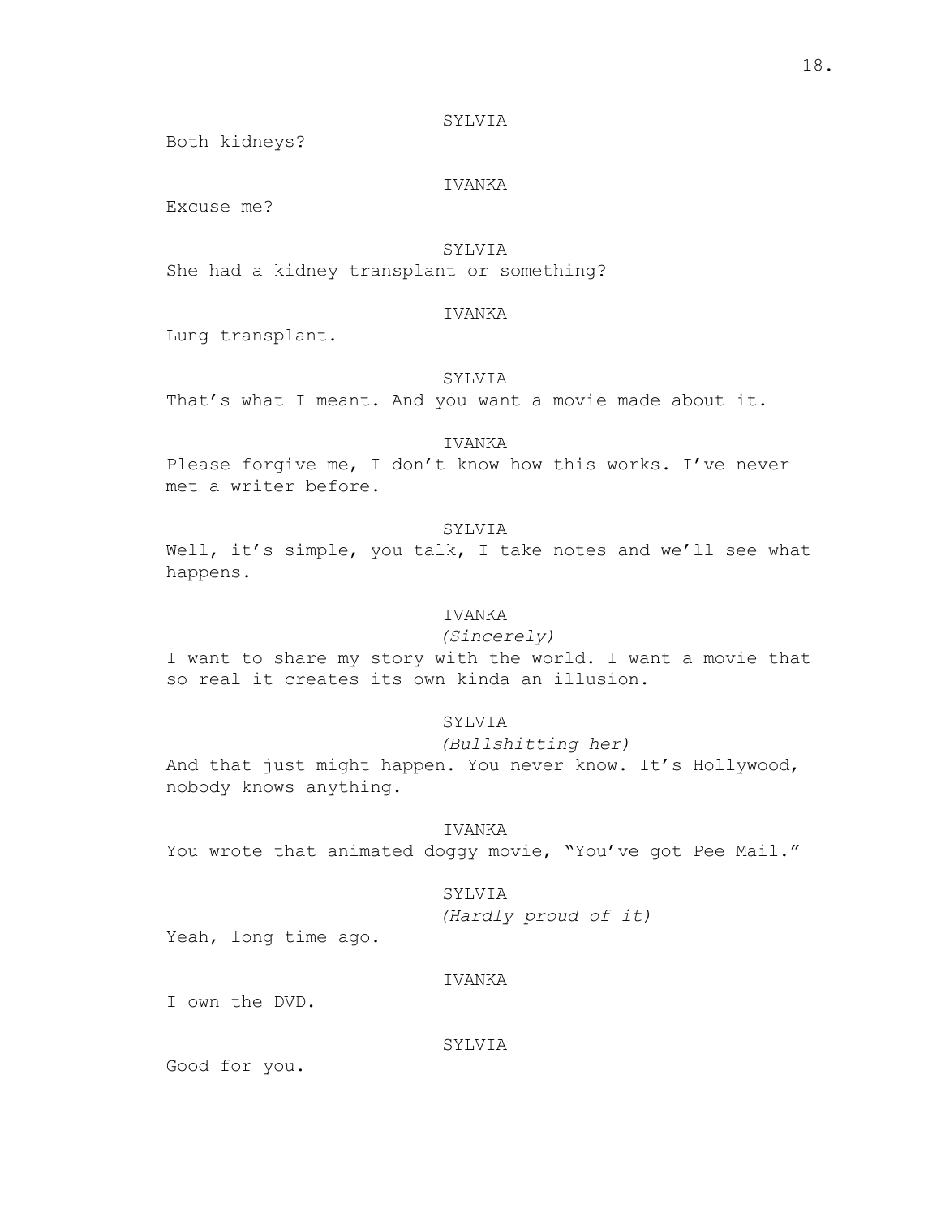SYLVIA

Both kidneys?

IVANKA

Excuse me?

SYLVIA

She had a kidney transplant or something?

IVANKA

Lung transplant.

SYLVIA

That's what I meant. And you want a movie made about it.

IVANKA

Please forgive me, I don't know how this works. I've never met a writer before.

SYLVIA

Well, it's simple, you talk, I take notes and we'll see what happens.

IVANKA

*(Sincerely)*

I want to share my story with the world. I want a movie that so real it creates its own kinda an illusion.

SYLVIA

*(Bullshitting her)*

And that just might happen. You never know. It's Hollywood, nobody knows anything.

IVANKA

You wrote that animated doggy movie, "You've got Pee Mail."

SYLVIA

*(Hardly proud of it)*

Yeah, long time ago.

IVANKA

I own the DVD.

SYLVIA

Good for you.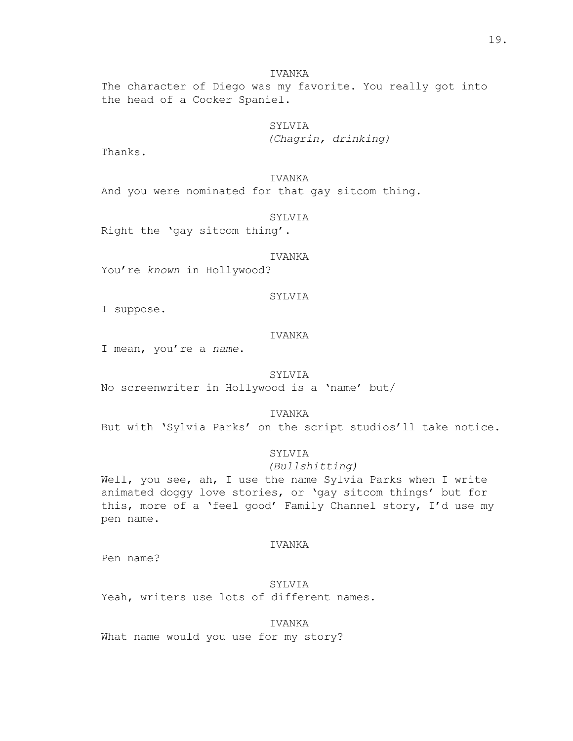IVANKA

The character of Diego was my favorite. You really got into the head of a Cocker Spaniel.

SYLVIA

*(Chagrin, drinking)*

Thanks.

IVANKA

And you were nominated for that gay sitcom thing.

SYLVIA

Right the 'gay sitcom thing'.

IVANKA

You're *known* in Hollywood?

SYLVIA

I suppose.

IVANKA

I mean, you're a *name*.

SYLVIA

No screenwriter in Hollywood is a 'name' but/

IVANKA

But with 'Sylvia Parks' on the script studios'll take notice.

SYLVIA

*(Bullshitting)*

Well, you see, ah, I use the name Sylvia Parks when I write animated doggy love stories, or 'gay sitcom things' but for this, more of a 'feel good' Family Channel story, I'd use my pen name.

IVANKA

Pen name?

SYLVIA

Yeah, writers use lots of different names.

IVANKA

What name would you use for my story?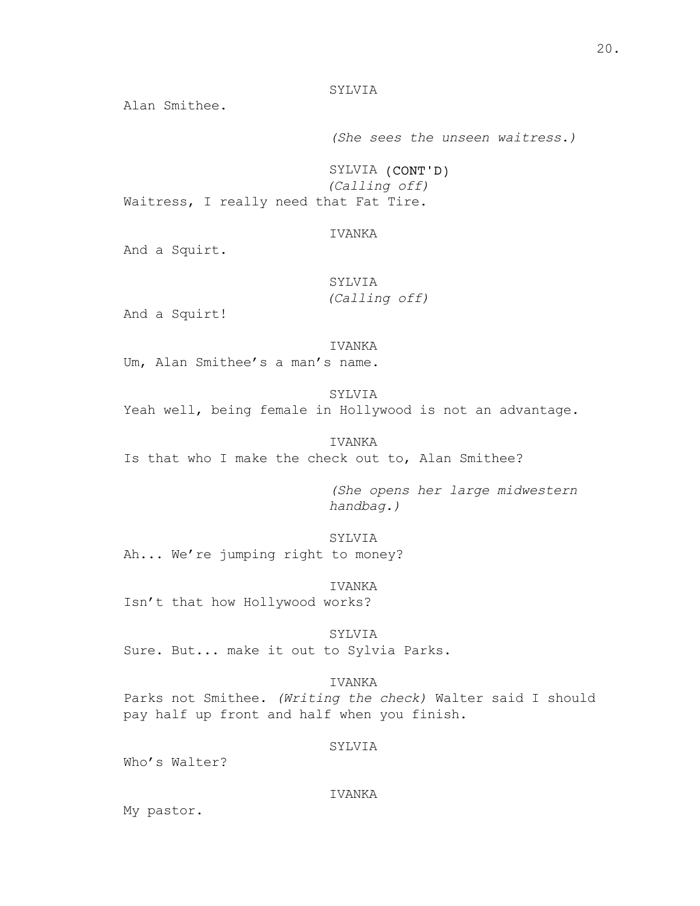SYLVIA

Alan Smithee.

*(She sees the unseen waitress.)*

SYLVIA (CONT'D)
*(Calling off)*

Waitress, I really need that Fat Tire.

IVANKA

And a Squirt.

SYLVIA
*(Calling off)*

And a Squirt!

IVANKA

Um, Alan Smithee's a man's name.

SYLVIA

Yeah well, being female in Hollywood is not an advantage.

IVANKA

Is that who I make the check out to, Alan Smithee?

*(She opens her large midwestern handbag.)*

SYLVIA

Ah... We're jumping right to money?

IVANKA

Isn't that how Hollywood works?

SYLVIA

Sure. But... make it out to Sylvia Parks.

IVANKA

Parks not Smithee. *(Writing the check)* Walter said I should pay half up front and half when you finish.

SYLVIA

Who's Walter?

IVANKA

My pastor.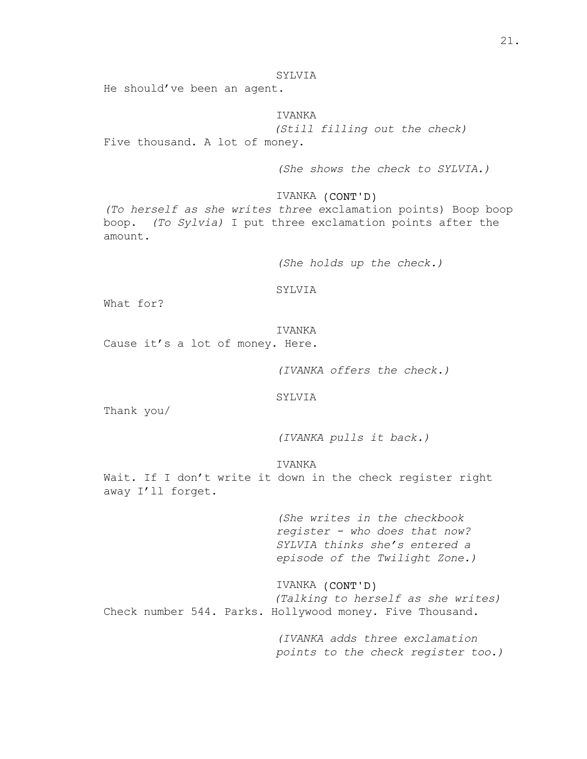SYLVIA

He should've been an agent.

IVANKA

*(Still filling out the check)*

Five thousand. A lot of money.

*(She shows the check to SYLVIA.)*

IVANKA (CONT'D)

*(To herself as she writes three* exclamation points) Boop boop boop. *(To Sylvia)* I put three exclamation points after the amount.

*(She holds up the check.)*

SYLVIA

What for?

IVANKA

Cause it's a lot of money. Here.

*(IVANKA offers the check.)*

SYLVIA

Thank you/

*(IVANKA pulls it back.)*

IVANKA

Wait. If I don't write it down in the check register right away I'll forget.

*(She writes in the checkbook register - who does that now? SYLVIA thinks she's entered a episode of the Twilight Zone.)*

IVANKA (CONT'D)

*(Talking to herself as she writes)*

Check number 544. Parks. Hollywood money. Five Thousand.

*(IVANKA adds three exclamation points to the check register too.)*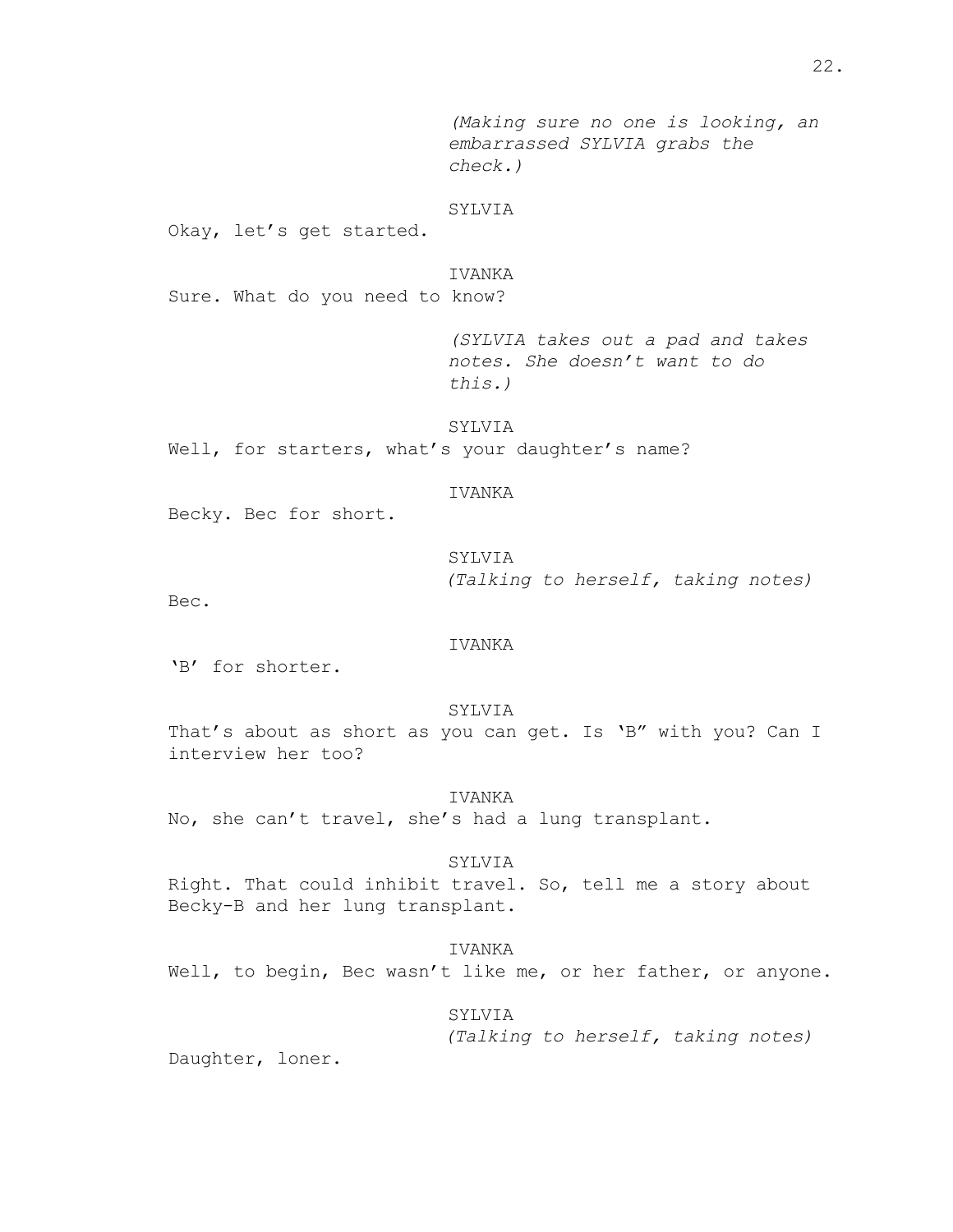*(Making sure no one is looking, an embarrassed SYLVIA grabs the check.)*

SYLVIA

Okay, let's get started.

IVANKA

Sure. What do you need to know?

*(SYLVIA takes out a pad and takes notes. She doesn't want to do this.)*

SYLVIA

Well, for starters, what's your daughter's name?

IVANKA

Becky. Bec for short.

SYLVIA

*(Talking to herself, taking notes)*

Bec.

IVANKA

'B' for shorter.

SYLVIA

That's about as short as you can get. Is 'B" with you? Can I interview her too?

IVANKA

No, she can't travel, she's had a lung transplant.

SYLVIA

Right. That could inhibit travel. So, tell me a story about Becky-B and her lung transplant.

IVANKA

Well, to begin, Bec wasn't like me, or her father, or anyone.

SYLVIA

*(Talking to herself, taking notes)*

Daughter, loner.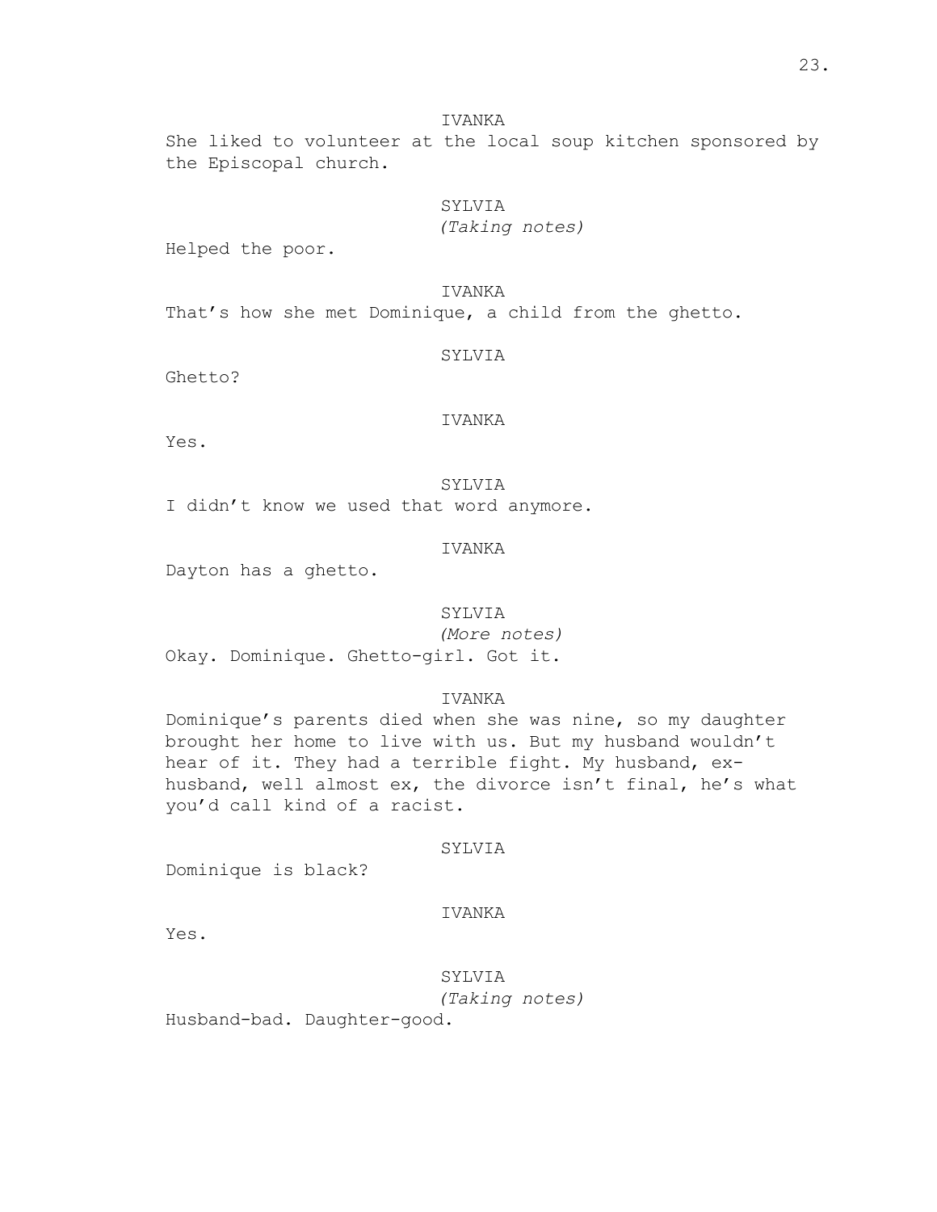IVANKA

She liked to volunteer at the local soup kitchen sponsored by the Episcopal church.

SYLVIA

*(Taking notes)*

Helped the poor.

IVANKA

That's how she met Dominique, a child from the ghetto.

SYLVIA

Ghetto?

IVANKA

Yes.

SYLVIA

I didn't know we used that word anymore.

IVANKA

Dayton has a ghetto.

SYLVIA

*(More notes)*

Okay. Dominique. Ghetto-girl. Got it.

IVANKA

Dominique's parents died when she was nine, so my daughter brought her home to live with us. But my husband wouldn't hear of it. They had a terrible fight. My husband, ex-husband, well almost ex, the divorce isn't final, he's what you'd call kind of a racist.

SYLVIA

Dominique is black?

IVANKA

Yes.

SYLVIA

*(Taking notes)*

Husband-bad. Daughter-good.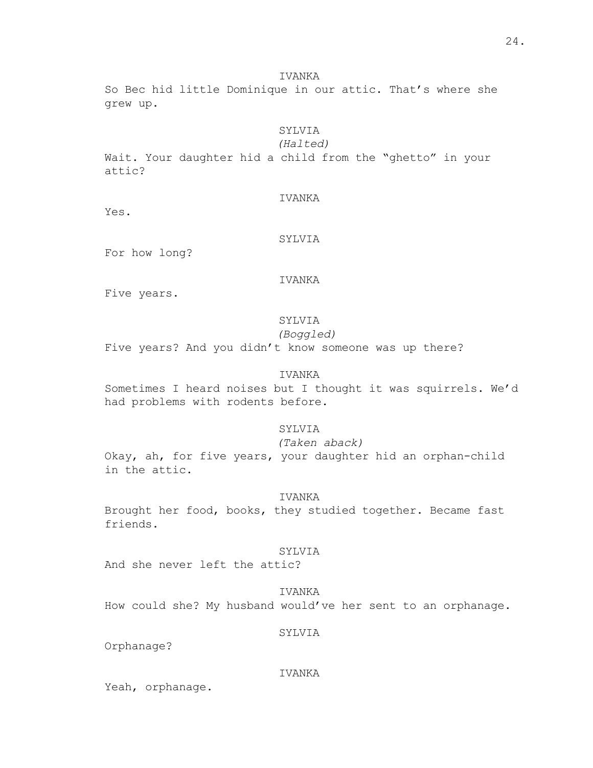IVANKA

So Bec hid little Dominique in our attic. That's where she grew up.

SYLVIA

*(Halted)*

Wait. Your daughter hid a child from the "ghetto" in your attic?

IVANKA

Yes.

SYLVIA

For how long?

IVANKA

Five years.

SYLVIA

*(Boggled)*

Five years? And you didn't know someone was up there?

IVANKA

Sometimes I heard noises but I thought it was squirrels. We'd had problems with rodents before.

SYLVIA

*(Taken aback)*

Okay, ah, for five years, your daughter hid an orphan-child in the attic.

IVANKA

Brought her food, books, they studied together. Became fast friends.

SYLVIA

And she never left the attic?

IVANKA

How could she? My husband would've her sent to an orphanage.

SYLVIA

Orphanage?

IVANKA

Yeah, orphanage.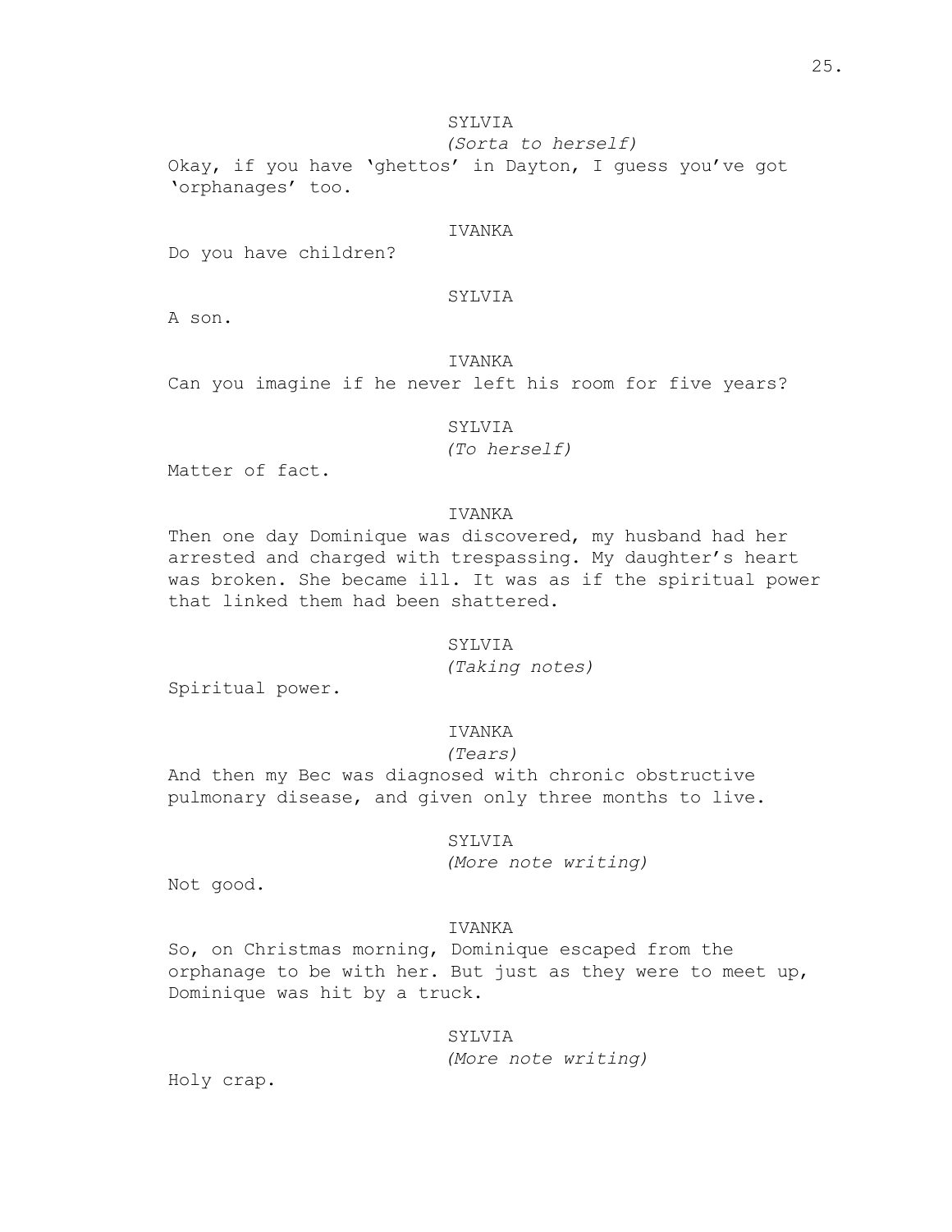SYLVIA

*(Sorta to herself)*

Okay, if you have 'ghettos' in Dayton, I guess you've got 'orphanages' too.

IVANKA

Do you have children?

SYLVIA

A son.

IVANKA

Can you imagine if he never left his room for five years?

SYLVIA

*(To herself)*

Matter of fact.

IVANKA

Then one day Dominique was discovered, my husband had her arrested and charged with trespassing. My daughter's heart was broken. She became ill. It was as if the spiritual power that linked them had been shattered.

SYLVIA

*(Taking notes)*

Spiritual power.

IVANKA

*(Tears)*

And then my Bec was diagnosed with chronic obstructive pulmonary disease, and given only three months to live.

SYLVIA

*(More note writing)*

Not good.

IVANKA

So, on Christmas morning, Dominique escaped from the orphanage to be with her. But just as they were to meet up, Dominique was hit by a truck.

SYLVIA

*(More note writing)*

Holy crap.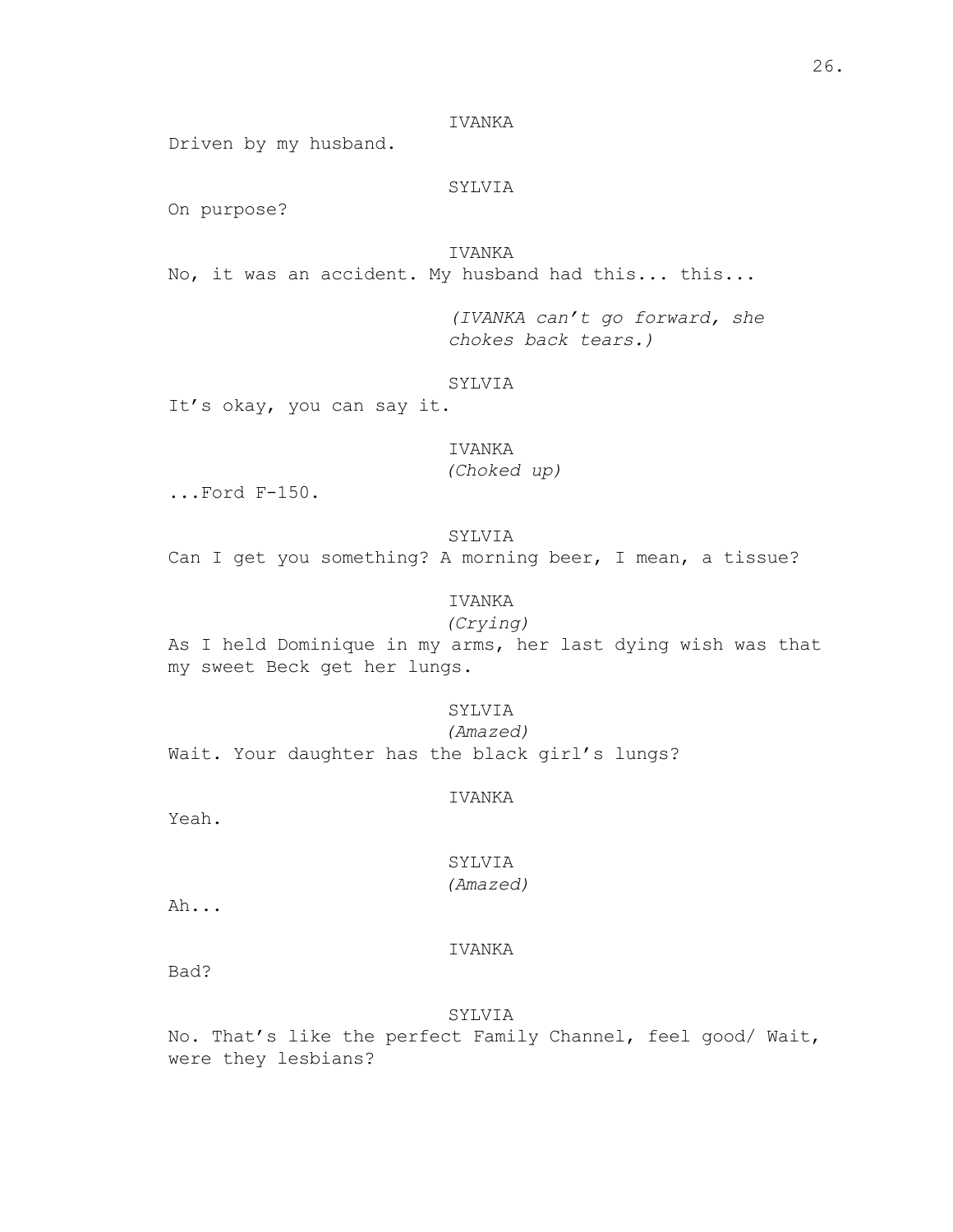IVANKA

Driven by my husband.

SYLVIA

On purpose?

IVANKA

No, it was an accident. My husband had this... this...

*(IVANKA can't go forward, she chokes back tears.)*

SYLVIA

It's okay, you can say it.

IVANKA

*(Choked up)*

...Ford F-150.

SYLVIA

Can I get you something? A morning beer, I mean, a tissue?

IVANKA

*(Crying)*

As I held Dominique in my arms, her last dying wish was that my sweet Beck get her lungs.

SYLVIA

*(Amazed)*

Wait. Your daughter has the black girl's lungs?

IVANKA

Yeah.

SYLVIA

*(Amazed)*

Ah...

IVANKA

Bad?

SYLVIA

No. That's like the perfect Family Channel, feel good/ Wait, were they lesbians?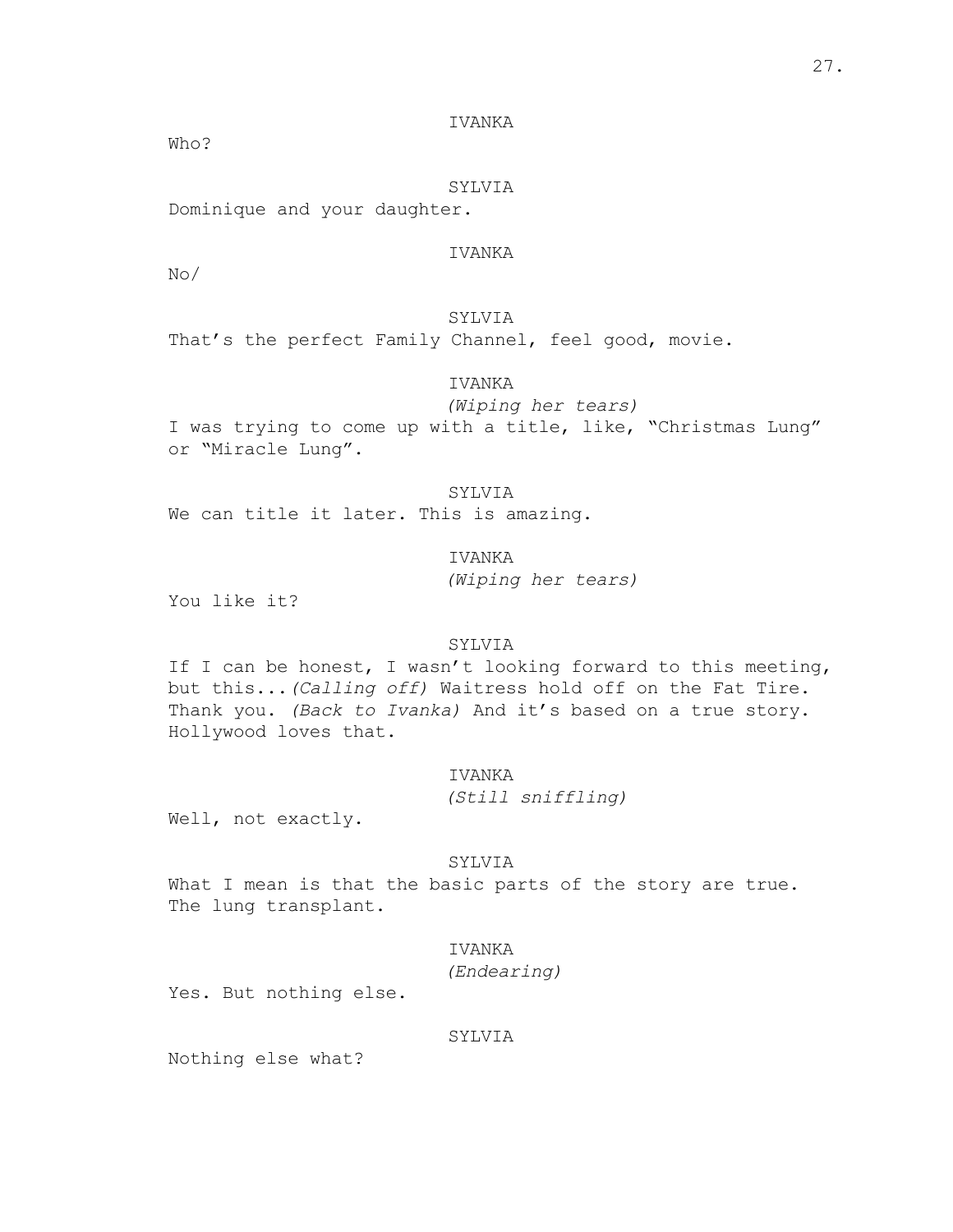IVANKA

Who?

SYLVIA

Dominique and your daughter.

IVANKA

No/

SYLVIA

That's the perfect Family Channel, feel good, movie.

IVANKA

*(Wiping her tears)*

I was trying to come up with a title, like, "Christmas Lung" or "Miracle Lung".

SYLVIA

We can title it later. This is amazing.

IVANKA

*(Wiping her tears)*

You like it?

SYLVIA

If I can be honest, I wasn't looking forward to this meeting, but this...*(Calling off)* Waitress hold off on the Fat Tire. Thank you. *(Back to Ivanka)* And it's based on a true story. Hollywood loves that.

IVANKA

*(Still sniffling)*

Well, not exactly.

SYLVIA

What I mean is that the basic parts of the story are true. The lung transplant.

IVANKA

*(Endearing)*

Yes. But nothing else.

SYLVIA

Nothing else what?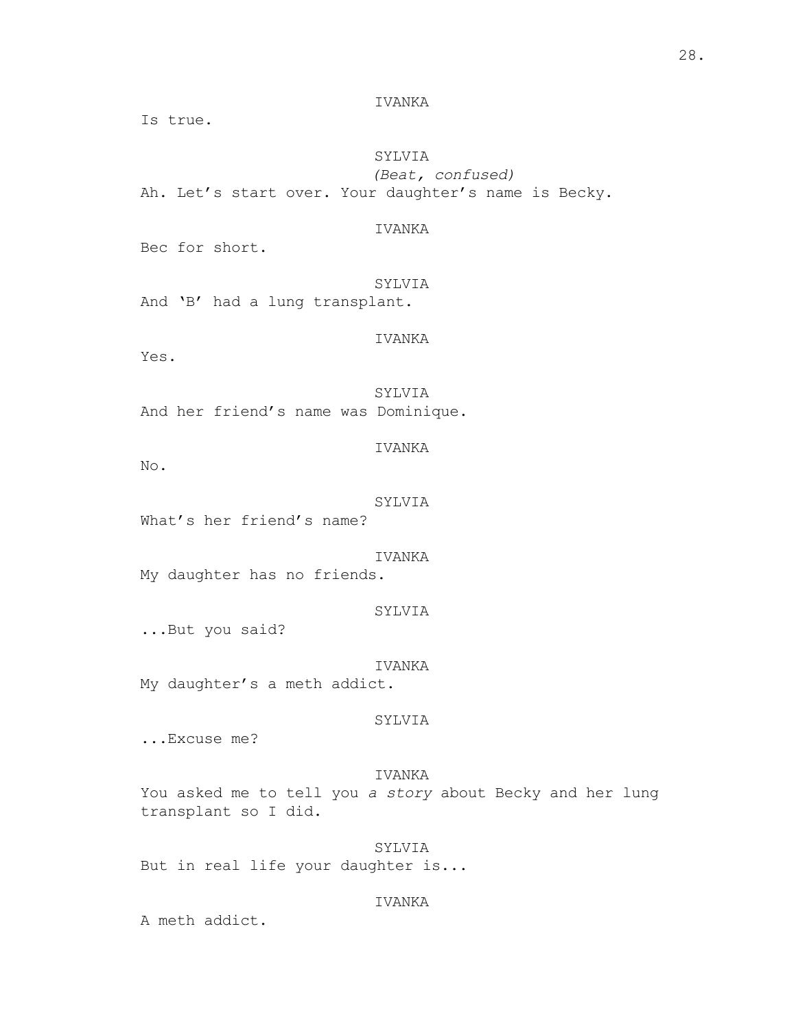IVANKA

Is true.

SYLVIA

*(Beat, confused)*

Ah. Let's start over. Your daughter's name is Becky.

IVANKA

Bec for short.

SYLVIA

And 'B' had a lung transplant.

IVANKA

Yes.

SYLVIA

And her friend's name was Dominique.

IVANKA

No.

SYLVIA

What's her friend's name?

IVANKA

My daughter has no friends.

SYLVIA

...But you said?

IVANKA

My daughter's a meth addict.

SYLVIA

...Excuse me?

IVANKA

You asked me to tell you *a story* about Becky and her lung transplant so I did.

SYLVIA

But in real life your daughter is...

IVANKA

A meth addict.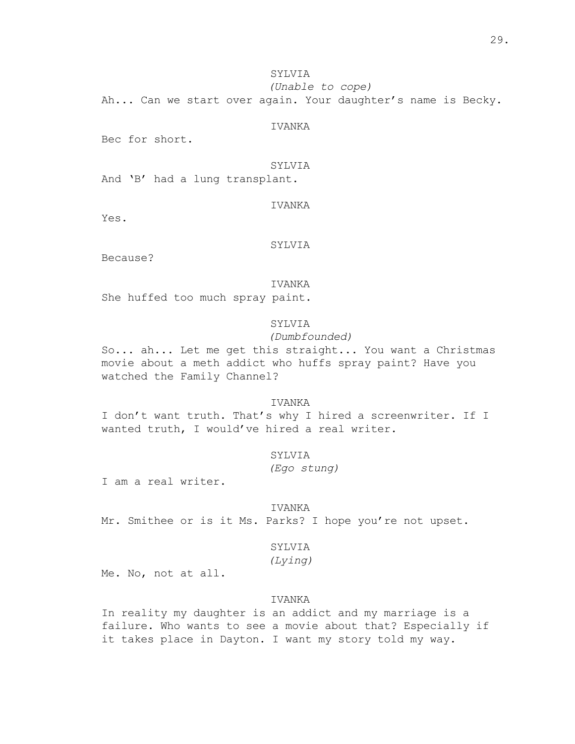SYLVIA
*(Unable to cope)*
Ah... Can we start over again. Your daughter's name is Becky.

IVANKA
Bec for short.

SYLVIA
And 'B' had a lung transplant.

IVANKA
Yes.

SYLVIA
Because?

IVANKA
She huffed too much spray paint.

SYLVIA
*(Dumbfounded)*
So... ah... Let me get this straight... You want a Christmas movie about a meth addict who huffs spray paint? Have you watched the Family Channel?

IVANKA
I don't want truth. That's why I hired a screenwriter. If I wanted truth, I would've hired a real writer.

SYLVIA
*(Ego stung)*
I am a real writer.

IVANKA
Mr. Smithee or is it Ms. Parks? I hope you're not upset.

SYLVIA
*(Lying)*
Me. No, not at all.

IVANKA
In reality my daughter is an addict and my marriage is a failure. Who wants to see a movie about that? Especially if it takes place in Dayton. I want my story told my way.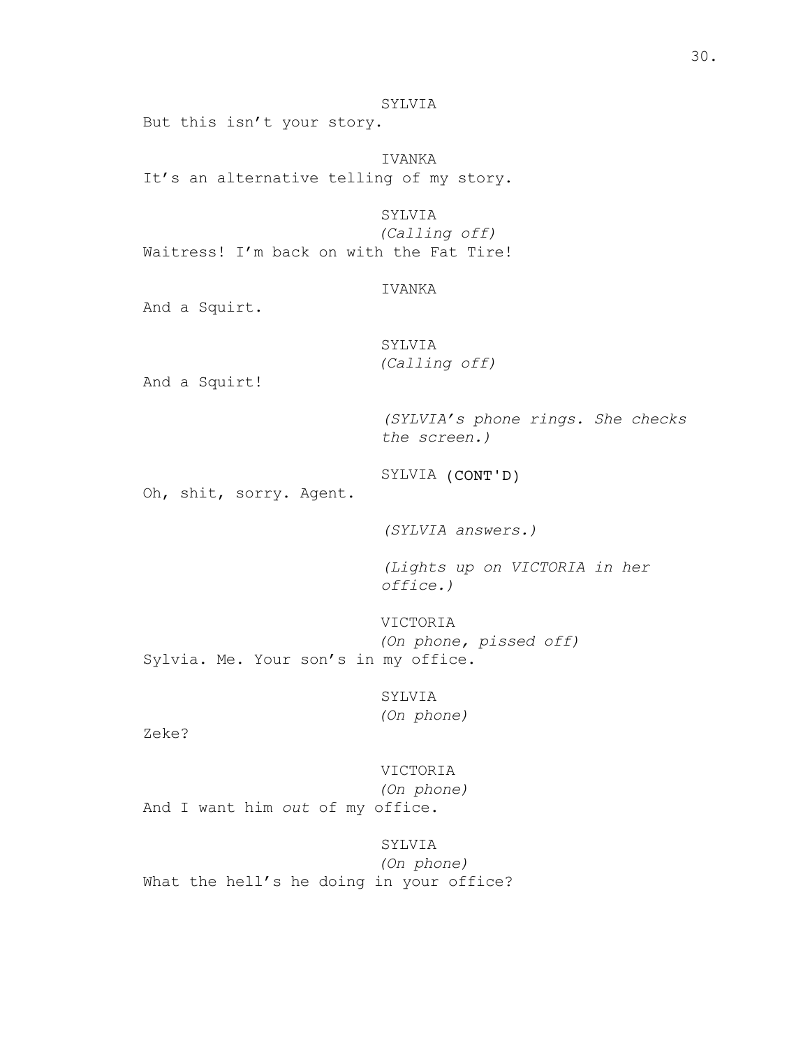SYLVIA

But this isn't your story.

IVANKA

It's an alternative telling of my story.

SYLVIA

*(Calling off)*

Waitress! I'm back on with the Fat Tire!

IVANKA

And a Squirt.

SYLVIA

*(Calling off)*

And a Squirt!

*(SYLVIA's phone rings. She checks the screen.)*

SYLVIA (CONT'D)

Oh, shit, sorry. Agent.

*(SYLVIA answers.)*

*(Lights up on VICTORIA in her office.)*

VICTORIA

*(On phone, pissed off)*

Sylvia. Me. Your son's in my office.

SYLVIA

*(On phone)*

Zeke?

VICTORIA

*(On phone)*

And I want him *out* of my office.

SYLVIA

*(On phone)*

What the hell's he doing in your office?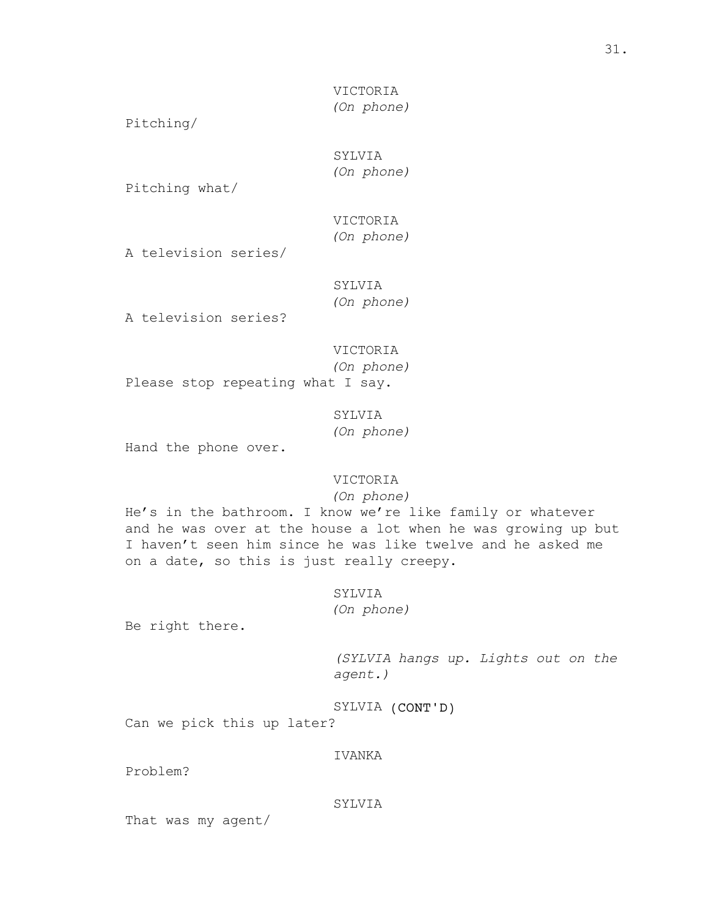VICTORIA
*(On phone)*

Pitching/

SYLVIA
*(On phone)*

Pitching what/

VICTORIA
*(On phone)*

A television series/

SYLVIA
*(On phone)*

A television series?

VICTORIA
*(On phone)*

Please stop repeating what I say.

SYLVIA
*(On phone)*

Hand the phone over.

VICTORIA
*(On phone)*

He's in the bathroom. I know we're like family or whatever and he was over at the house a lot when he was growing up but I haven't seen him since he was like twelve and he asked me on a date, so this is just really creepy.

SYLVIA
*(On phone)*

Be right there.

*(SYLVIA hangs up. Lights out on the agent.)*

SYLVIA (CONT'D)

Can we pick this up later?

IVANKA

Problem?

SYLVIA

That was my agent/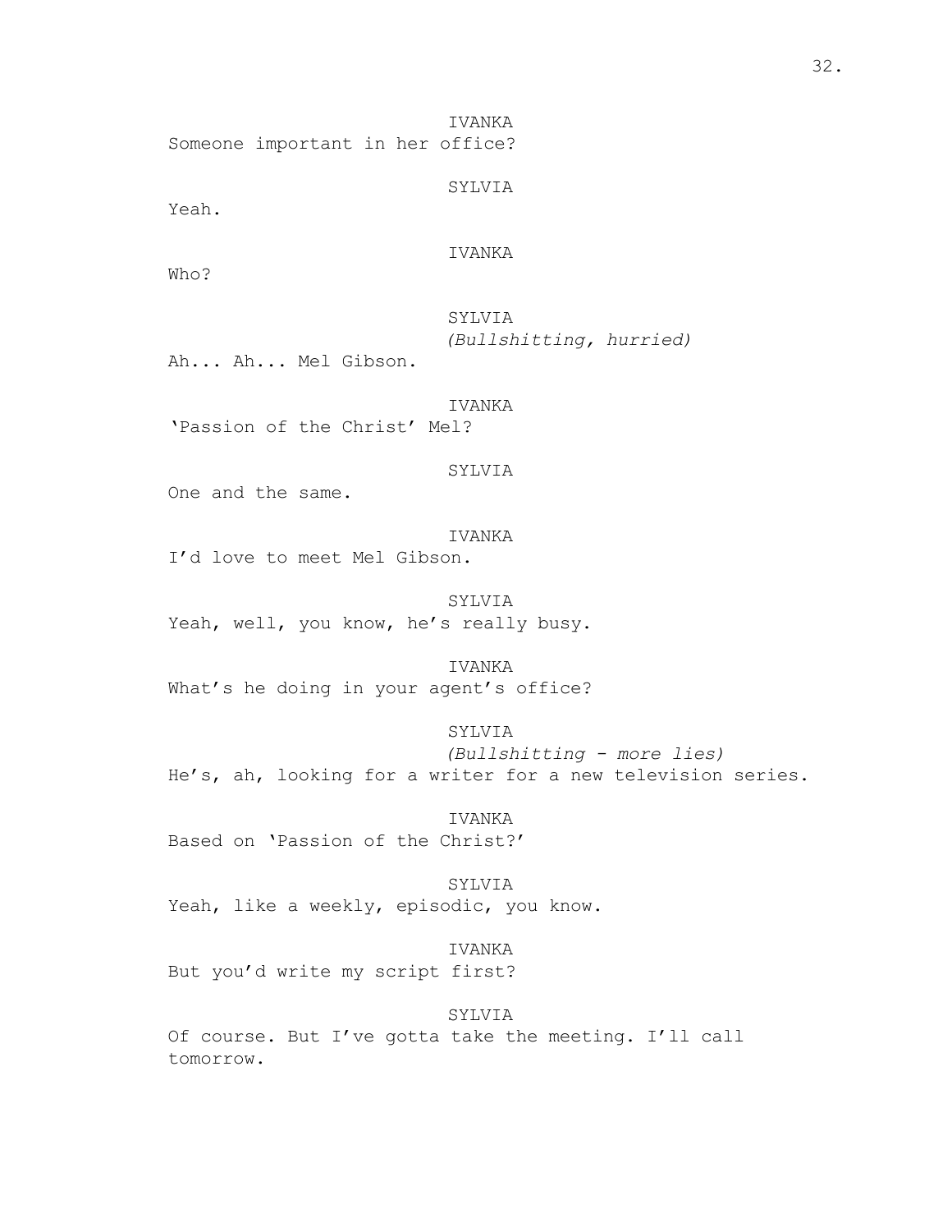IVANKA
Someone important in her office?

SYLVIA
Yeah.

IVANKA
Who?

SYLVIA
*(Bullshitting, hurried)*
Ah... Ah... Mel Gibson.

IVANKA
'Passion of the Christ' Mel?

SYLVIA
One and the same.

IVANKA
I'd love to meet Mel Gibson.

SYLVIA
Yeah, well, you know, he's really busy.

IVANKA
What's he doing in your agent's office?

SYLVIA
*(Bullshitting - more lies)*
He's, ah, looking for a writer for a new television series.

IVANKA
Based on 'Passion of the Christ?'

SYLVIA
Yeah, like a weekly, episodic, you know.

IVANKA
But you'd write my script first?

SYLVIA
Of course. But I've gotta take the meeting. I'll call tomorrow.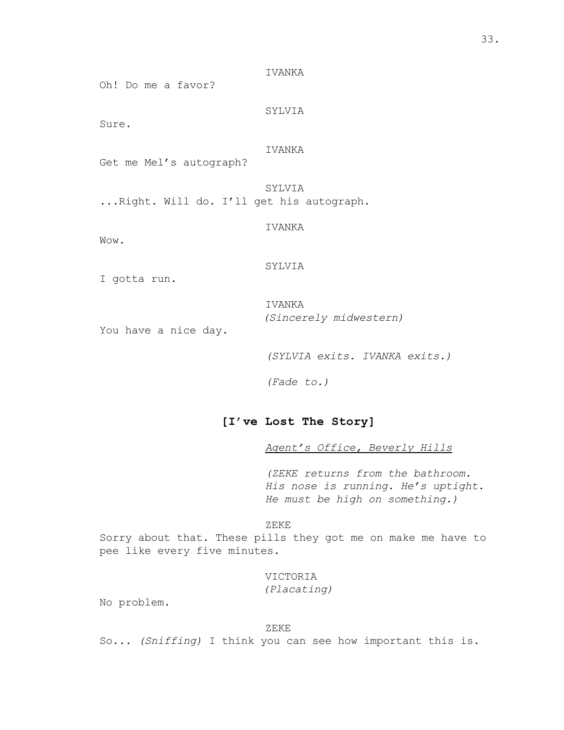IVANKA

Oh! Do me a favor?

SYLVIA

Sure.

IVANKA

Get me Mel's autograph?

SYLVIA

...Right. Will do. I'll get his autograph.

IVANKA

Wow.

SYLVIA

I gotta run.

IVANKA
*(Sincerely midwestern)*

You have a nice day.

*(SYLVIA exits. IVANKA exits.)*

*(Fade to.)*

## [I've Lost The Story]

*Agent's Office, Beverly Hills*

*(ZEKE returns from the bathroom. His nose is running. He's uptight. He must be high on something.)*

ZEKE

Sorry about that. These pills they got me on make me have to pee like every five minutes.

VICTORIA
*(Placating)*

No problem.

ZEKE

So... *(Sniffing)* I think you can see how important this is.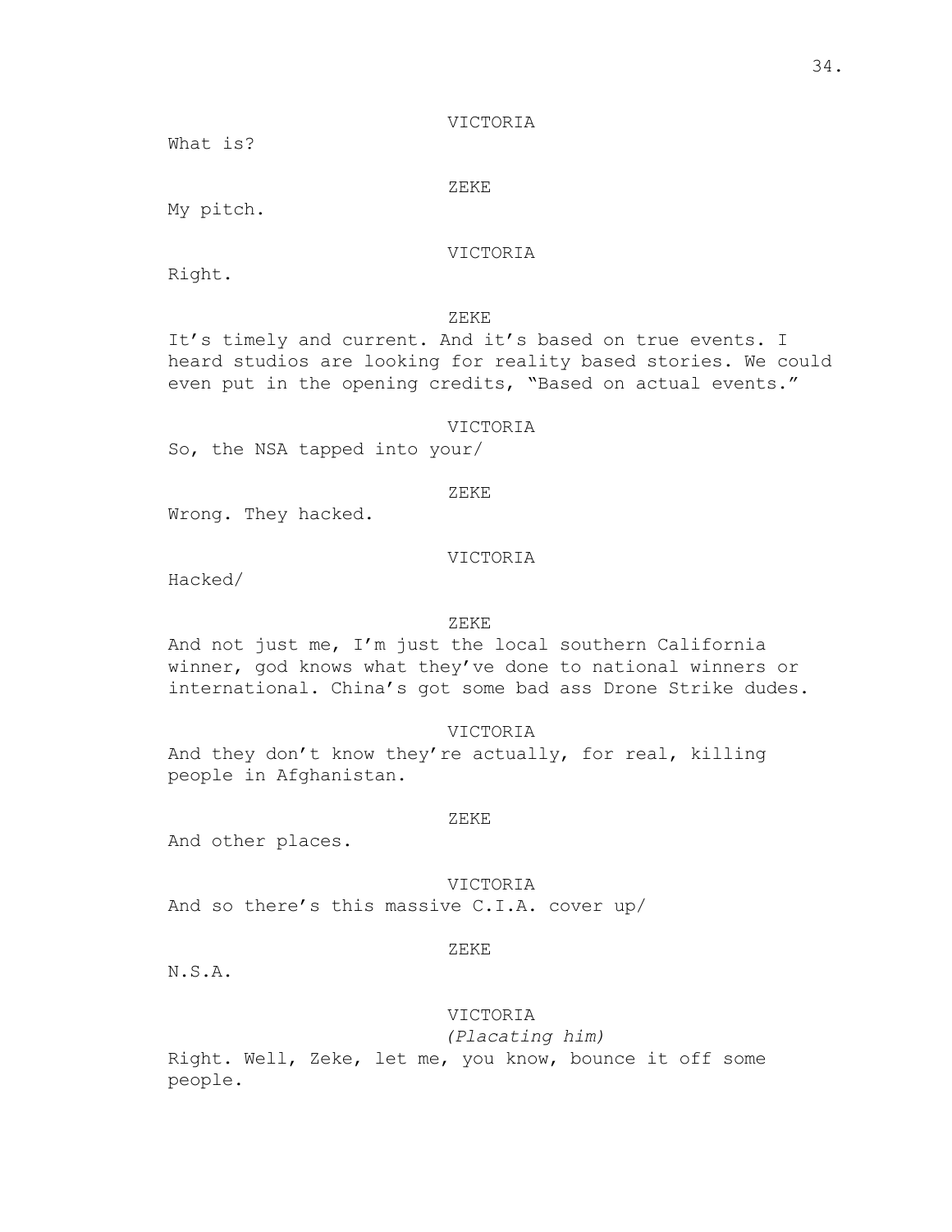VICTORIA

What is?

ZEKE

My pitch.

VICTORIA

Right.

ZEKE

It's timely and current. And it's based on true events. I heard studios are looking for reality based stories. We could even put in the opening credits, "Based on actual events."

VICTORIA

So, the NSA tapped into your/

ZEKE

Wrong. They hacked.

VICTORIA

Hacked/

ZEKE

And not just me, I'm just the local southern California winner, god knows what they've done to national winners or international. China's got some bad ass Drone Strike dudes.

VICTORIA

And they don't know they're actually, for real, killing people in Afghanistan.

ZEKE

And other places.

VICTORIA

And so there's this massive C.I.A. cover up/

ZEKE

N.S.A.

VICTORIA

*(Placating him)*

Right. Well, Zeke, let me, you know, bounce it off some people.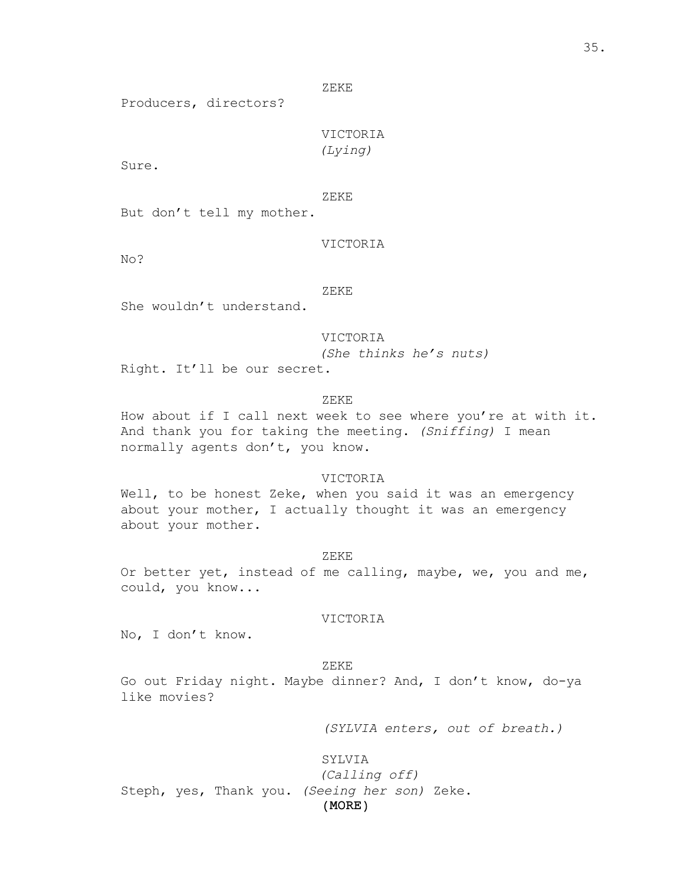ZEKE

Producers, directors?

VICTORIA

*(Lying)*

Sure.

ZEKE

But don't tell my mother.

VICTORIA

No?

ZEKE

She wouldn't understand.

VICTORIA

*(She thinks he's nuts)*

Right. It'll be our secret.

ZEKE

How about if I call next week to see where you're at with it. And thank you for taking the meeting. *(Sniffing)* I mean normally agents don't, you know.

VICTORIA

Well, to be honest Zeke, when you said it was an emergency about your mother, I actually thought it was an emergency about your mother.

ZEKE

Or better yet, instead of me calling, maybe, we, you and me, could, you know...

VICTORIA

No, I don't know.

ZEKE

Go out Friday night. Maybe dinner? And, I don't know, do-ya like movies?

*(SYLVIA enters, out of breath.)*

SYLVIA

*(Calling off)*

Steph, yes, Thank you. *(Seeing her son)* Zeke.

(MORE)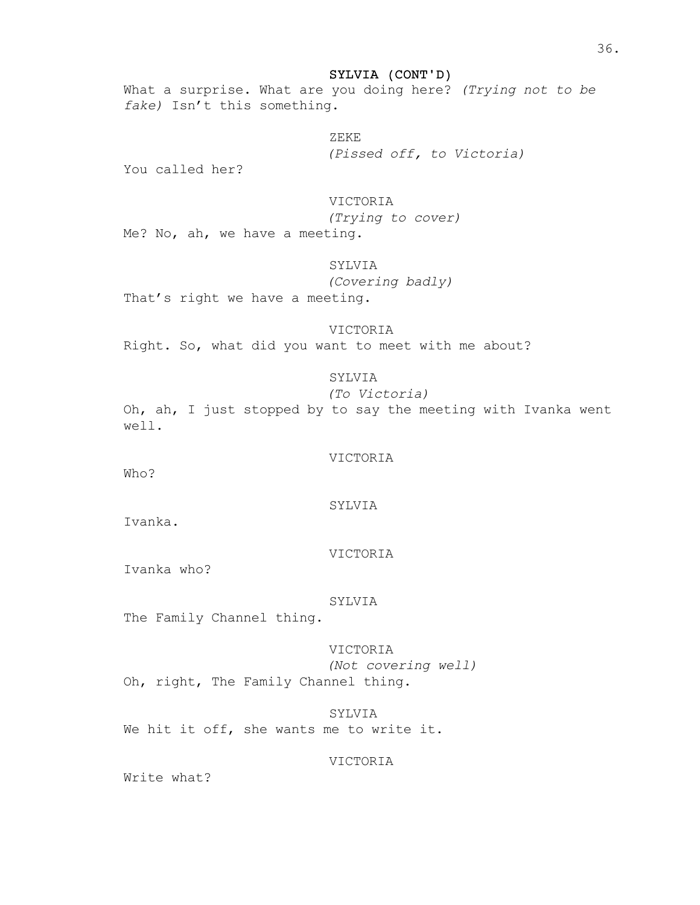**SYLVIA (CONT'D)**

What a surprise. What are you doing here? *(Trying not to be fake)* Isn't this something.

ZEKE

*(Pissed off, to Victoria)*

You called her?

VICTORIA

*(Trying to cover)*

Me? No, ah, we have a meeting.

SYLVIA

*(Covering badly)*

That's right we have a meeting.

VICTORIA

Right. So, what did you want to meet with me about?

SYLVIA

*(To Victoria)*

Oh, ah, I just stopped by to say the meeting with Ivanka went well.

VICTORIA

Who?

SYLVIA

Ivanka.

VICTORIA

Ivanka who?

SYLVIA

The Family Channel thing.

VICTORIA

*(Not covering well)*

Oh, right, The Family Channel thing.

SYLVIA

We hit it off, she wants me to write it.

VICTORIA

Write what?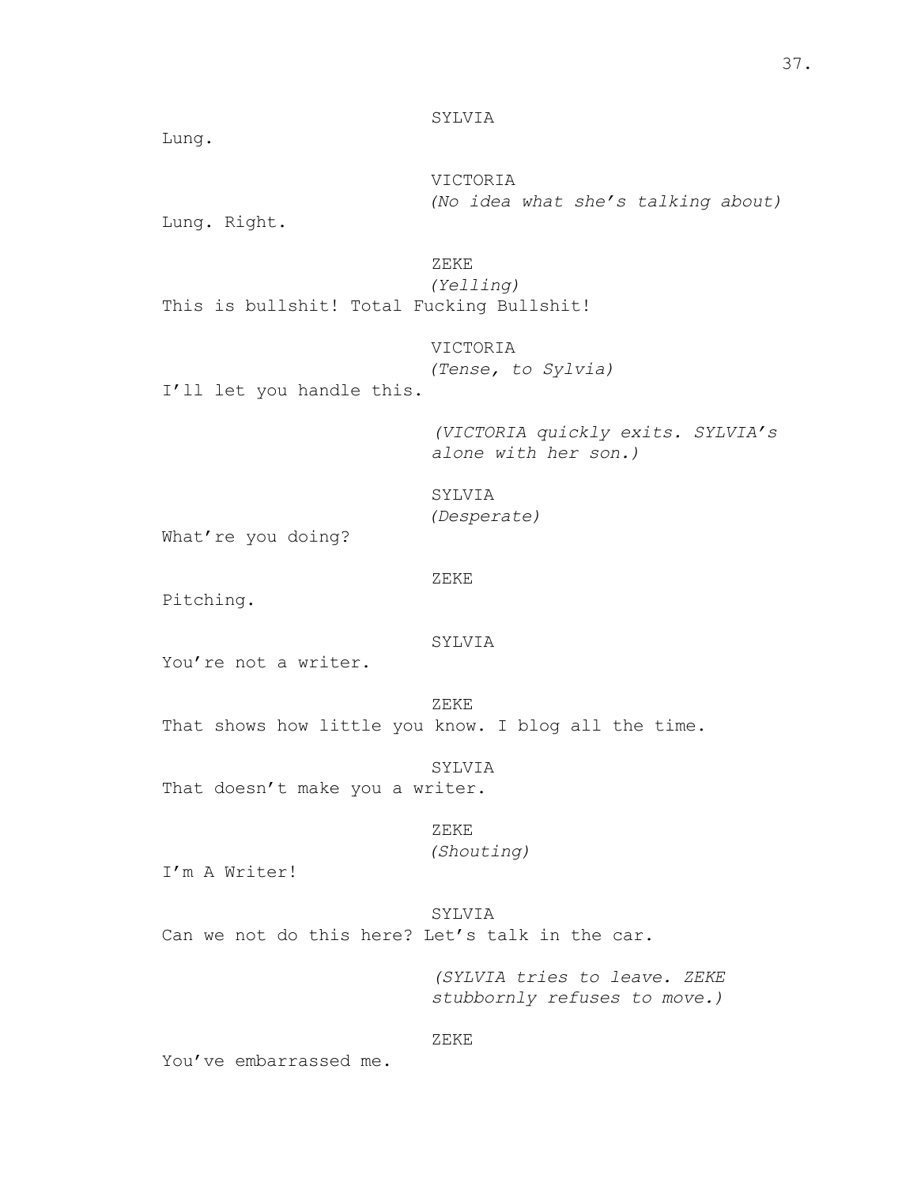SYLVIA

Lung.

VICTORIA

*(No idea what she's talking about)*

Lung. Right.

ZEKE

*(Yelling)*

This is bullshit! Total Fucking Bullshit!

VICTORIA

*(Tense, to Sylvia)*

I'll let you handle this.

*(VICTORIA quickly exits. SYLVIA's alone with her son.)*

SYLVIA

*(Desperate)*

What're you doing?

ZEKE

Pitching.

SYLVIA

You're not a writer.

ZEKE

That shows how little you know. I blog all the time.

SYLVIA

That doesn't make you a writer.

ZEKE

*(Shouting)*

I'm A Writer!

SYLVIA

Can we not do this here? Let's talk in the car.

*(SYLVIA tries to leave. ZEKE stubbornly refuses to move.)*

ZEKE

You've embarrassed me.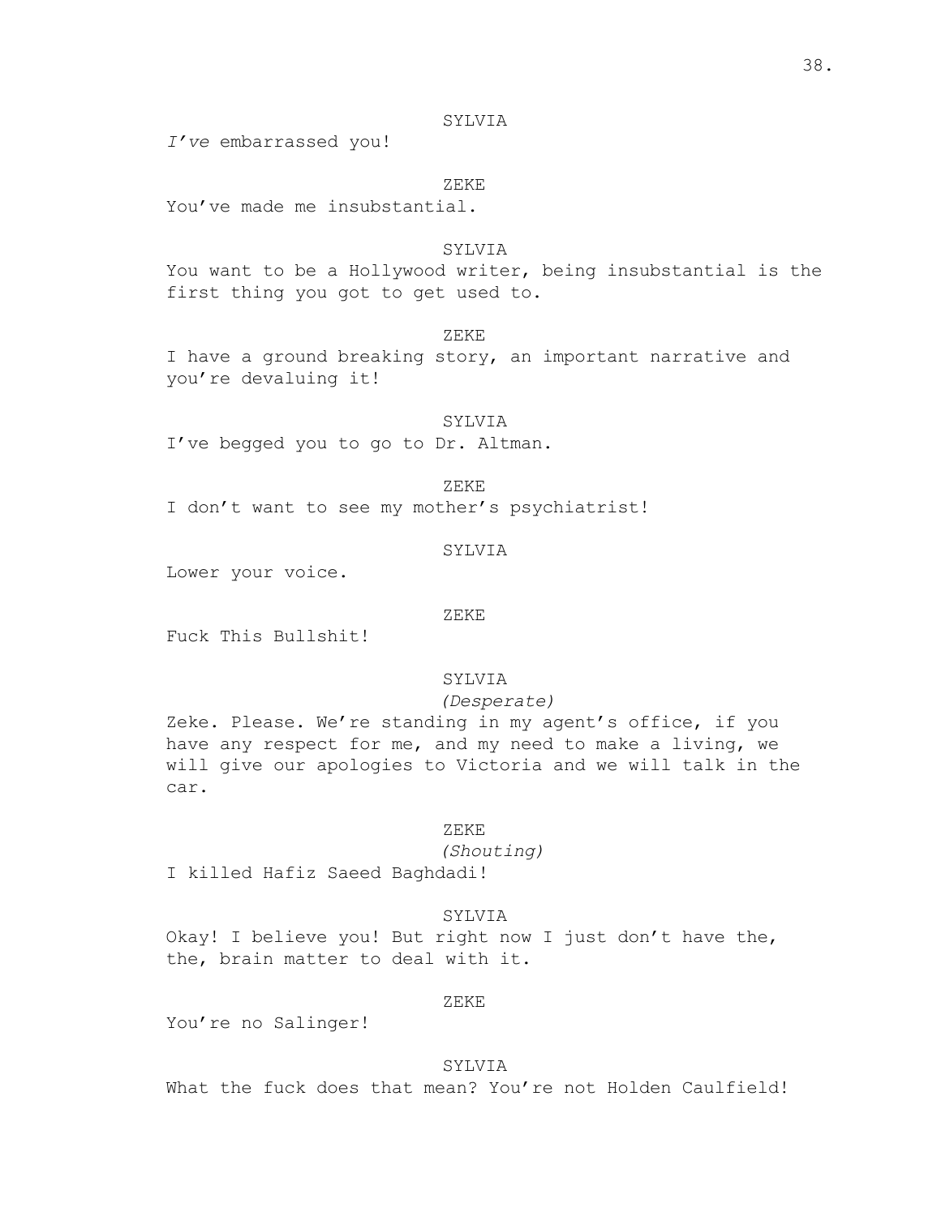SYLVIA

*I've* embarrassed you!

ZEKE

You've made me insubstantial.

SYLVIA

You want to be a Hollywood writer, being insubstantial is the first thing you got to get used to.

ZEKE

I have a ground breaking story, an important narrative and you're devaluing it!

SYLVIA

I've begged you to go to Dr. Altman.

ZEKE

I don't want to see my mother's psychiatrist!

SYLVIA

Lower your voice.

ZEKE

Fuck This Bullshit!

SYLVIA

*(Desperate)*

Zeke. Please. We're standing in my agent's office, if you have any respect for me, and my need to make a living, we will give our apologies to Victoria and we will talk in the car.

ZEKE

*(Shouting)*

I killed Hafiz Saeed Baghdadi!

SYLVIA

Okay! I believe you! But right now I just don't have the, the, brain matter to deal with it.

ZEKE

You're no Salinger!

SYLVIA

What the fuck does that mean? You're not Holden Caulfield!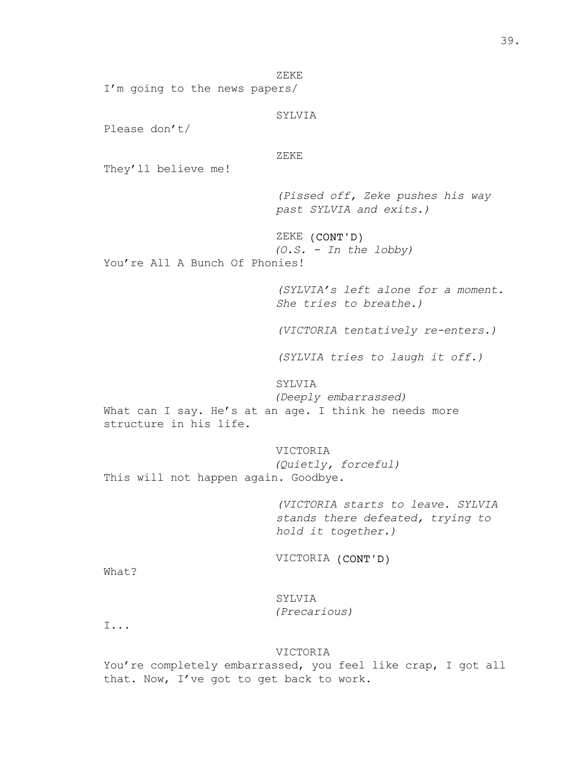ZEKE

I'm going to the news papers/

SYLVIA

Please don't/

ZEKE

They'll believe me!

*(Pissed off, Zeke pushes his way past SYLVIA and exits.)*

ZEKE (CONT'D)
*(O.S. - In the lobby)*

You're All A Bunch Of Phonies!

*(SYLVIA's left alone for a moment. She tries to breathe.)*

*(VICTORIA tentatively re-enters.)*

*(SYLVIA tries to laugh it off.)*

SYLVIA
*(Deeply embarrassed)*

What can I say. He's at an age. I think he needs more structure in his life.

VICTORIA
*(Quietly, forceful)*

This will not happen again. Goodbye.

*(VICTORIA starts to leave. SYLVIA stands there defeated, trying to hold it together.)*

VICTORIA (CONT'D)

What?

SYLVIA
*(Precarious)*

I...

VICTORIA

You're completely embarrassed, you feel like crap, I got all that. Now, I've got to get back to work.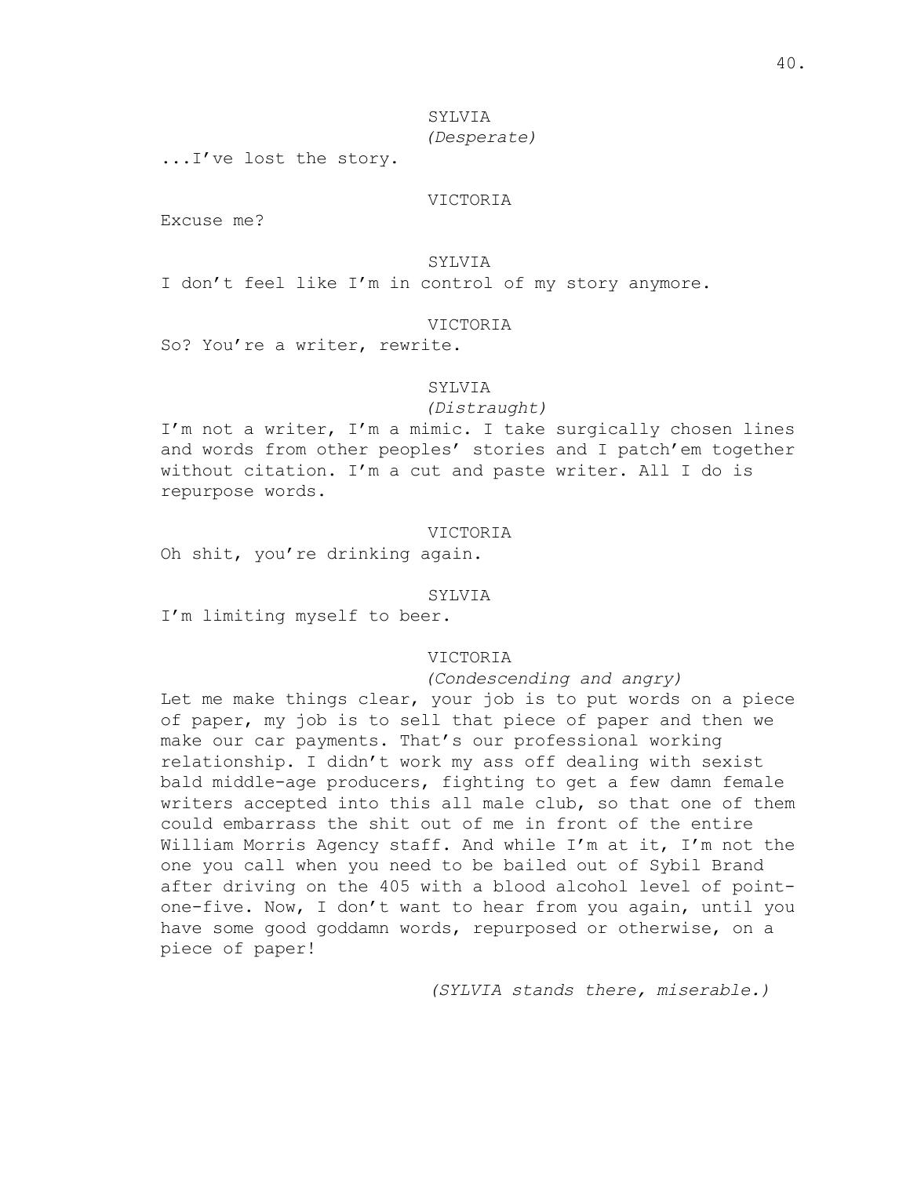SYLVIA
*(Desperate)*
...I've lost the story.

VICTORIA
Excuse me?

SYLVIA
I don't feel like I'm in control of my story anymore.

VICTORIA
So? You're a writer, rewrite.

SYLVIA
*(Distraught)*
I'm not a writer, I'm a mimic. I take surgically chosen lines and words from other peoples' stories and I patch'em together without citation. I'm a cut and paste writer. All I do is repurpose words.

VICTORIA
Oh shit, you're drinking again.

SYLVIA
I'm limiting myself to beer.

VICTORIA
*(Condescending and angry)*
Let me make things clear, your job is to put words on a piece of paper, my job is to sell that piece of paper and then we make our car payments. That's our professional working relationship. I didn't work my ass off dealing with sexist bald middle-age producers, fighting to get a few damn female writers accepted into this all male club, so that one of them could embarrass the shit out of me in front of the entire William Morris Agency staff. And while I'm at it, I'm not the one you call when you need to be bailed out of Sybil Brand after driving on the 405 with a blood alcohol level of point-one-five. Now, I don't want to hear from you again, until you have some good goddamn words, repurposed or otherwise, on a piece of paper!

*(SYLVIA stands there, miserable.)*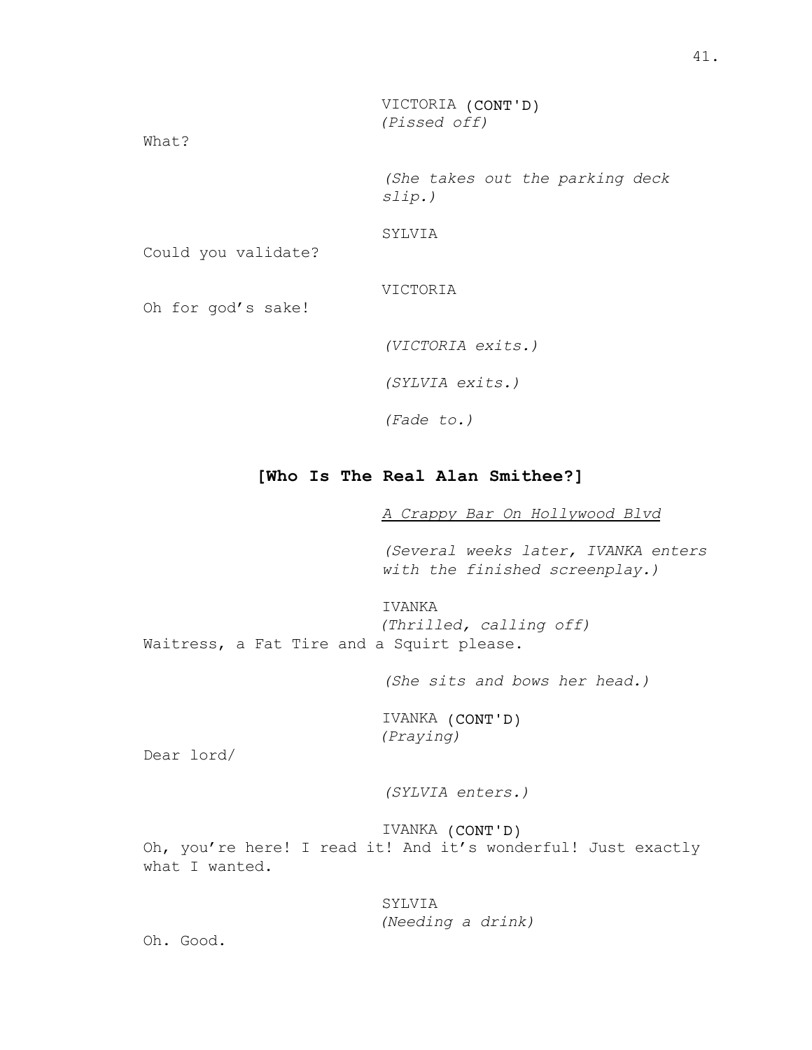VICTORIA (CONT'D)
*(Pissed off)*

What?

*(She takes out the parking deck slip.)*

SYLVIA

Could you validate?

VICTORIA

Oh for god's sake!

*(VICTORIA exits.)*

*(SYLVIA exits.)*

*(Fade to.)*

## [Who Is The Real Alan Smithee?]

<u>*A Crappy Bar On Hollywood Blvd*</u>

*(Several weeks later, IVANKA enters with the finished screenplay.)*

IVANKA
*(Thrilled, calling off)*

Waitress, a Fat Tire and a Squirt please.

*(She sits and bows her head.)*

IVANKA (CONT'D)
*(Praying)*

Dear lord/

*(SYLVIA enters.)*

IVANKA (CONT'D)

Oh, you're here! I read it! And it's wonderful! Just exactly what I wanted.

SYLVIA
*(Needing a drink)*

Oh. Good.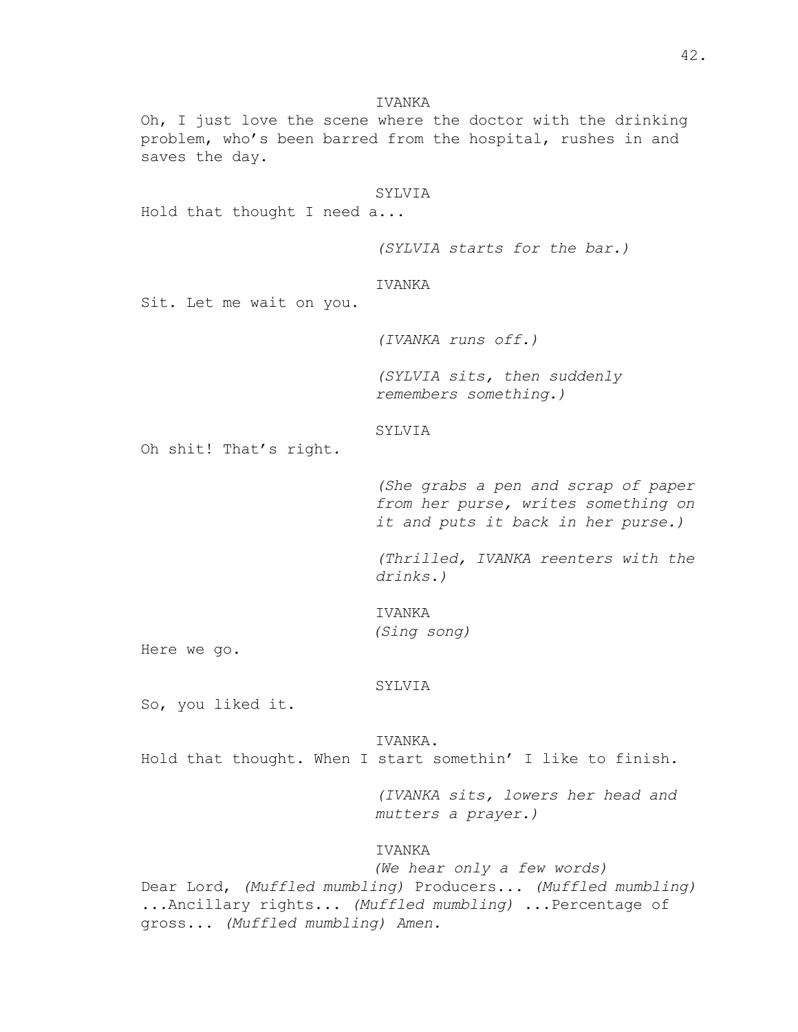IVANKA

Oh, I just love the scene where the doctor with the drinking problem, who's been barred from the hospital, rushes in and saves the day.

SYLVIA

Hold that thought I need a...

*(SYLVIA starts for the bar.)*

IVANKA

Sit. Let me wait on you.

*(IVANKA runs off.)*

*(SYLVIA sits, then suddenly remembers something.)*

SYLVIA

Oh shit! That's right.

*(She grabs a pen and scrap of paper from her purse, writes something on it and puts it back in her purse.)*

*(Thrilled, IVANKA reenters with the drinks.)*

IVANKA

*(Sing song)*

Here we go.

SYLVIA

So, you liked it.

IVANKA.

Hold that thought. When I start somethin' I like to finish.

*(IVANKA sits, lowers her head and mutters a prayer.)*

IVANKA

*(We hear only a few words)*

Dear Lord, *(Muffled mumbling)* Producers... *(Muffled mumbling)* ...Ancillary rights... *(Muffled mumbling)* ...Percentage of gross... *(Muffled mumbling) Amen.*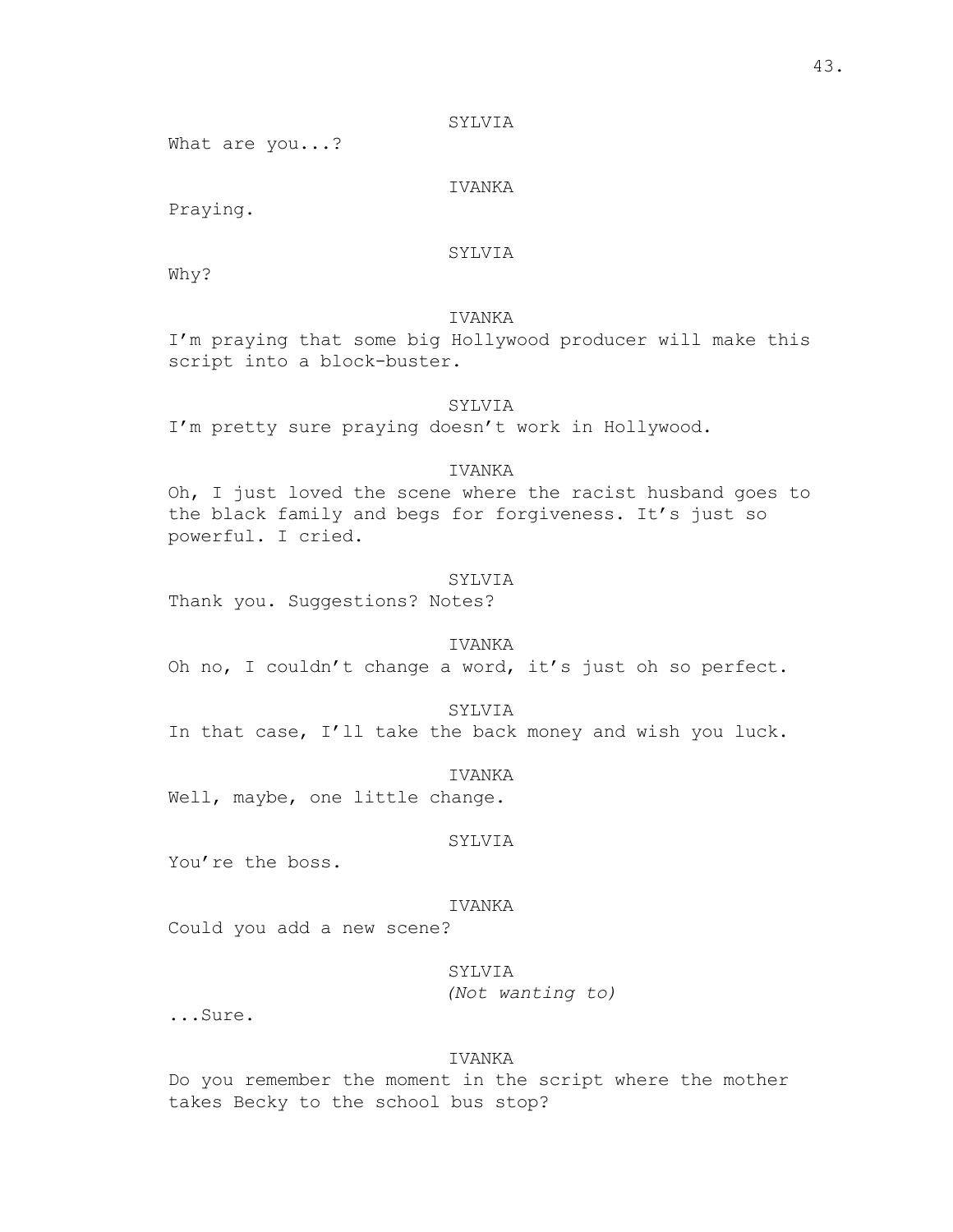SYLVIA

What are you...?

IVANKA

Praying.

SYLVIA

Why?

IVANKA

I'm praying that some big Hollywood producer will make this script into a block-buster.

SYLVIA

I'm pretty sure praying doesn't work in Hollywood.

IVANKA

Oh, I just loved the scene where the racist husband goes to the black family and begs for forgiveness. It's just so powerful. I cried.

SYLVIA

Thank you. Suggestions? Notes?

IVANKA

Oh no, I couldn't change a word, it's just oh so perfect.

SYLVIA

In that case, I'll take the back money and wish you luck.

IVANKA

Well, maybe, one little change.

SYLVIA

You're the boss.

IVANKA

Could you add a new scene?

SYLVIA

*(Not wanting to)*

...Sure.

IVANKA

Do you remember the moment in the script where the mother takes Becky to the school bus stop?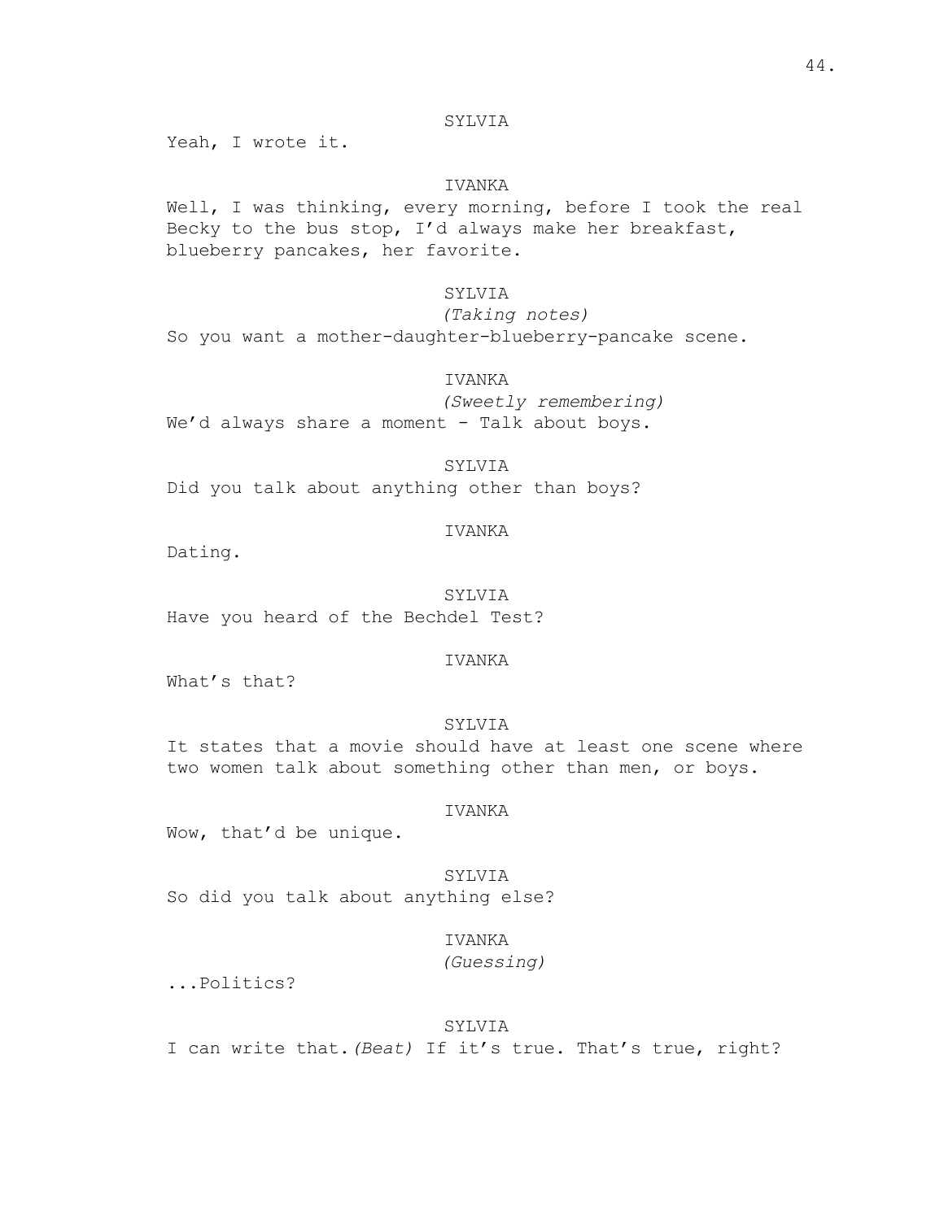SYLVIA

Yeah, I wrote it.

IVANKA

Well, I was thinking, every morning, before I took the real Becky to the bus stop, I'd always make her breakfast, blueberry pancakes, her favorite.

SYLVIA

*(Taking notes)*

So you want a mother-daughter-blueberry-pancake scene.

IVANKA

*(Sweetly remembering)*

We'd always share a moment - Talk about boys.

SYLVIA

Did you talk about anything other than boys?

IVANKA

Dating.

SYLVIA

Have you heard of the Bechdel Test?

IVANKA

What's that?

SYLVIA

It states that a movie should have at least one scene where two women talk about something other than men, or boys.

IVANKA

Wow, that'd be unique.

SYLVIA

So did you talk about anything else?

IVANKA

*(Guessing)*

...Politics?

SYLVIA

I can write that. *(Beat)* If it's true. That's true, right?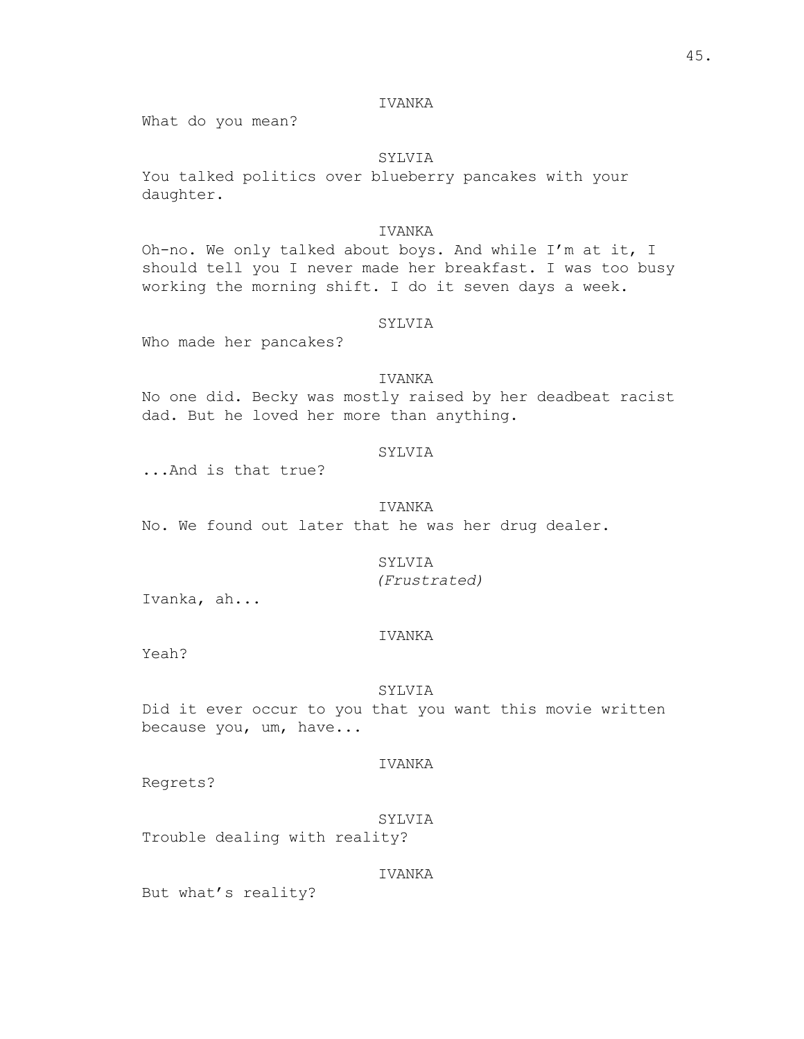IVANKA

What do you mean?

SYLVIA

You talked politics over blueberry pancakes with your daughter.

IVANKA

Oh-no. We only talked about boys. And while I'm at it, I should tell you I never made her breakfast. I was too busy working the morning shift. I do it seven days a week.

SYLVIA

Who made her pancakes?

IVANKA

No one did. Becky was mostly raised by her deadbeat racist dad. But he loved her more than anything.

SYLVIA

...And is that true?

IVANKA

No. We found out later that he was her drug dealer.

SYLVIA

*(Frustrated)*

Ivanka, ah...

IVANKA

Yeah?

SYLVIA

Did it ever occur to you that you want this movie written because you, um, have...

IVANKA

Regrets?

SYLVIA

Trouble dealing with reality?

IVANKA

But what's reality?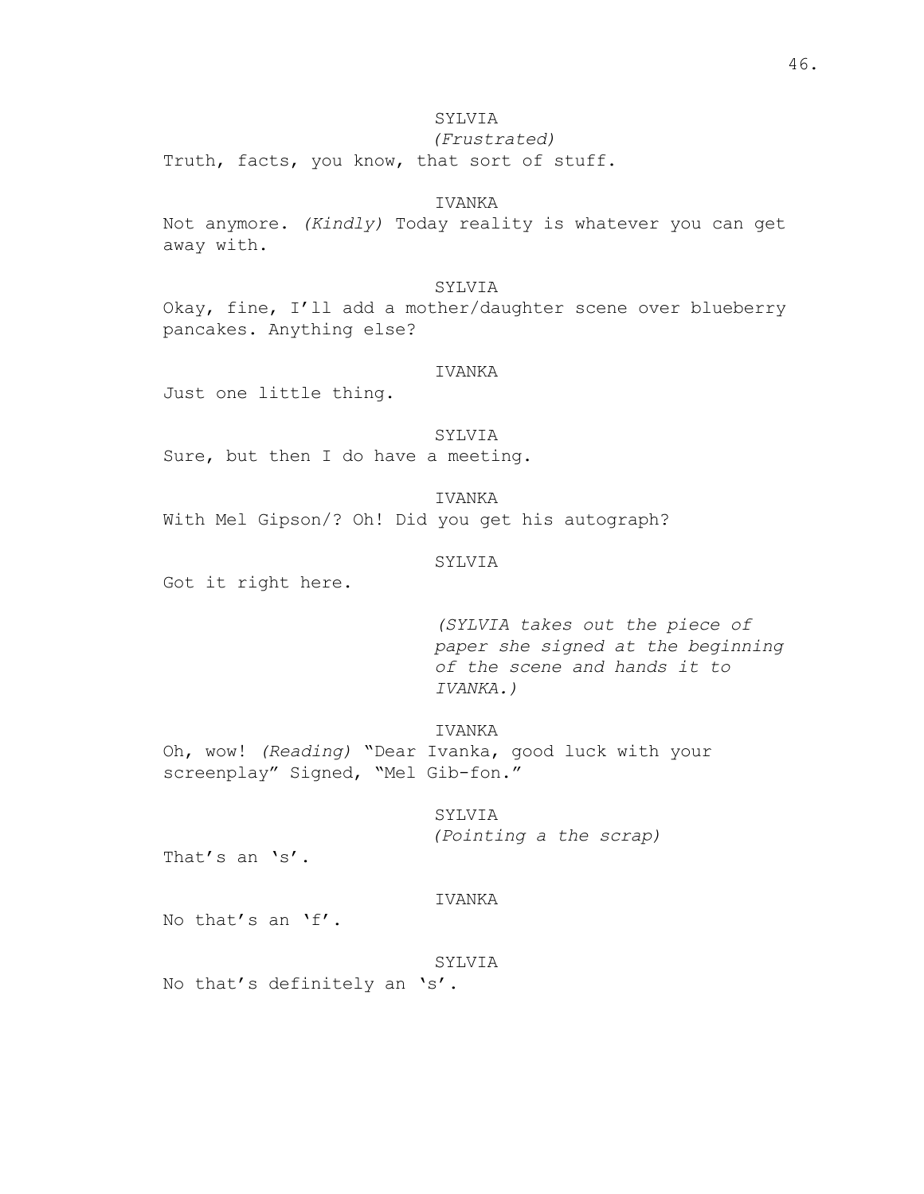SYLVIA
*(Frustrated)*
Truth, facts, you know, that sort of stuff.

IVANKA
Not anymore. *(Kindly)* Today reality is whatever you can get away with.

SYLVIA
Okay, fine, I'll add a mother/daughter scene over blueberry pancakes. Anything else?

IVANKA
Just one little thing.

SYLVIA
Sure, but then I do have a meeting.

IVANKA
With Mel Gipson/? Oh! Did you get his autograph?

SYLVIA
Got it right here.

*(SYLVIA takes out the piece of paper she signed at the beginning of the scene and hands it to IVANKA.)*

IVANKA
Oh, wow! *(Reading)* "Dear Ivanka, good luck with your screenplay" Signed, "Mel Gib-fon."

SYLVIA
*(Pointing a the scrap)*
That's an 's'.

IVANKA
No that's an 'f'.

SYLVIA
No that's definitely an 's'.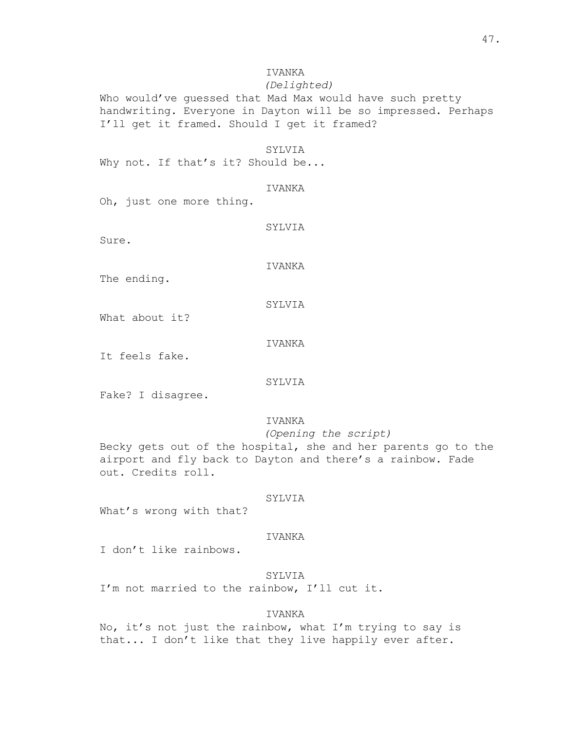IVANKA
*(Delighted)*
Who would've guessed that Mad Max would have such pretty handwriting. Everyone in Dayton will be so impressed. Perhaps I'll get it framed. Should I get it framed?

SYLVIA
Why not. If that's it? Should be...

IVANKA
Oh, just one more thing.

SYLVIA
Sure.

IVANKA
The ending.

SYLVIA
What about it?

IVANKA
It feels fake.

SYLVIA
Fake? I disagree.

IVANKA
*(Opening the script)*
Becky gets out of the hospital, she and her parents go to the airport and fly back to Dayton and there's a rainbow. Fade out. Credits roll.

SYLVIA
What's wrong with that?

IVANKA
I don't like rainbows.

SYLVIA
I'm not married to the rainbow, I'll cut it.

IVANKA
No, it's not just the rainbow, what I'm trying to say is that... I don't like that they live happily ever after.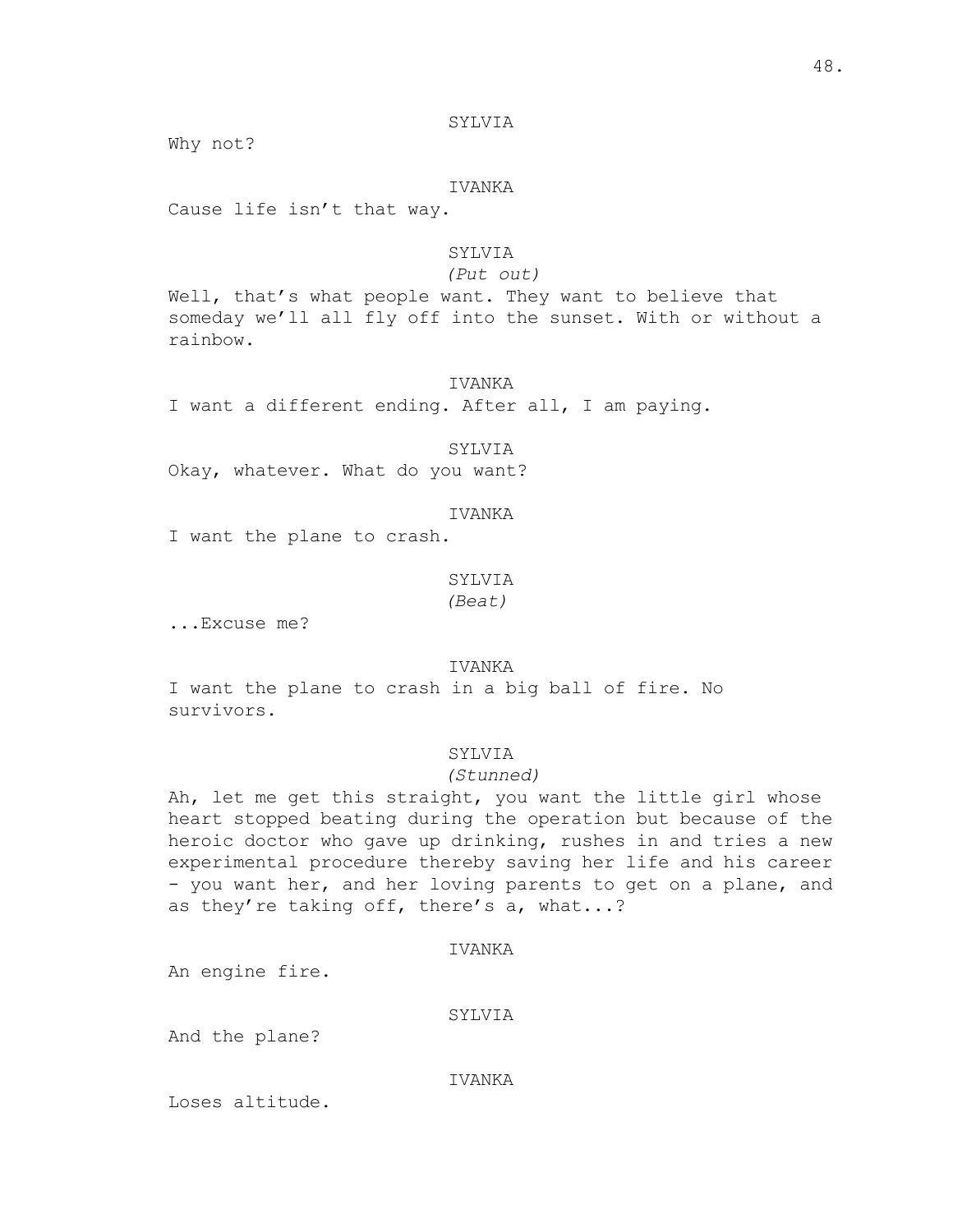SYLVIA

Why not?

IVANKA

Cause life isn't that way.

SYLVIA

*(Put out)*

Well, that's what people want. They want to believe that someday we'll all fly off into the sunset. With or without a rainbow.

IVANKA

I want a different ending. After all, I am paying.

SYLVIA

Okay, whatever. What do you want?

IVANKA

I want the plane to crash.

SYLVIA

*(Beat)*

...Excuse me?

IVANKA

I want the plane to crash in a big ball of fire. No survivors.

SYLVIA

*(Stunned)*

Ah, let me get this straight, you want the little girl whose heart stopped beating during the operation but because of the heroic doctor who gave up drinking, rushes in and tries a new experimental procedure thereby saving her life and his career - you want her, and her loving parents to get on a plane, and as they're taking off, there's a, what...?

IVANKA

An engine fire.

SYLVIA

And the plane?

IVANKA

Loses altitude.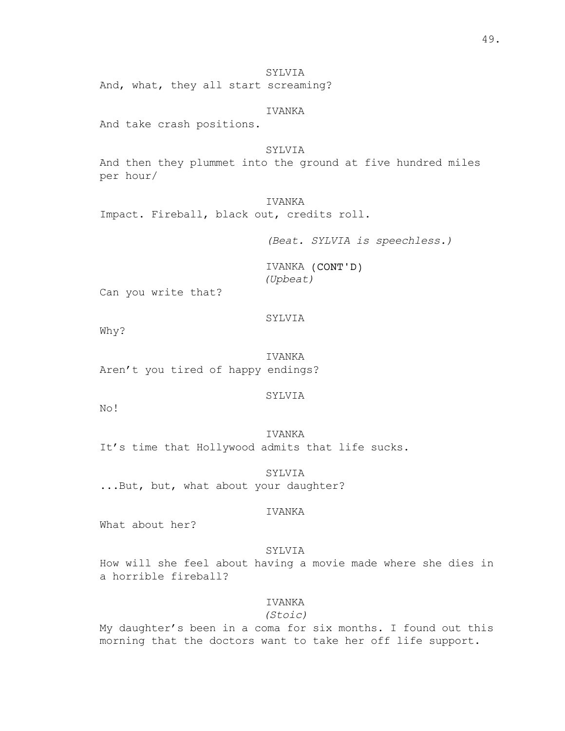SYLVIA

And, what, they all start screaming?

IVANKA

And take crash positions.

SYLVIA

And then they plummet into the ground at five hundred miles per hour/

IVANKA

Impact. Fireball, black out, credits roll.

*(Beat. SYLVIA is speechless.)*

IVANKA (CONT'D)
*(Upbeat)*

Can you write that?

SYLVIA

Why?

IVANKA

Aren't you tired of happy endings?

SYLVIA

No!

IVANKA

It's time that Hollywood admits that life sucks.

SYLVIA

...But, but, what about your daughter?

IVANKA

What about her?

SYLVIA

How will she feel about having a movie made where she dies in a horrible fireball?

IVANKA
*(Stoic)*

My daughter's been in a coma for six months. I found out this morning that the doctors want to take her off life support.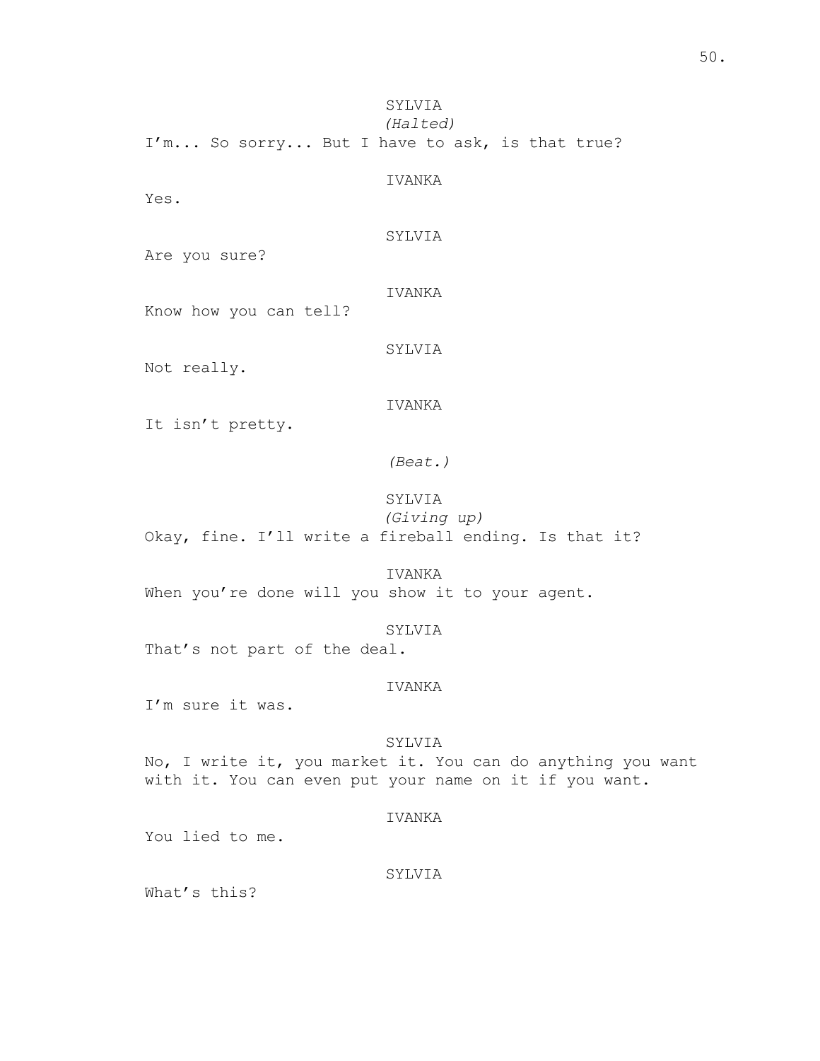SYLVIA
*(Halted)*
I'm... So sorry... But I have to ask, is that true?

IVANKA
Yes.

SYLVIA
Are you sure?

IVANKA
Know how you can tell?

SYLVIA
Not really.

IVANKA
It isn't pretty.

*(Beat.)*

SYLVIA
*(Giving up)*
Okay, fine. I'll write a fireball ending. Is that it?

IVANKA
When you're done will you show it to your agent.

SYLVIA
That's not part of the deal.

IVANKA
I'm sure it was.

SYLVIA
No, I write it, you market it. You can do anything you want with it. You can even put your name on it if you want.

IVANKA
You lied to me.

SYLVIA
What's this?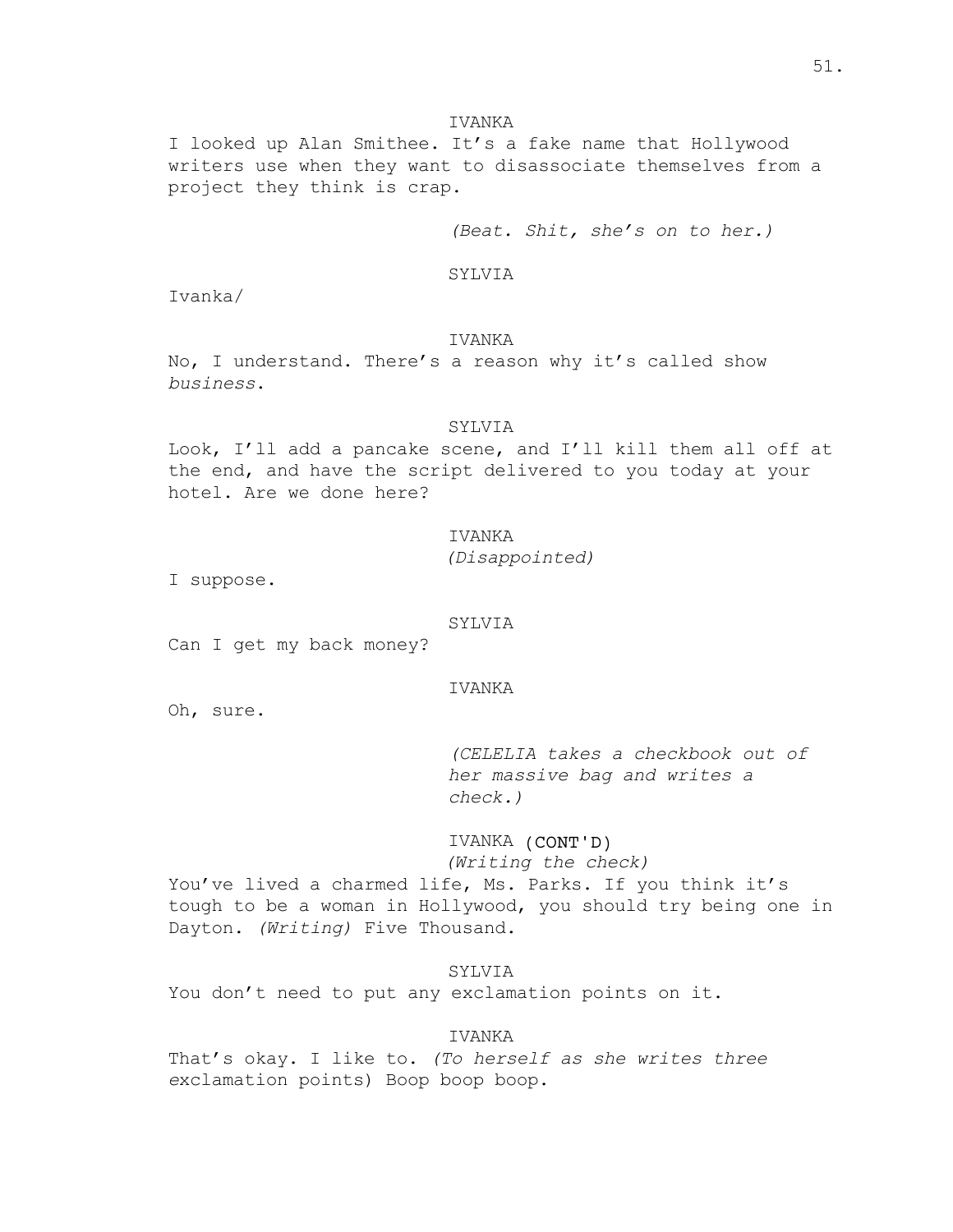IVANKA

I looked up Alan Smithee. It's a fake name that Hollywood writers use when they want to disassociate themselves from a project they think is crap.

*(Beat. Shit, she's on to her.)*

SYLVIA

Ivanka/

IVANKA

No, I understand. There's a reason why it's called show *business*.

SYLVIA

Look, I'll add a pancake scene, and I'll kill them all off at the end, and have the script delivered to you today at your hotel. Are we done here?

IVANKA
*(Disappointed)*

I suppose.

SYLVIA

Can I get my back money?

IVANKA

Oh, sure.

*(CELELIA takes a checkbook out of her massive bag and writes a check.)*

IVANKA (CONT'D)
*(Writing the check)*

You've lived a charmed life, Ms. Parks. If you think it's tough to be a woman in Hollywood, you should try being one in Dayton. *(Writing)* Five Thousand.

SYLVIA

You don't need to put any exclamation points on it.

IVANKA

That's okay. I like to. *(To herself as she writes three exclamation points)* Boop boop boop.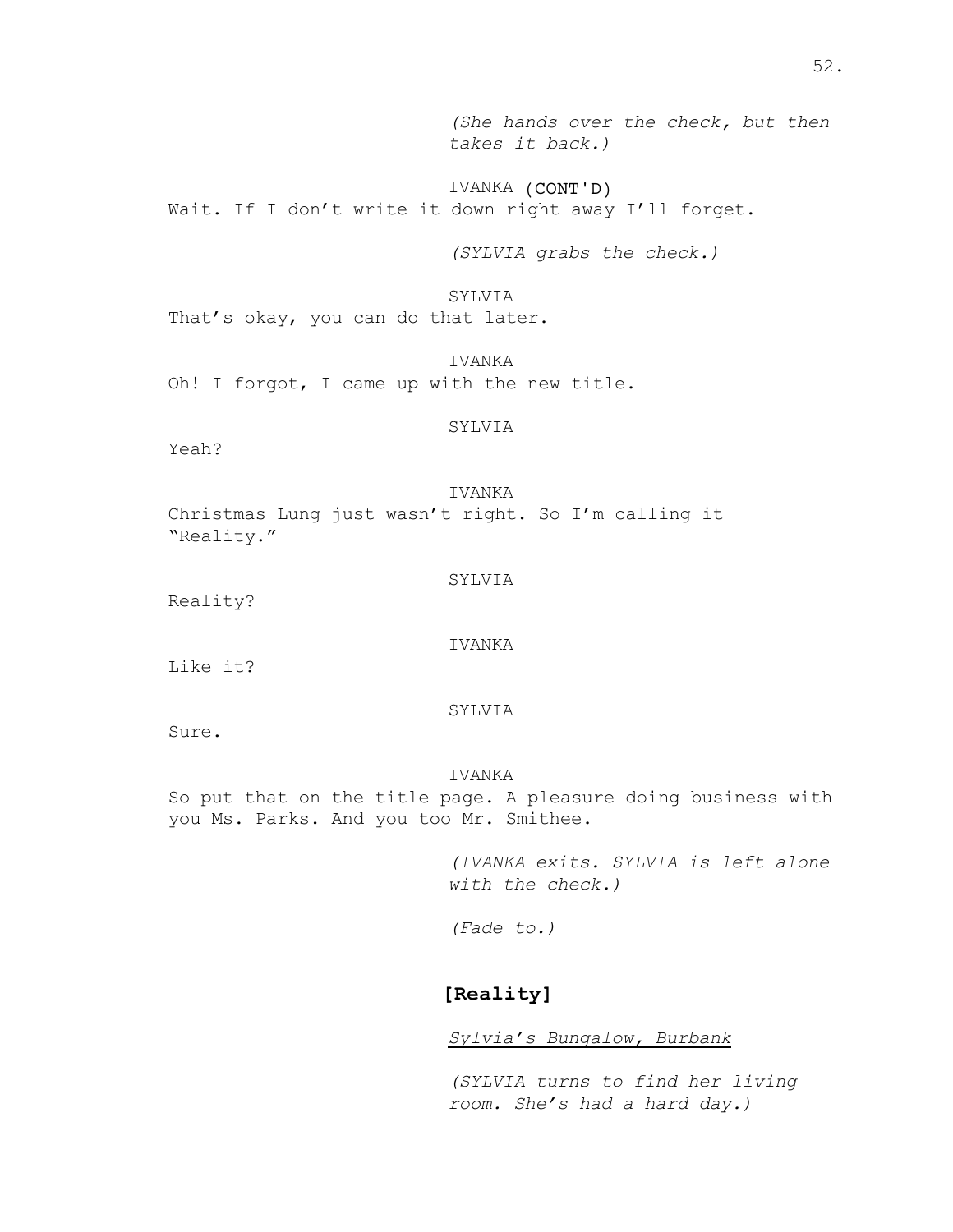*(She hands over the check, but then takes it back.)*

IVANKA (CONT'D)
Wait. If I don't write it down right away I'll forget.

*(SYLVIA grabs the check.)*

SYLVIA
That's okay, you can do that later.

IVANKA
Oh! I forgot, I came up with the new title.

SYLVIA
Yeah?

IVANKA
Christmas Lung just wasn't right. So I'm calling it "Reality."

SYLVIA
Reality?

IVANKA
Like it?

SYLVIA
Sure.

IVANKA
So put that on the title page. A pleasure doing business with you Ms. Parks. And you too Mr. Smithee.

*(IVANKA exits. SYLVIA is left alone with the check.)*

*(Fade to.)*

**[Reality]**

*Sylvia's Bungalow, Burbank*

*(SYLVIA turns to find her living room. She's had a hard day.)*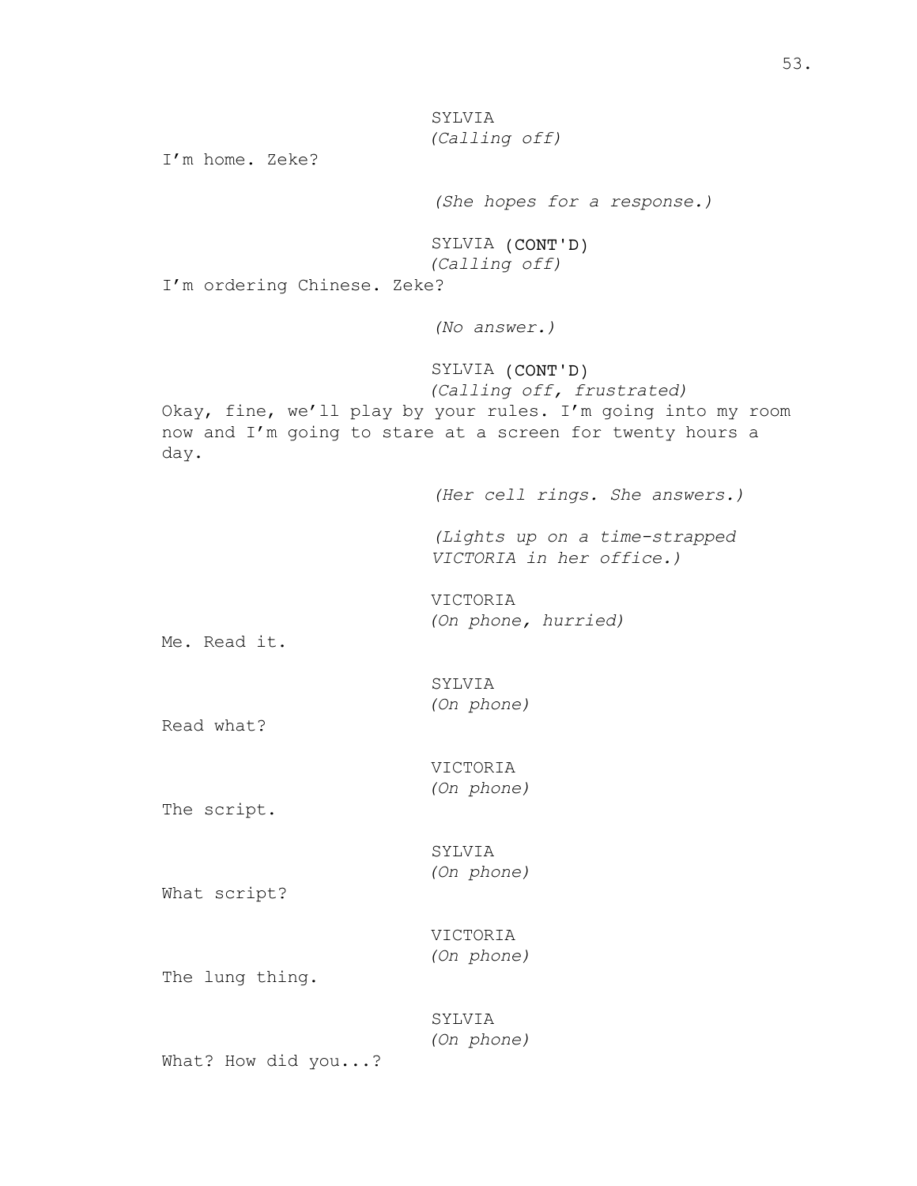SYLVIA
*(Calling off)*

I'm home. Zeke?

*(She hopes for a response.)*

SYLVIA (CONT'D)
*(Calling off)*

I'm ordering Chinese. Zeke?

*(No answer.)*

SYLVIA (CONT'D)
*(Calling off, frustrated)*

Okay, fine, we'll play by your rules. I'm going into my room now and I'm going to stare at a screen for twenty hours a day.

*(Her cell rings. She answers.)*

*(Lights up on a time-strapped VICTORIA in her office.)*

VICTORIA
*(On phone, hurried)*

Me. Read it.

SYLVIA
*(On phone)*

Read what?

VICTORIA
*(On phone)*

The script.

SYLVIA
*(On phone)*

What script?

VICTORIA
*(On phone)*

The lung thing.

SYLVIA
*(On phone)*

What? How did you...?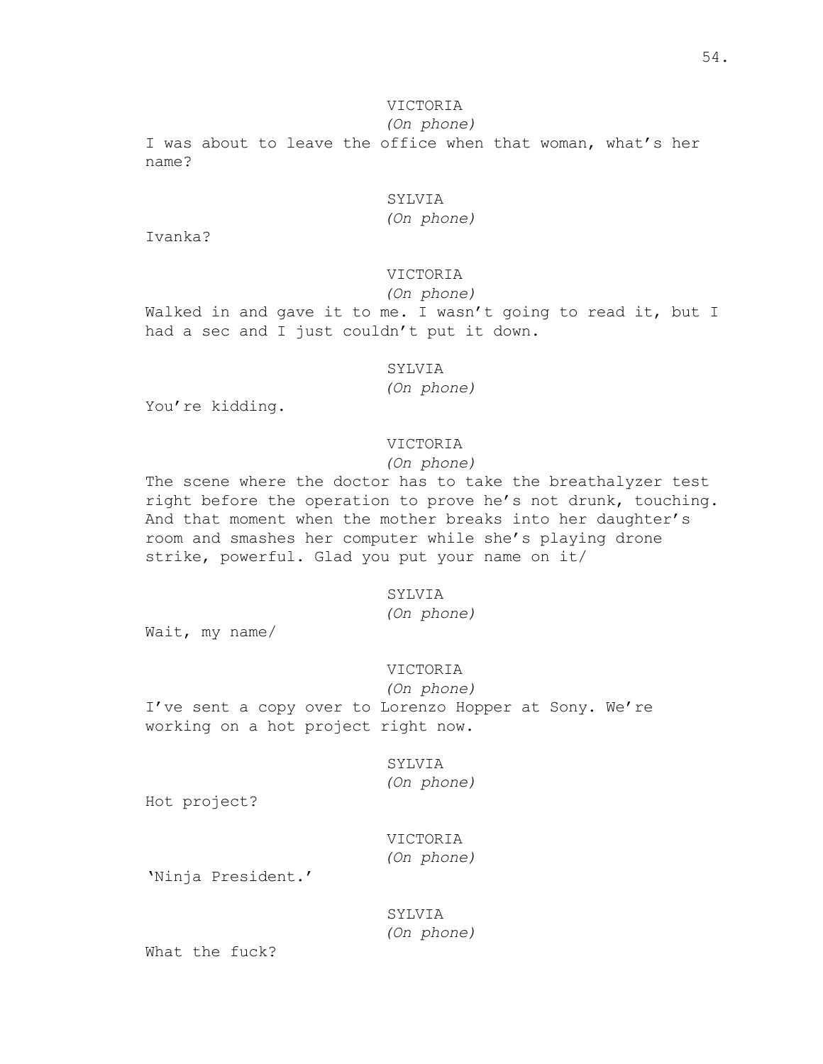VICTORIA
*(On phone)*
I was about to leave the office when that woman, what's her name?

SYLVIA
*(On phone)*
Ivanka?

VICTORIA
*(On phone)*
Walked in and gave it to me. I wasn't going to read it, but I had a sec and I just couldn't put it down.

SYLVIA
*(On phone)*
You're kidding.

VICTORIA
*(On phone)*
The scene where the doctor has to take the breathalyzer test right before the operation to prove he's not drunk, touching. And that moment when the mother breaks into her daughter's room and smashes her computer while she's playing drone strike, powerful. Glad you put your name on it/

SYLVIA
*(On phone)*
Wait, my name/

VICTORIA
*(On phone)*
I've sent a copy over to Lorenzo Hopper at Sony. We're working on a hot project right now.

SYLVIA
*(On phone)*
Hot project?

VICTORIA
*(On phone)*
'Ninja President.'

SYLVIA
*(On phone)*
What the fuck?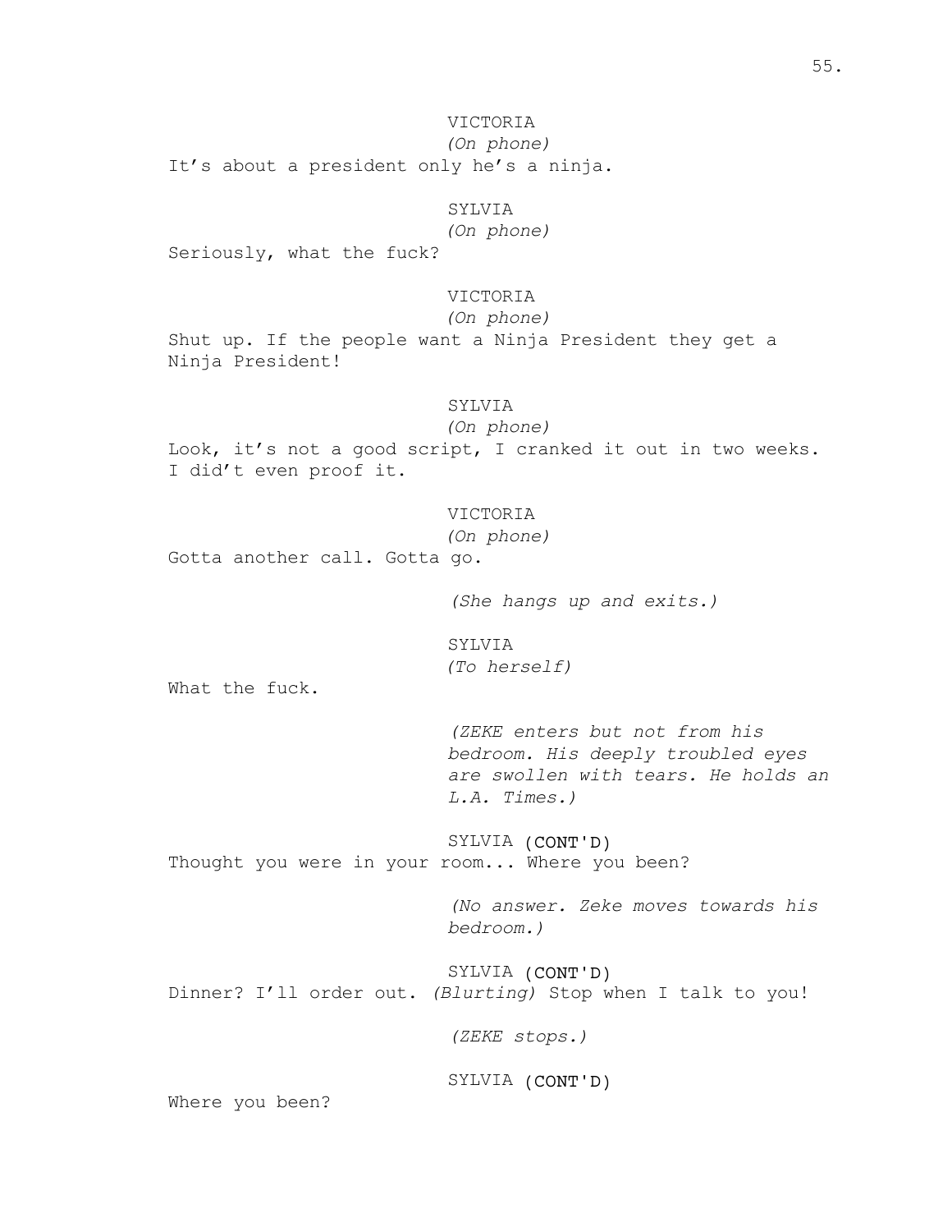VICTORIA
*(On phone)*
It's about a president only he's a ninja.

SYLVIA
*(On phone)*
Seriously, what the fuck?

VICTORIA
*(On phone)*
Shut up. If the people want a Ninja President they get a Ninja President!

SYLVIA
*(On phone)*
Look, it's not a good script, I cranked it out in two weeks. I did't even proof it.

VICTORIA
*(On phone)*
Gotta another call. Gotta go.

*(She hangs up and exits.)*

SYLVIA
*(To herself)*
What the fuck.

*(ZEKE enters but not from his bedroom. His deeply troubled eyes are swollen with tears. He holds an L.A. Times.)*

SYLVIA (CONT'D)
Thought you were in your room... Where you been?

*(No answer. Zeke moves towards his bedroom.)*

SYLVIA (CONT'D)
Dinner? I'll order out. *(Blurting)* Stop when I talk to you!

*(ZEKE stops.)*

SYLVIA (CONT'D)
Where you been?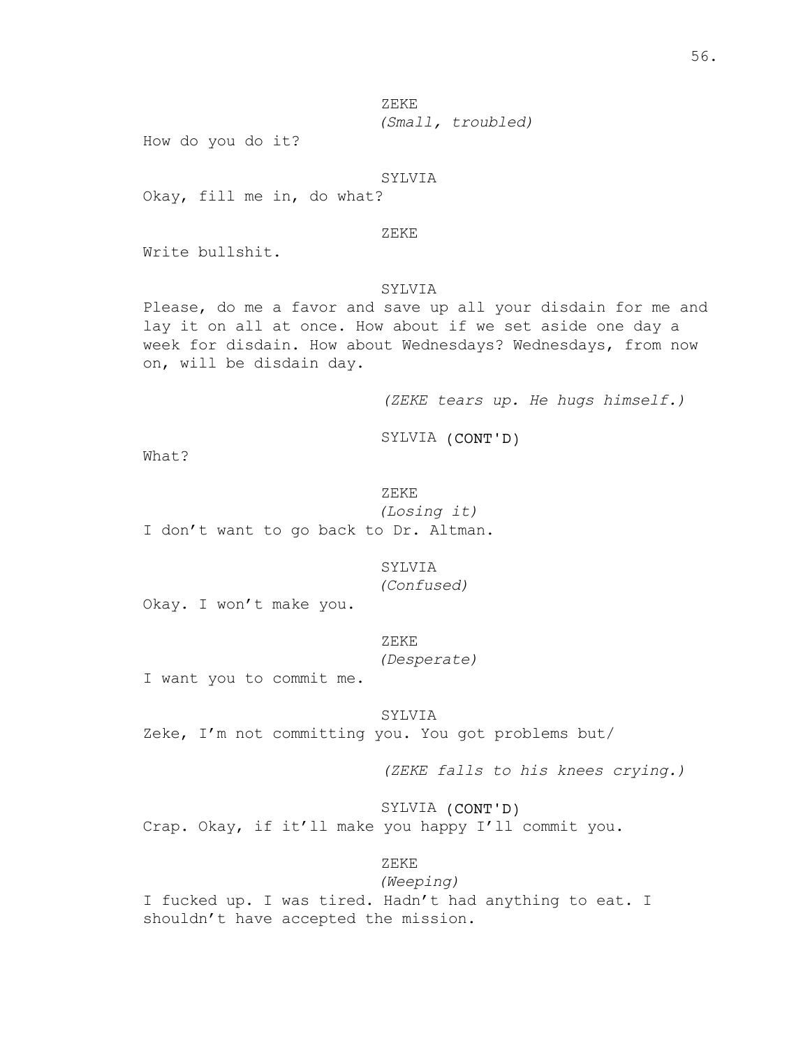ZEKE
*(Small, troubled)*
How do you do it?

SYLVIA
Okay, fill me in, do what?

ZEKE
Write bullshit.

SYLVIA
Please, do me a favor and save up all your disdain for me and lay it on all at once. How about if we set aside one day a week for disdain. How about Wednesdays? Wednesdays, from now on, will be disdain day.

*(ZEKE tears up. He hugs himself.)*

SYLVIA (CONT'D)
What?

ZEKE
*(Losing it)*
I don't want to go back to Dr. Altman.

SYLVIA
*(Confused)*
Okay. I won't make you.

ZEKE
*(Desperate)*
I want you to commit me.

SYLVIA
Zeke, I'm not committing you. You got problems but/

*(ZEKE falls to his knees crying.)*

SYLVIA (CONT'D)
Crap. Okay, if it'll make you happy I'll commit you.

ZEKE
*(Weeping)*
I fucked up. I was tired. Hadn't had anything to eat. I shouldn't have accepted the mission.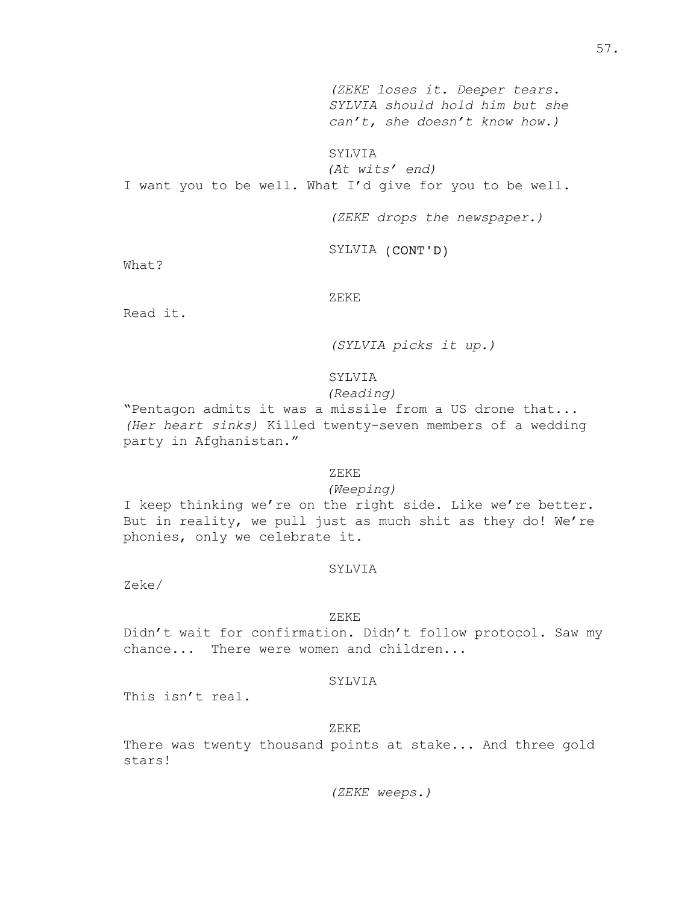*(ZEKE loses it. Deeper tears. SYLVIA should hold him but she can't, she doesn't know how.)*

SYLVIA

*(At wits' end)*

I want you to be well. What I'd give for you to be well.

*(ZEKE drops the newspaper.)*

SYLVIA (CONT'D)

What?

ZEKE

Read it.

*(SYLVIA picks it up.)*

SYLVIA

*(Reading)*

"Pentagon admits it was a missile from a US drone that... *(Her heart sinks)* Killed twenty-seven members of a wedding party in Afghanistan."

ZEKE

*(Weeping)*

I keep thinking we're on the right side. Like we're better. But in reality, we pull just as much shit as they do! We're phonies, only we celebrate it.

SYLVIA

Zeke/

ZEKE

Didn't wait for confirmation. Didn't follow protocol. Saw my chance... There were women and children...

SYLVIA

This isn't real.

ZEKE

There was twenty thousand points at stake... And three gold stars!

*(ZEKE weeps.)*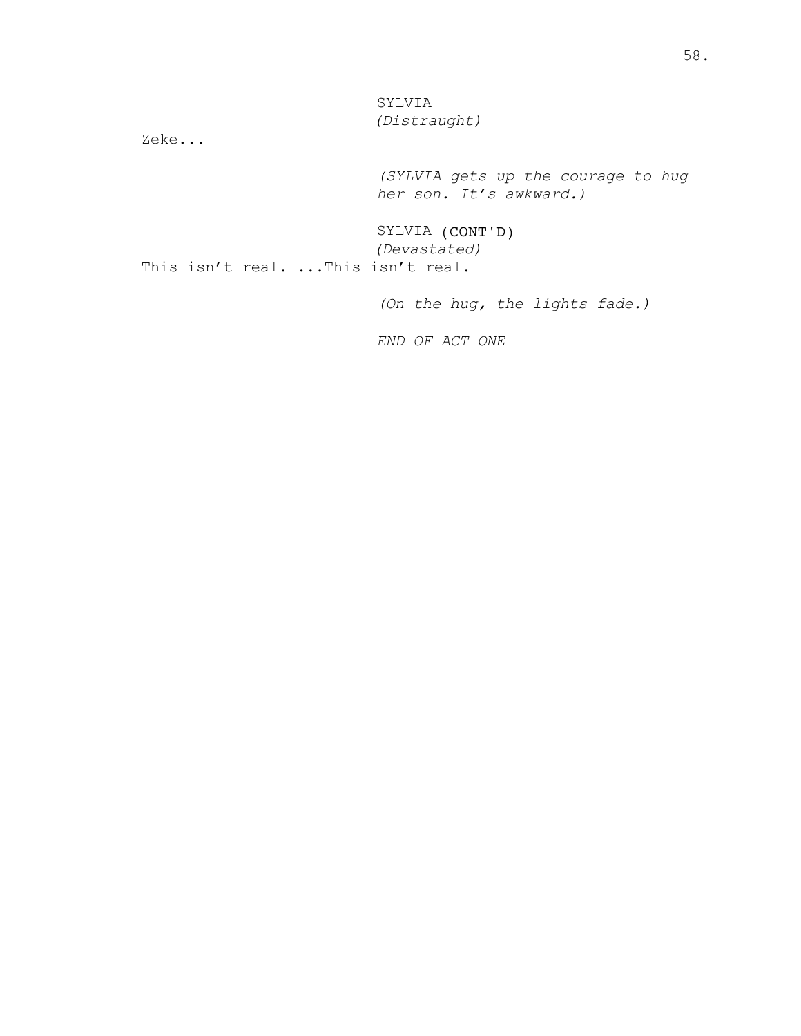SYLVIA
*(Distraught)*

Zeke...

*(SYLVIA gets up the courage to hug her son. It's awkward.)*

SYLVIA (CONT'D)
*(Devastated)*

This isn't real. ...This isn't real.

*(On the hug, the lights fade.)*

*END OF ACT ONE*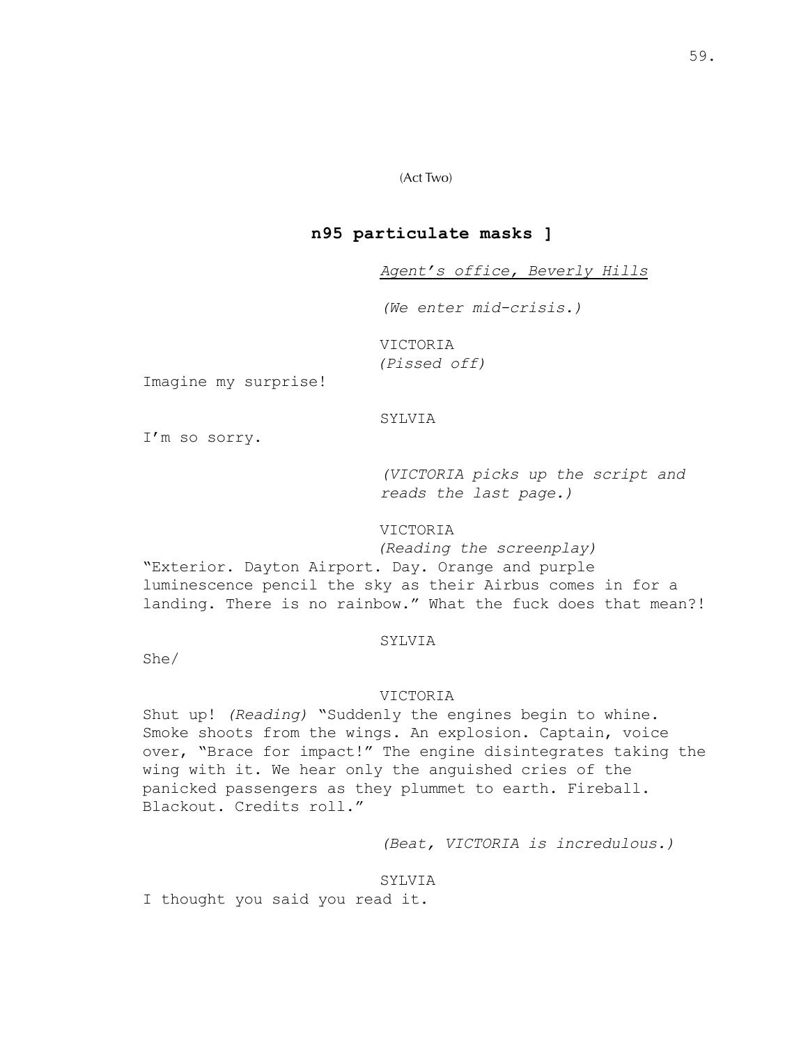(Act Two)

## n95 particulate masks ]

*Agent's office, Beverly Hills*

*(We enter mid-crisis.)*

VICTORIA
*(Pissed off)*

Imagine my surprise!

SYLVIA

I'm so sorry.

*(VICTORIA picks up the script and reads the last page.)*

VICTORIA
*(Reading the screenplay)*

"Exterior. Dayton Airport. Day. Orange and purple luminescence pencil the sky as their Airbus comes in for a landing. There is no rainbow." What the fuck does that mean?!

SYLVIA

She/

VICTORIA

Shut up! *(Reading)* "Suddenly the engines begin to whine. Smoke shoots from the wings. An explosion. Captain, voice over, "Brace for impact!" The engine disintegrates taking the wing with it. We hear only the anguished cries of the panicked passengers as they plummet to earth. Fireball. Blackout. Credits roll."

*(Beat, VICTORIA is incredulous.)*

SYLVIA

I thought you said you read it.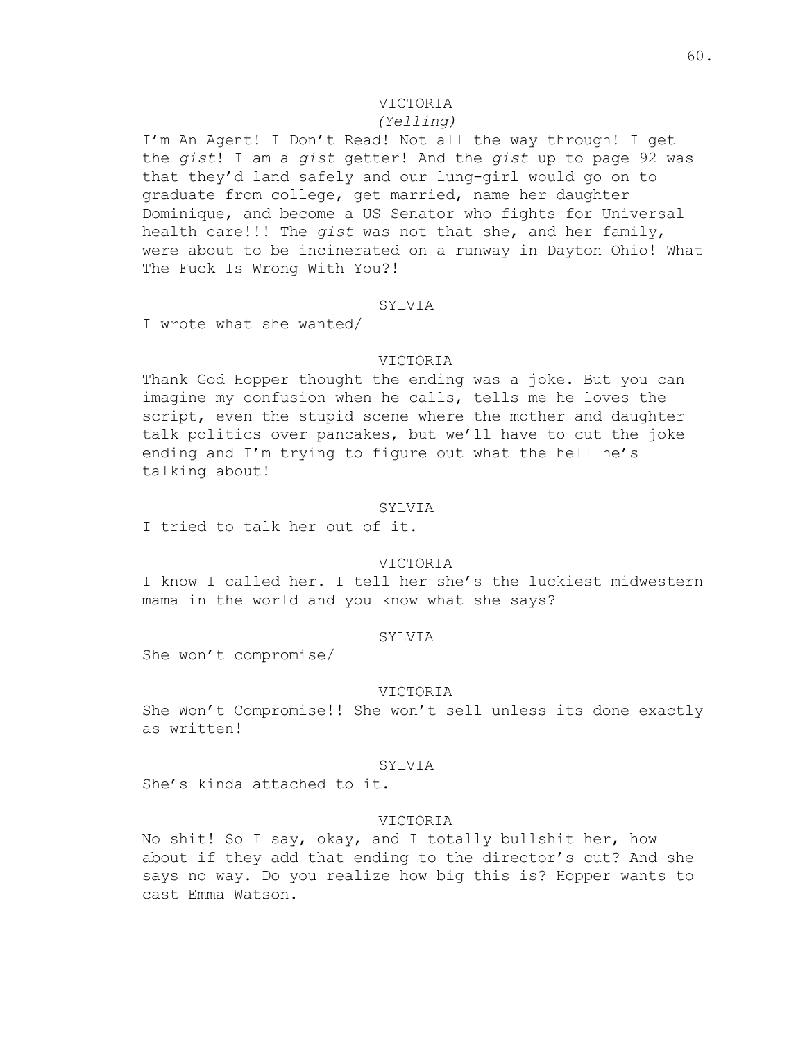VICTORIA
*(Yelling)*

I'm An Agent! I Don't Read! Not all the way through! I get the *gist*! I am a *gist* getter! And the *gist* up to page 92 was that they'd land safely and our lung-girl would go on to graduate from college, get married, name her daughter Dominique, and become a US Senator who fights for Universal health care!!! The *gist* was not that she, and her family, were about to be incinerated on a runway in Dayton Ohio! What The Fuck Is Wrong With You?!

SYLVIA

I wrote what she wanted/

VICTORIA

Thank God Hopper thought the ending was a joke. But you can imagine my confusion when he calls, tells me he loves the script, even the stupid scene where the mother and daughter talk politics over pancakes, but we'll have to cut the joke ending and I'm trying to figure out what the hell he's talking about!

SYLVIA

I tried to talk her out of it.

VICTORIA

I know I called her. I tell her she's the luckiest midwestern mama in the world and you know what she says?

SYLVIA

She won't compromise/

VICTORIA

She Won't Compromise!! She won't sell unless its done exactly as written!

SYLVIA

She's kinda attached to it.

VICTORIA

No shit! So I say, okay, and I totally bullshit her, how about if they add that ending to the director's cut? And she says no way. Do you realize how big this is? Hopper wants to cast Emma Watson.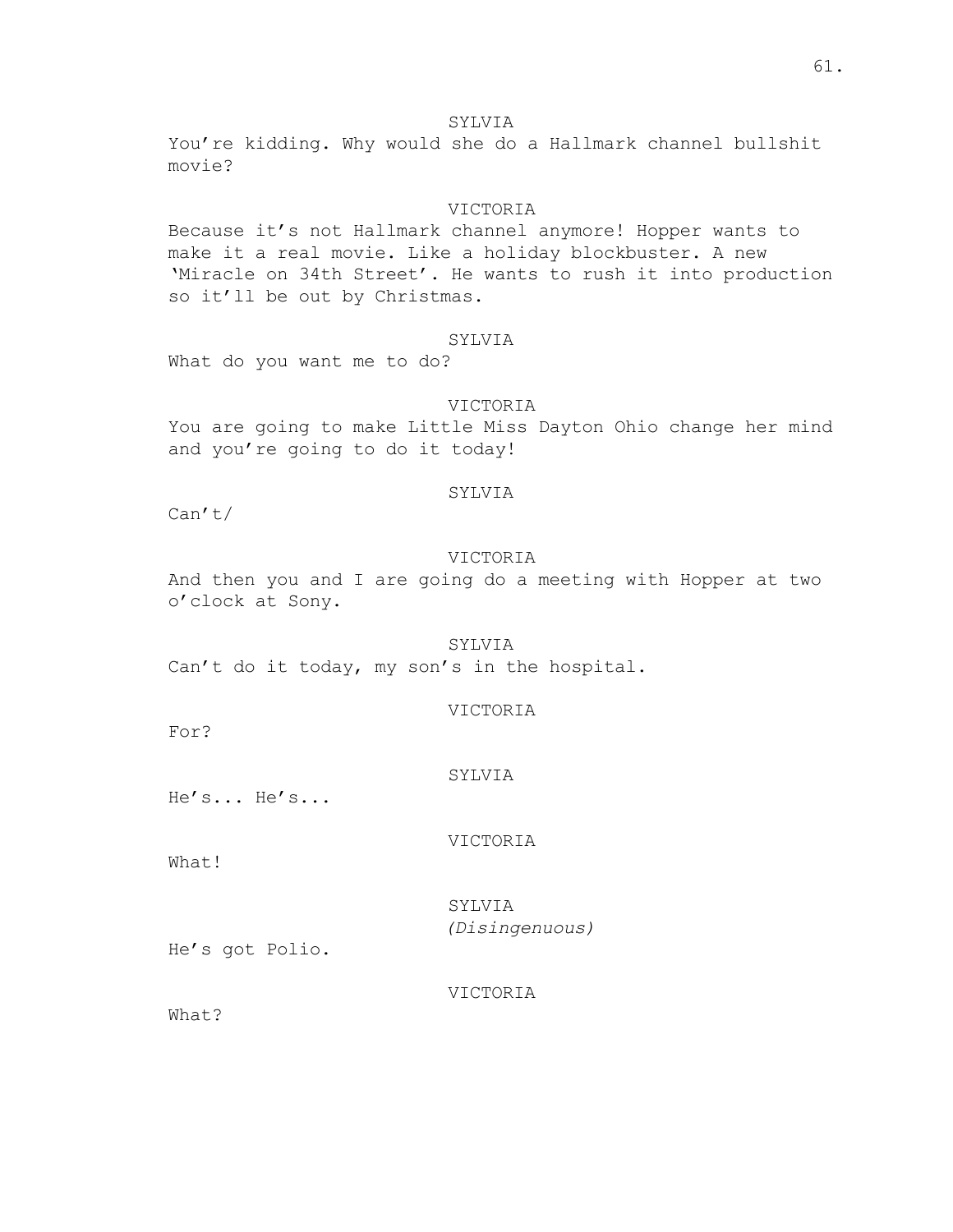SYLVIA

You're kidding. Why would she do a Hallmark channel bullshit movie?

VICTORIA

Because it's not Hallmark channel anymore! Hopper wants to make it a real movie. Like a holiday blockbuster. A new 'Miracle on 34th Street'. He wants to rush it into production so it'll be out by Christmas.

SYLVIA

What do you want me to do?

VICTORIA

You are going to make Little Miss Dayton Ohio change her mind and you're going to do it today!

SYLVIA

Can't/

VICTORIA

And then you and I are going do a meeting with Hopper at two o'clock at Sony.

SYLVIA

Can't do it today, my son's in the hospital.

VICTORIA

For?

SYLVIA

He's... He's...

VICTORIA

What!

SYLVIA

*(Disingenuous)*

He's got Polio.

VICTORIA

What?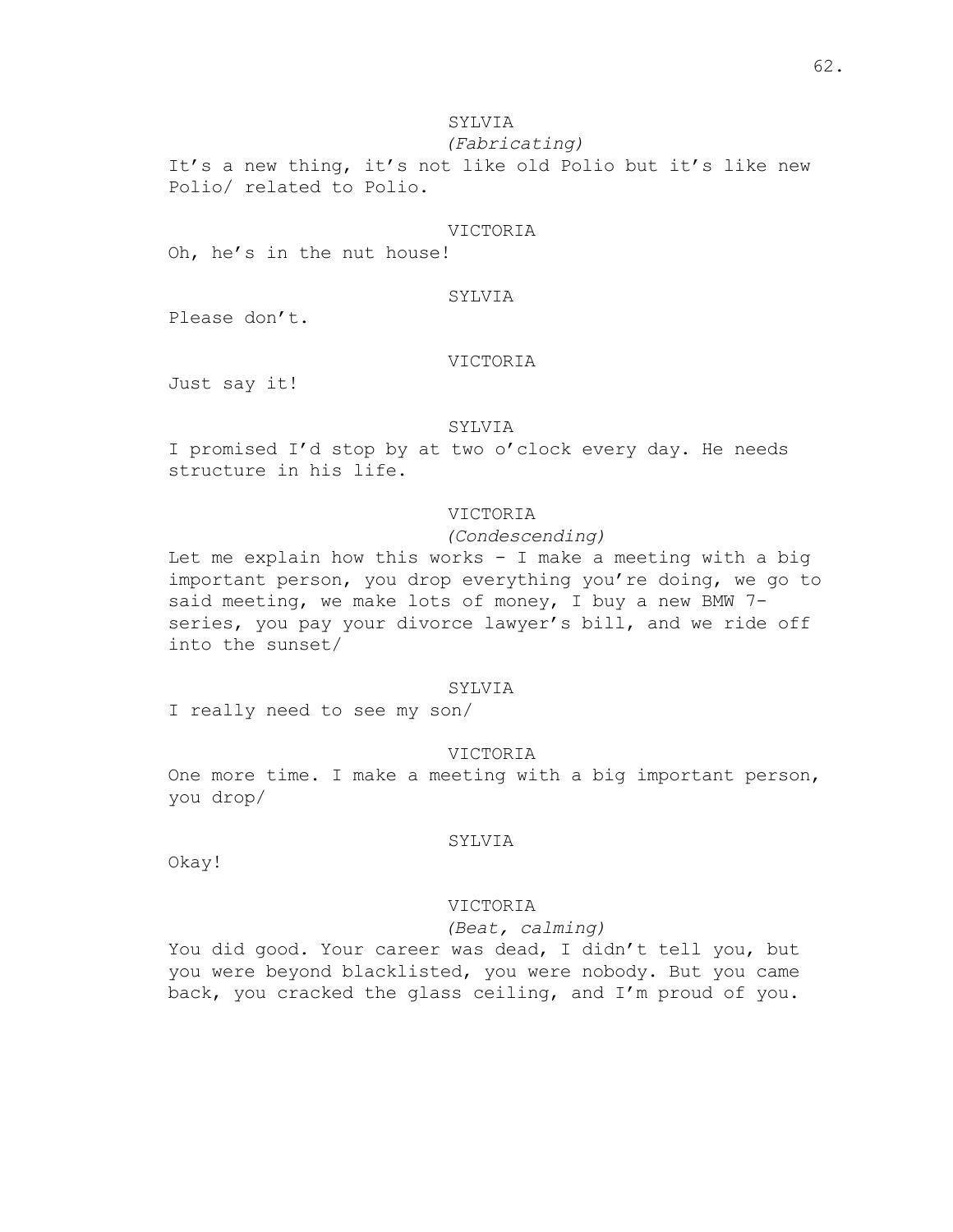SYLVIA

*(Fabricating)*

It's a new thing, it's not like old Polio but it's like new Polio/ related to Polio.

VICTORIA

Oh, he's in the nut house!

SYLVIA

Please don't.

VICTORIA

Just say it!

SYLVIA

I promised I'd stop by at two o'clock every day. He needs structure in his life.

VICTORIA

*(Condescending)*

Let me explain how this works - I make a meeting with a big important person, you drop everything you're doing, we go to said meeting, we make lots of money, I buy a new BMW 7-series, you pay your divorce lawyer's bill, and we ride off into the sunset/

SYLVIA

I really need to see my son/

VICTORIA

One more time. I make a meeting with a big important person, you drop/

SYLVIA

Okay!

VICTORIA

*(Beat, calming)*

You did good. Your career was dead, I didn't tell you, but you were beyond blacklisted, you were nobody. But you came back, you cracked the glass ceiling, and I'm proud of you.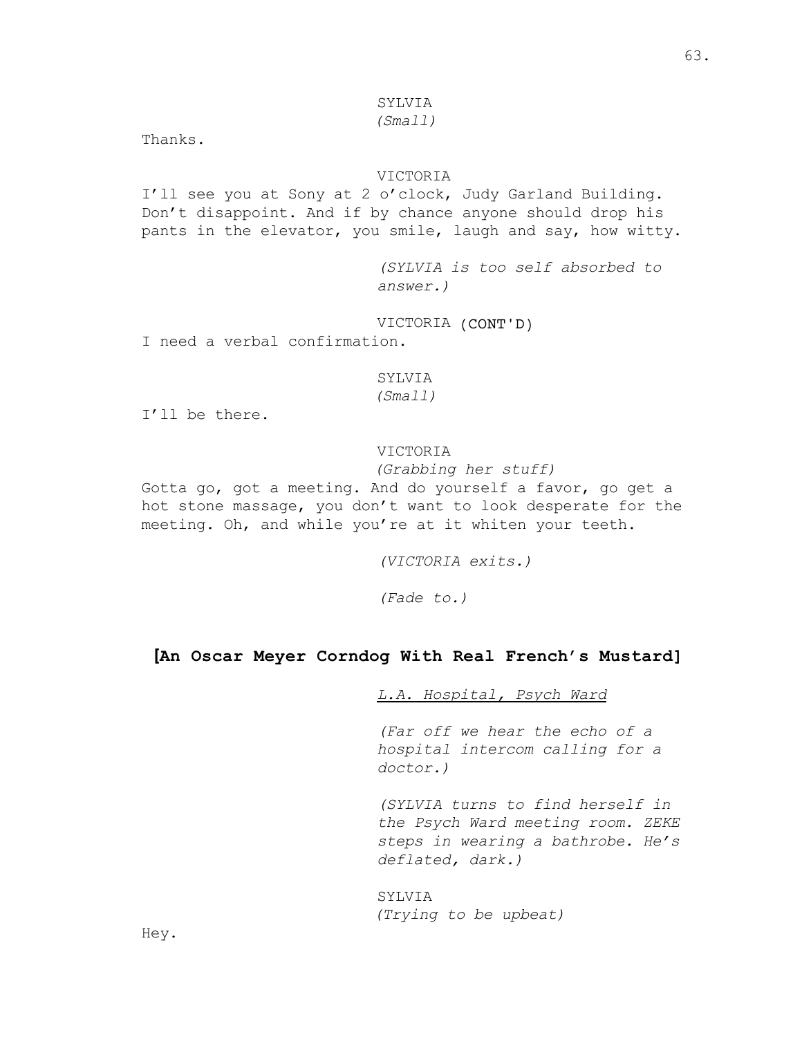SYLVIA
*(Small)*

Thanks.

VICTORIA

I'll see you at Sony at 2 o'clock, Judy Garland Building. Don't disappoint. And if by chance anyone should drop his pants in the elevator, you smile, laugh and say, how witty.

*(SYLVIA is too self absorbed to answer.)*

VICTORIA (CONT'D)

I need a verbal confirmation.

SYLVIA
*(Small)*

I'll be there.

VICTORIA
*(Grabbing her stuff)*

Gotta go, got a meeting. And do yourself a favor, go get a hot stone massage, you don't want to look desperate for the meeting. Oh, and while you're at it whiten your teeth.

*(VICTORIA exits.)*

*(Fade to.)*

## [An Oscar Meyer Corndog With Real French's Mustard]

<u>*L.A. Hospital, Psych Ward*</u>

*(Far off we hear the echo of a hospital intercom calling for a doctor.)*

*(SYLVIA turns to find herself in the Psych Ward meeting room. ZEKE steps in wearing a bathrobe. He's deflated, dark.)*

SYLVIA
*(Trying to be upbeat)*

Hey.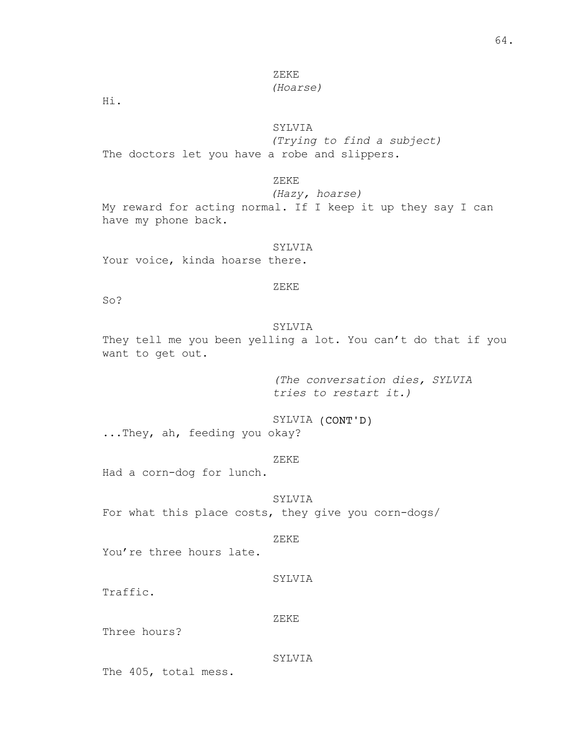ZEKE
*(Hoarse)*

Hi.

SYLVIA
*(Trying to find a subject)*

The doctors let you have a robe and slippers.

ZEKE
*(Hazy, hoarse)*

My reward for acting normal. If I keep it up they say I can have my phone back.

SYLVIA

Your voice, kinda hoarse there.

ZEKE

So?

SYLVIA

They tell me you been yelling a lot. You can't do that if you want to get out.

*(The conversation dies, SYLVIA tries to restart it.)*

SYLVIA (CONT'D)

...They, ah, feeding you okay?

ZEKE

Had a corn-dog for lunch.

SYLVIA

For what this place costs, they give you corn-dogs/

ZEKE

You're three hours late.

SYLVIA

Traffic.

ZEKE

Three hours?

SYLVIA

The 405, total mess.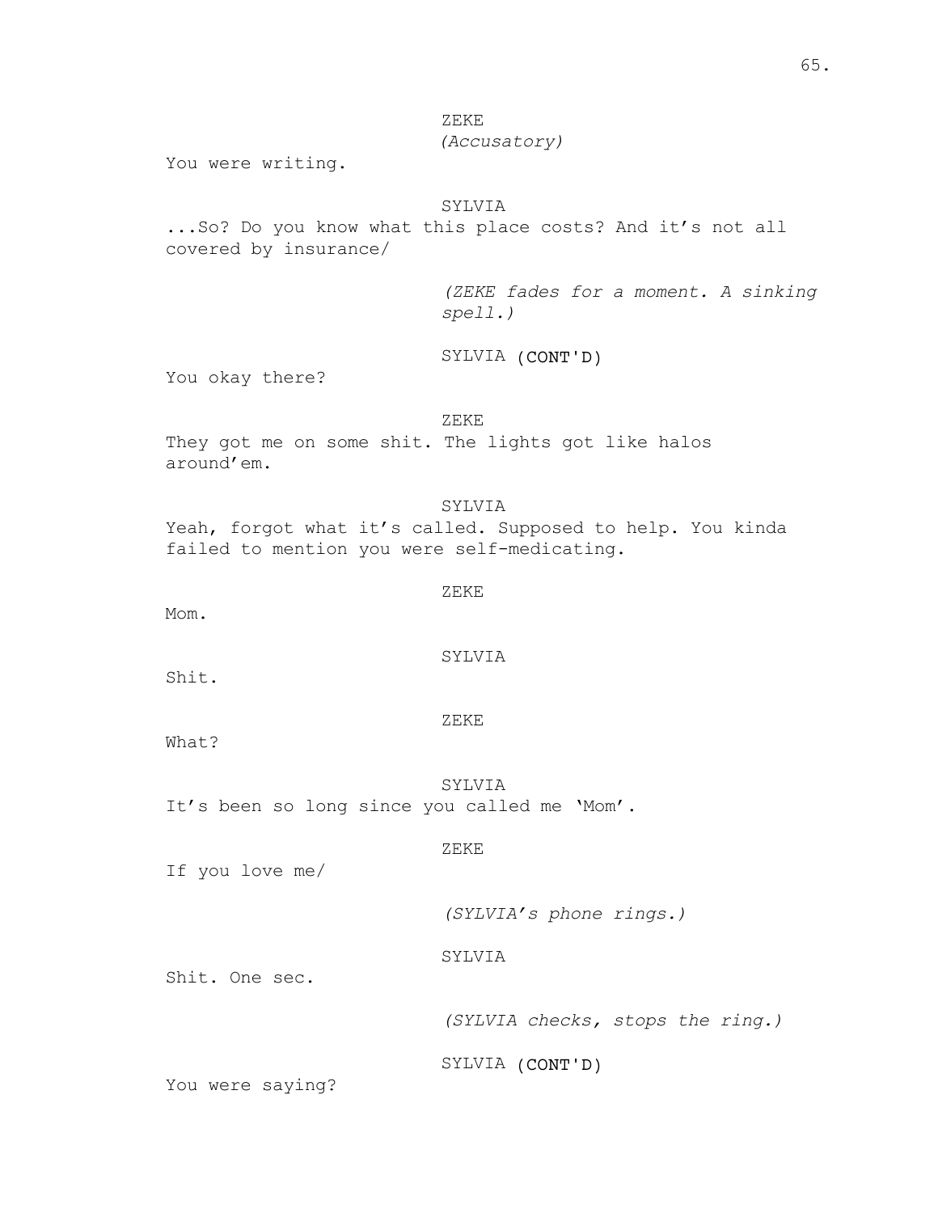ZEKE
*(Accusatory)*

You were writing.

SYLVIA

...So? Do you know what this place costs? And it's not all covered by insurance/

*(ZEKE fades for a moment. A sinking spell.)*

SYLVIA (CONT'D)

You okay there?

ZEKE

They got me on some shit. The lights got like halos around'em.

SYLVIA

Yeah, forgot what it's called. Supposed to help. You kinda failed to mention you were self-medicating.

ZEKE

Mom.

SYLVIA

Shit.

ZEKE

What?

SYLVIA

It's been so long since you called me 'Mom'.

ZEKE

If you love me/

*(SYLVIA's phone rings.)*

SYLVIA

Shit. One sec.

*(SYLVIA checks, stops the ring.)*

SYLVIA (CONT'D)

You were saying?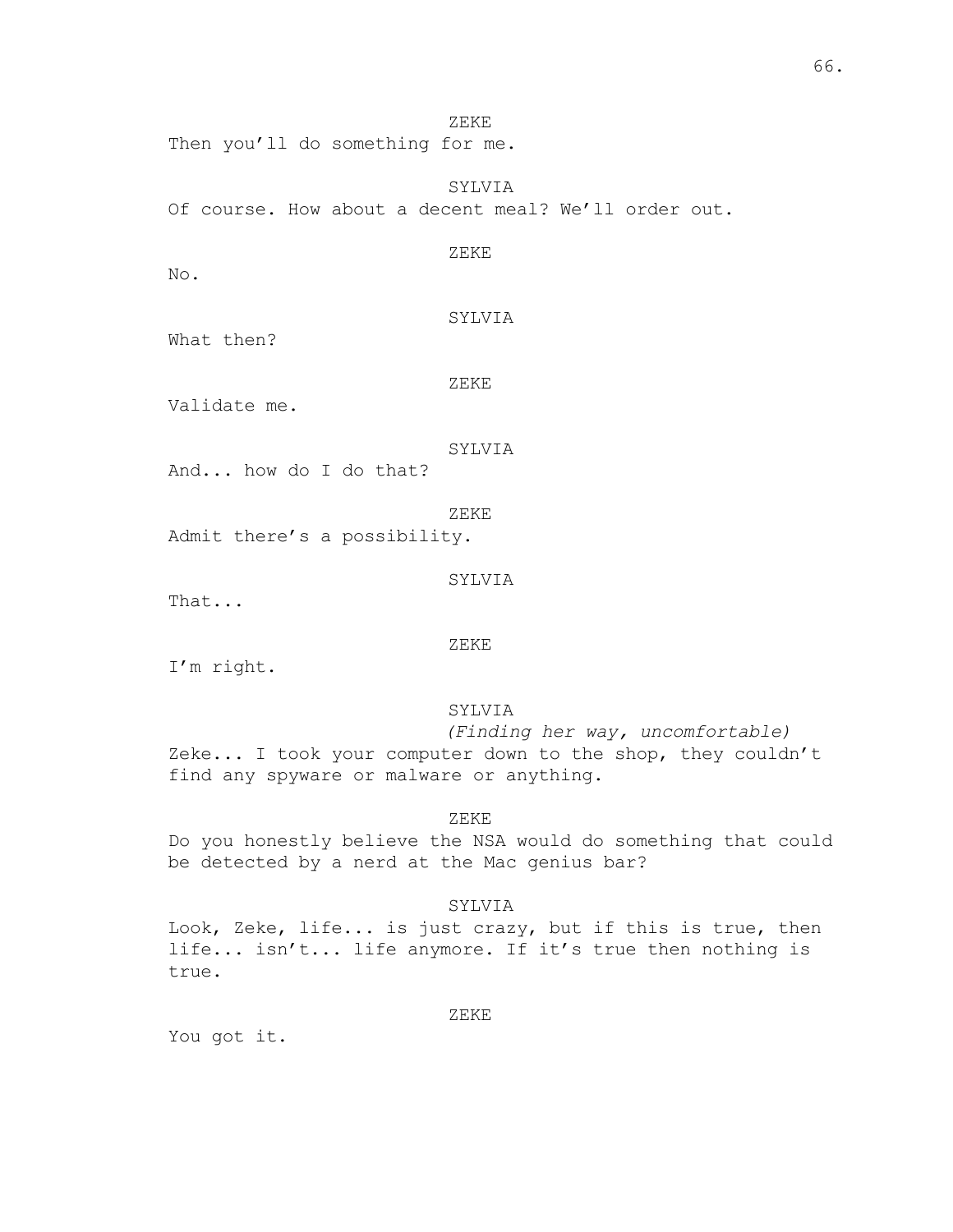ZEKE

Then you'll do something for me.

SYLVIA

Of course. How about a decent meal? We'll order out.

ZEKE

No.

SYLVIA

What then?

ZEKE

Validate me.

SYLVIA

And... how do I do that?

ZEKE

Admit there's a possibility.

SYLVIA

That...

ZEKE

I'm right.

SYLVIA

*(Finding her way, uncomfortable)*

Zeke... I took your computer down to the shop, they couldn't find any spyware or malware or anything.

ZEKE

Do you honestly believe the NSA would do something that could be detected by a nerd at the Mac genius bar?

SYLVIA

Look, Zeke, life... is just crazy, but if this is true, then life... isn't... life anymore. If it's true then nothing is true.

ZEKE

You got it.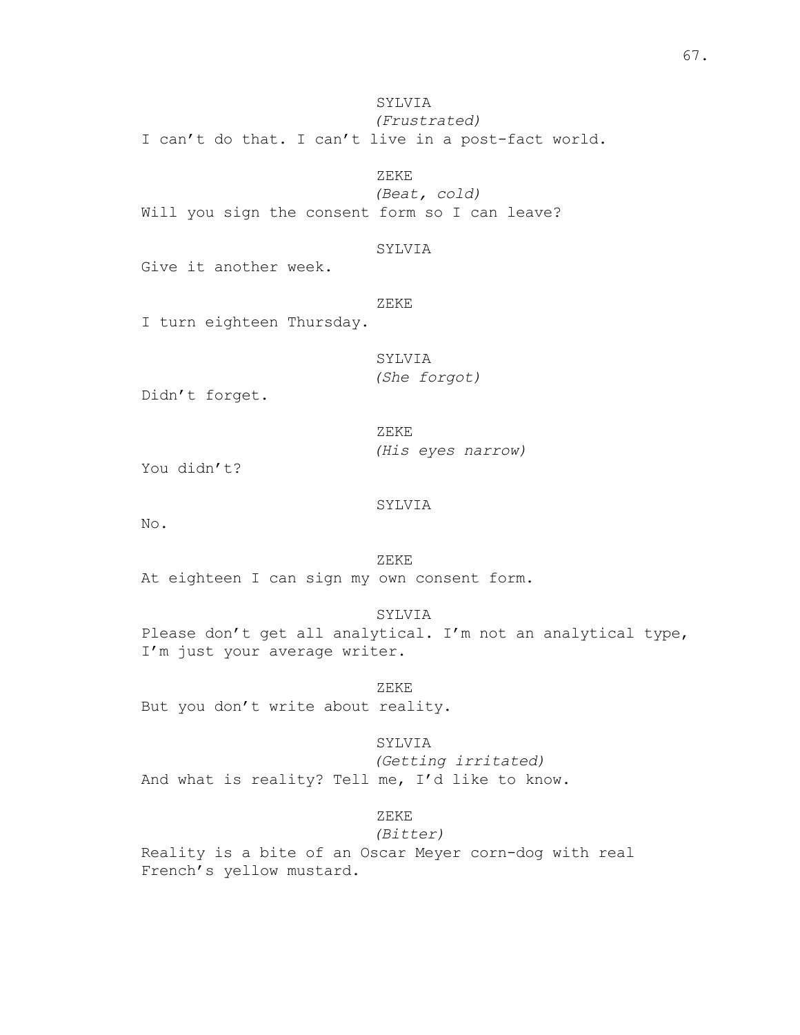SYLVIA
*(Frustrated)*
I can't do that. I can't live in a post-fact world.

ZEKE
*(Beat, cold)*
Will you sign the consent form so I can leave?

SYLVIA
Give it another week.

ZEKE
I turn eighteen Thursday.

SYLVIA
*(She forgot)*
Didn't forget.

ZEKE
*(His eyes narrow)*
You didn't?

SYLVIA
No.

ZEKE
At eighteen I can sign my own consent form.

SYLVIA
Please don't get all analytical. I'm not an analytical type, I'm just your average writer.

ZEKE
But you don't write about reality.

SYLVIA
*(Getting irritated)*
And what is reality? Tell me, I'd like to know.

ZEKE
*(Bitter)*
Reality is a bite of an Oscar Meyer corn-dog with real French's yellow mustard.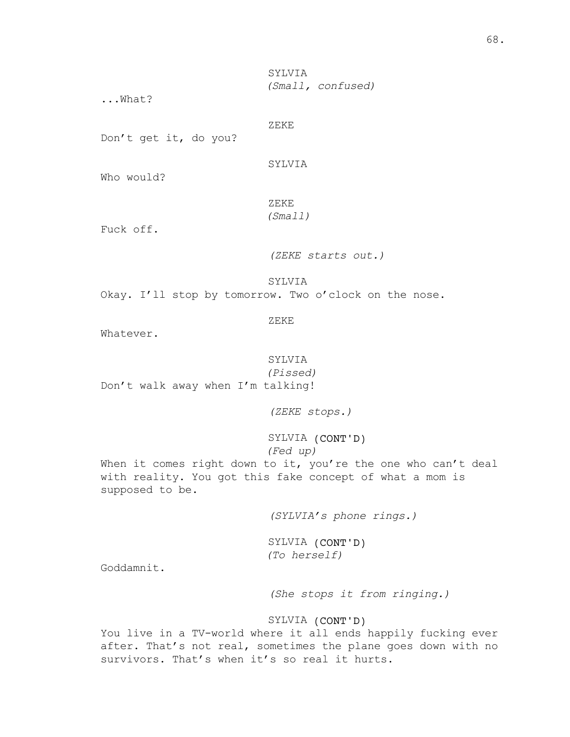SYLVIA
*(Small, confused)*
...What?

ZEKE
Don't get it, do you?

SYLVIA
Who would?

ZEKE
*(Small)*
Fuck off.

*(ZEKE starts out.)*

SYLVIA
Okay. I'll stop by tomorrow. Two o'clock on the nose.

ZEKE
Whatever.

SYLVIA
*(Pissed)*
Don't walk away when I'm talking!

*(ZEKE stops.)*

SYLVIA (CONT'D)
*(Fed up)*
When it comes right down to it, you're the one who can't deal with reality. You got this fake concept of what a mom is supposed to be.

*(SYLVIA's phone rings.)*

SYLVIA (CONT'D)
*(To herself)*
Goddamnit.

*(She stops it from ringing.)*

SYLVIA (CONT'D)
You live in a TV-world where it all ends happily fucking ever after. That's not real, sometimes the plane goes down with no survivors. That's when it's so real it hurts.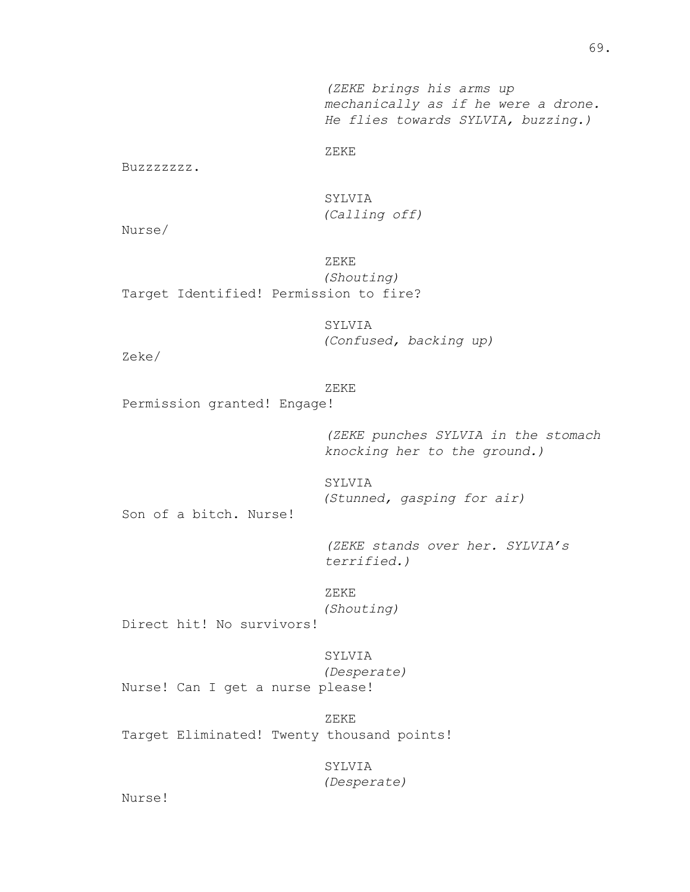*(ZEKE brings his arms up mechanically as if he were a drone. He flies towards SYLVIA, buzzing.)*

ZEKE

Buzzzzzzz.

SYLVIA
*(Calling off)*

Nurse/

ZEKE
*(Shouting)*

Target Identified! Permission to fire?

SYLVIA
*(Confused, backing up)*

Zeke/

ZEKE

Permission granted! Engage!

*(ZEKE punches SYLVIA in the stomach knocking her to the ground.)*

SYLVIA
*(Stunned, gasping for air)*

Son of a bitch. Nurse!

*(ZEKE stands over her. SYLVIA's terrified.)*

ZEKE
*(Shouting)*

Direct hit! No survivors!

SYLVIA
*(Desperate)*

Nurse! Can I get a nurse please!

ZEKE

Target Eliminated! Twenty thousand points!

SYLVIA
*(Desperate)*

Nurse!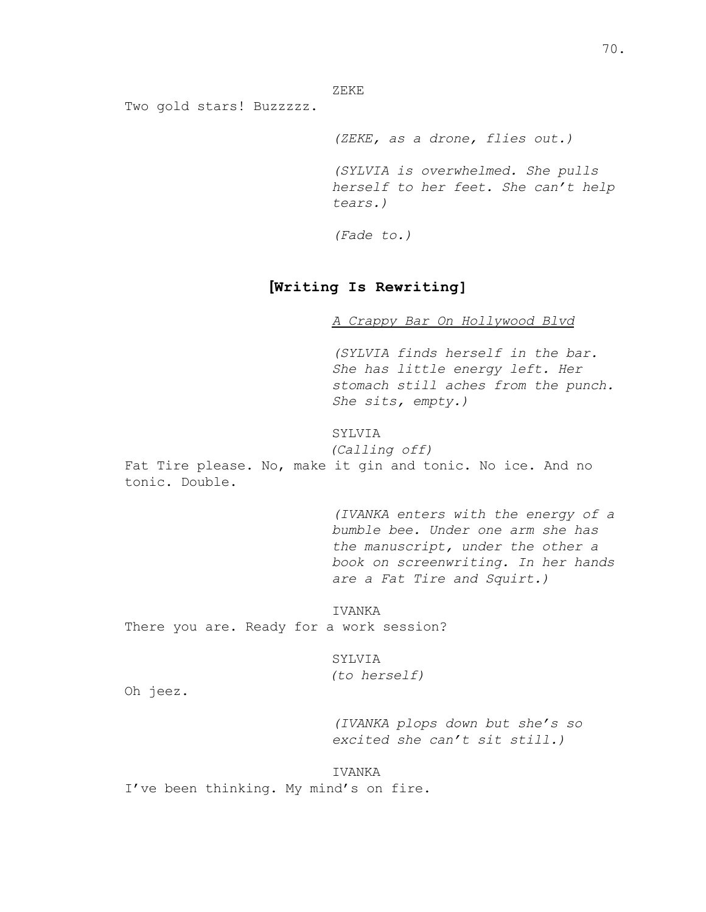ZEKE

Two gold stars! Buzzzzz.

*(ZEKE, as a drone, flies out.)*

*(SYLVIA is overwhelmed. She pulls herself to her feet. She can't help tears.)*

*(Fade to.)*

## [Writing Is Rewriting]

<u>*A Crappy Bar On Hollywood Blvd*</u>

*(SYLVIA finds herself in the bar. She has little energy left. Her stomach still aches from the punch. She sits, empty.)*

SYLVIA
*(Calling off)*

Fat Tire please. No, make it gin and tonic. No ice. And no tonic. Double.

*(IVANKA enters with the energy of a bumble bee. Under one arm she has the manuscript, under the other a book on screenwriting. In her hands are a Fat Tire and Squirt.)*

IVANKA

There you are. Ready for a work session?

SYLVIA
*(to herself)*

Oh jeez.

*(IVANKA plops down but she's so excited she can't sit still.)*

IVANKA

I've been thinking. My mind's on fire.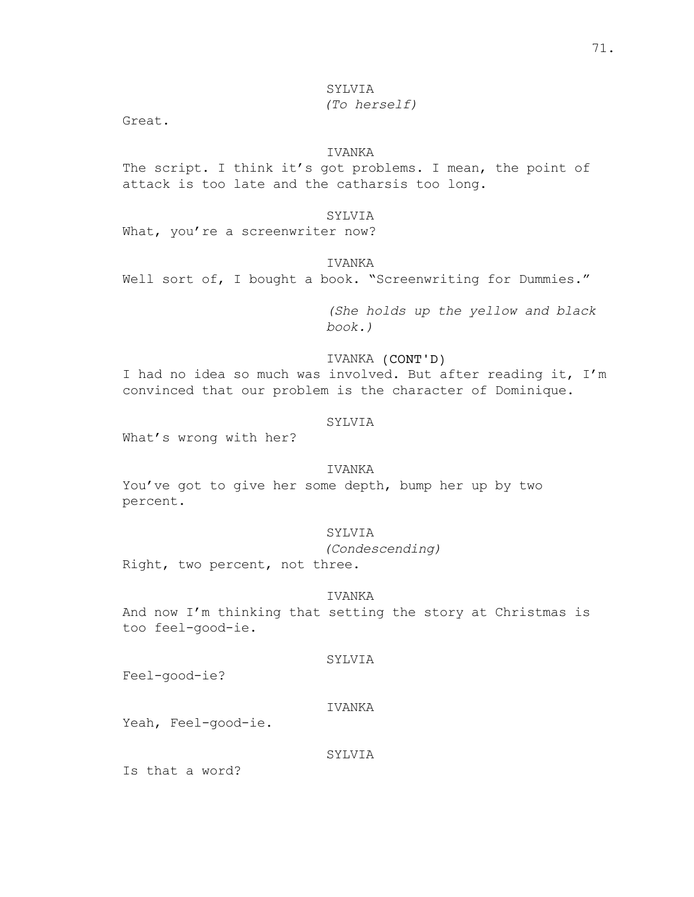SYLVIA
*(To herself)*

Great.

IVANKA

The script. I think it's got problems. I mean, the point of attack is too late and the catharsis too long.

SYLVIA

What, you're a screenwriter now?

IVANKA

Well sort of, I bought a book. "Screenwriting for Dummies."

*(She holds up the yellow and black book.)*

IVANKA (CONT'D)

I had no idea so much was involved. But after reading it, I'm convinced that our problem is the character of Dominique.

SYLVIA

What's wrong with her?

IVANKA

You've got to give her some depth, bump her up by two percent.

SYLVIA
*(Condescending)*

Right, two percent, not three.

IVANKA

And now I'm thinking that setting the story at Christmas is too feel-good-ie.

SYLVIA

Feel-good-ie?

IVANKA

Yeah, Feel-good-ie.

SYLVIA

Is that a word?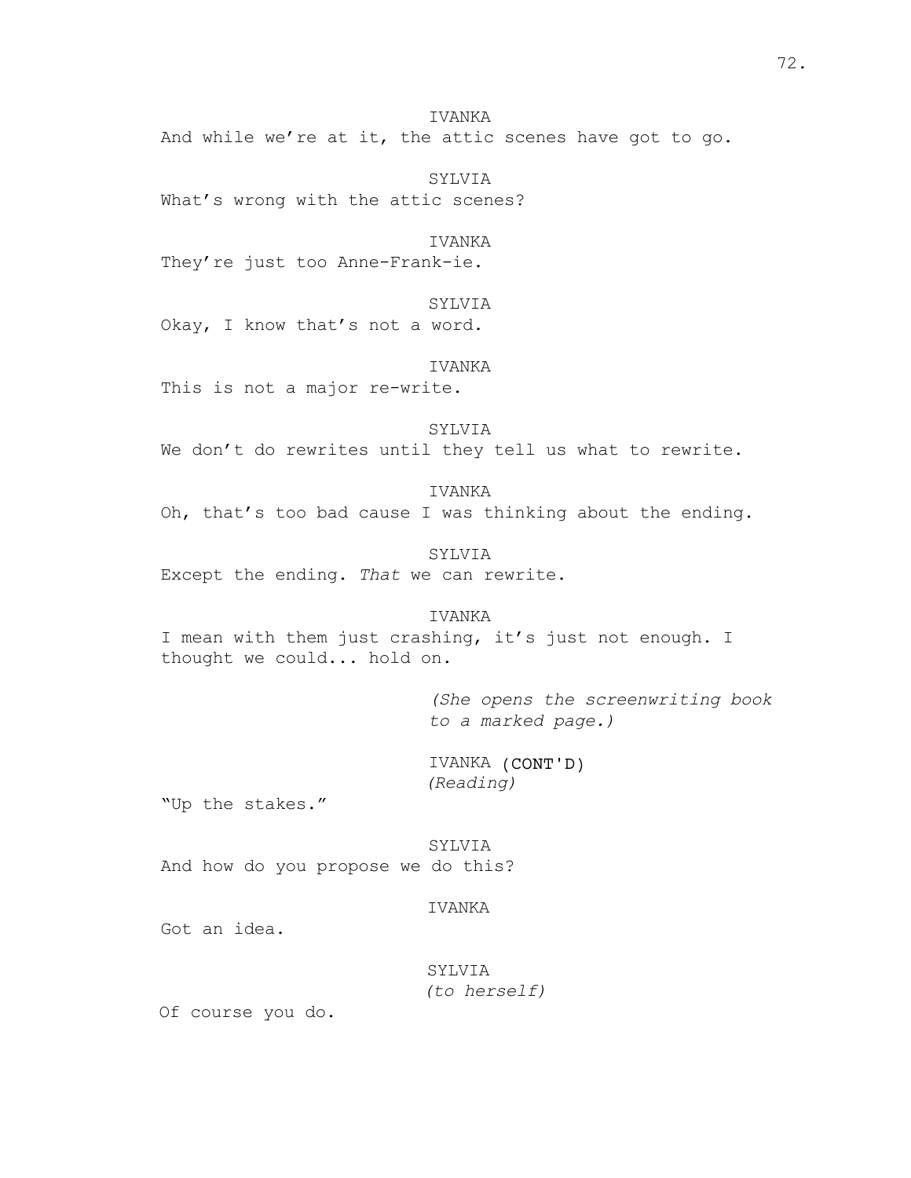IVANKA

And while we're at it, the attic scenes have got to go.

SYLVIA

What's wrong with the attic scenes?

IVANKA

They're just too Anne-Frank-ie.

SYLVIA

Okay, I know that's not a word.

IVANKA

This is not a major re-write.

SYLVIA

We don't do rewrites until they tell us what to rewrite.

IVANKA

Oh, that's too bad cause I was thinking about the ending.

SYLVIA

Except the ending. *That* we can rewrite.

IVANKA

I mean with them just crashing, it's just not enough. I thought we could... hold on.

*(She opens the screenwriting book to a marked page.)*

IVANKA (CONT'D)
*(Reading)*

"Up the stakes."

SYLVIA

And how do you propose we do this?

IVANKA

Got an idea.

SYLVIA
*(to herself)*

Of course you do.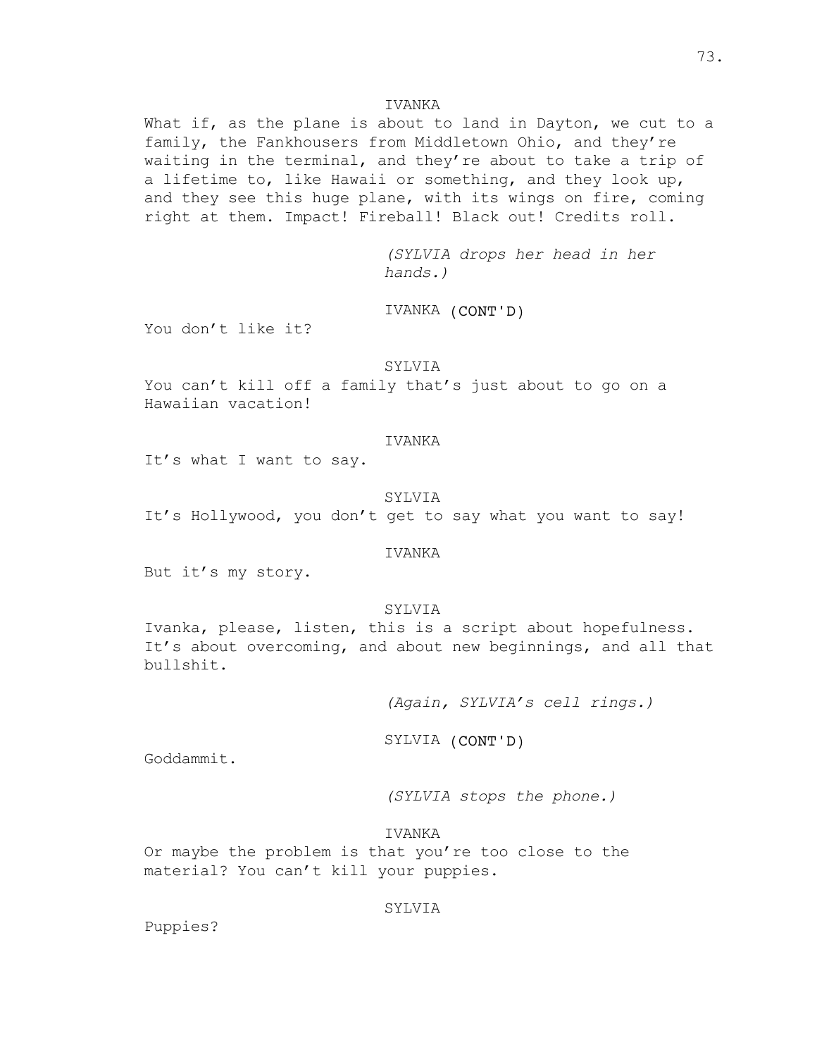IVANKA

What if, as the plane is about to land in Dayton, we cut to a family, the Fankhousers from Middletown Ohio, and they're waiting in the terminal, and they're about to take a trip of a lifetime to, like Hawaii or something, and they look up, and they see this huge plane, with its wings on fire, coming right at them. Impact! Fireball! Black out! Credits roll.

*(SYLVIA drops her head in her hands.)*

IVANKA (CONT'D)

You don't like it?

SYLVIA

You can't kill off a family that's just about to go on a Hawaiian vacation!

IVANKA

It's what I want to say.

SYLVIA

It's Hollywood, you don't get to say what you want to say!

IVANKA

But it's my story.

SYLVIA

Ivanka, please, listen, this is a script about hopefulness. It's about overcoming, and about new beginnings, and all that bullshit.

*(Again, SYLVIA's cell rings.)*

SYLVIA (CONT'D)

Goddammit.

*(SYLVIA stops the phone.)*

IVANKA

Or maybe the problem is that you're too close to the material? You can't kill your puppies.

SYLVIA

Puppies?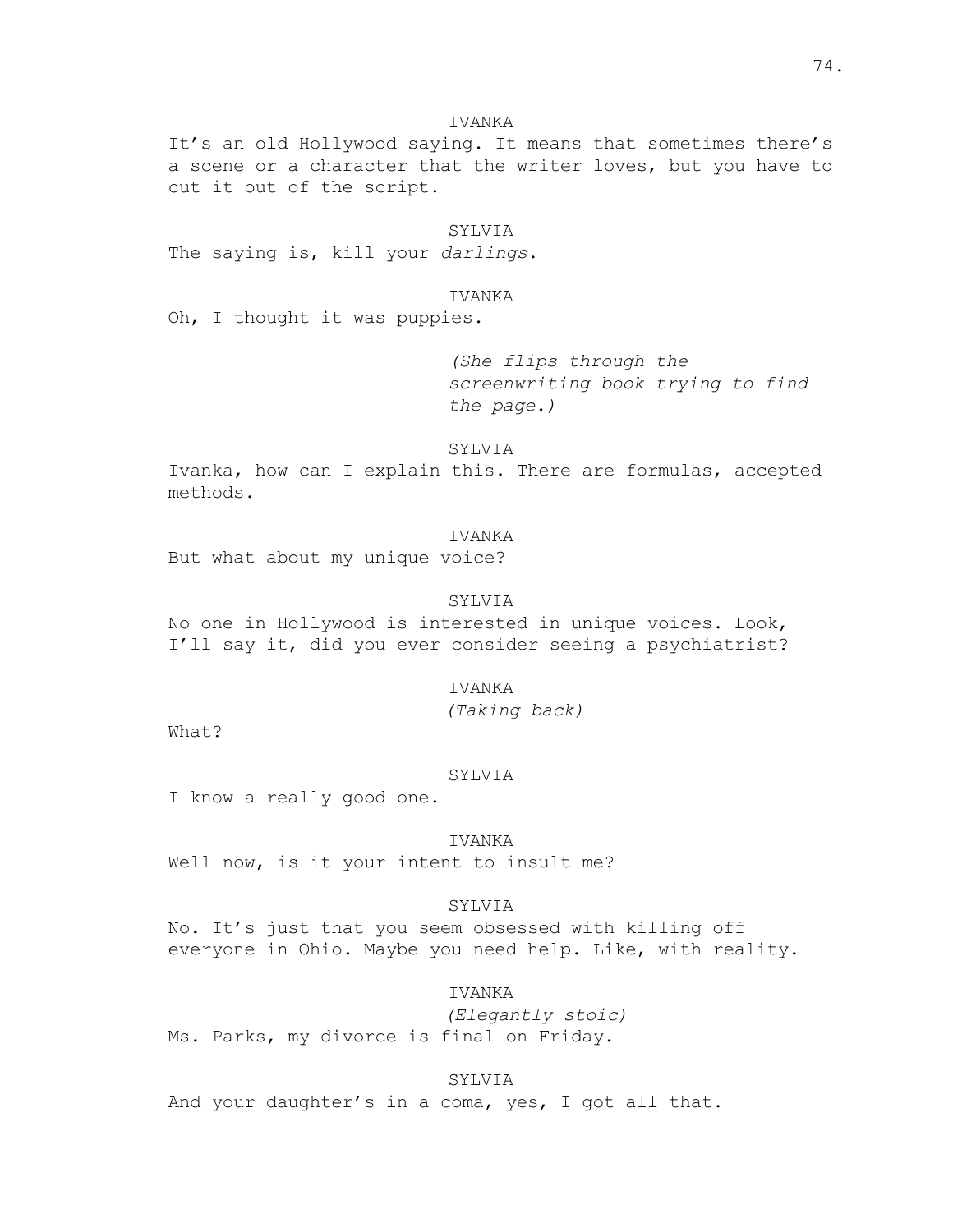IVANKA

It's an old Hollywood saying. It means that sometimes there's a scene or a character that the writer loves, but you have to cut it out of the script.

SYLVIA

The saying is, kill your *darlings*.

IVANKA

Oh, I thought it was puppies.

*(She flips through the screenwriting book trying to find the page.)*

SYLVIA

Ivanka, how can I explain this. There are formulas, accepted methods.

IVANKA

But what about my unique voice?

SYLVIA

No one in Hollywood is interested in unique voices. Look, I'll say it, did you ever consider seeing a psychiatrist?

IVANKA

*(Taking back)*

What?

SYLVIA

I know a really good one.

IVANKA

Well now, is it your intent to insult me?

SYLVIA

No. It's just that you seem obsessed with killing off everyone in Ohio. Maybe you need help. Like, with reality.

IVANKA

*(Elegantly stoic)*

Ms. Parks, my divorce is final on Friday.

SYLVIA

And your daughter's in a coma, yes, I got all that.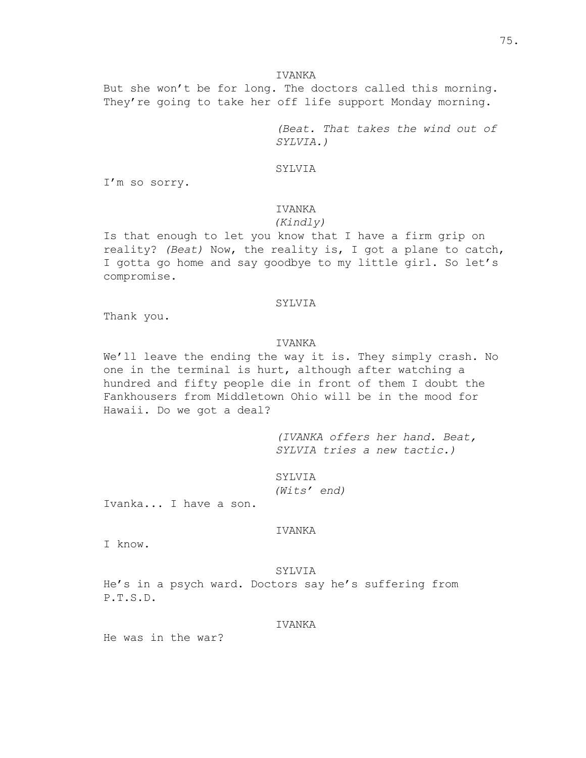IVANKA

But she won't be for long. The doctors called this morning. They're going to take her off life support Monday morning.

*(Beat. That takes the wind out of SYLVIA.)*

SYLVIA

I'm so sorry.

IVANKA

*(Kindly)*

Is that enough to let you know that I have a firm grip on reality? *(Beat)* Now, the reality is, I got a plane to catch, I gotta go home and say goodbye to my little girl. So let's compromise.

SYLVIA

Thank you.

IVANKA

We'll leave the ending the way it is. They simply crash. No one in the terminal is hurt, although after watching a hundred and fifty people die in front of them I doubt the Fankhousers from Middletown Ohio will be in the mood for Hawaii. Do we got a deal?

*(IVANKA offers her hand. Beat, SYLVIA tries a new tactic.)*

SYLVIA

*(Wits' end)*

Ivanka... I have a son.

IVANKA

I know.

SYLVIA

He's in a psych ward. Doctors say he's suffering from P.T.S.D.

IVANKA

He was in the war?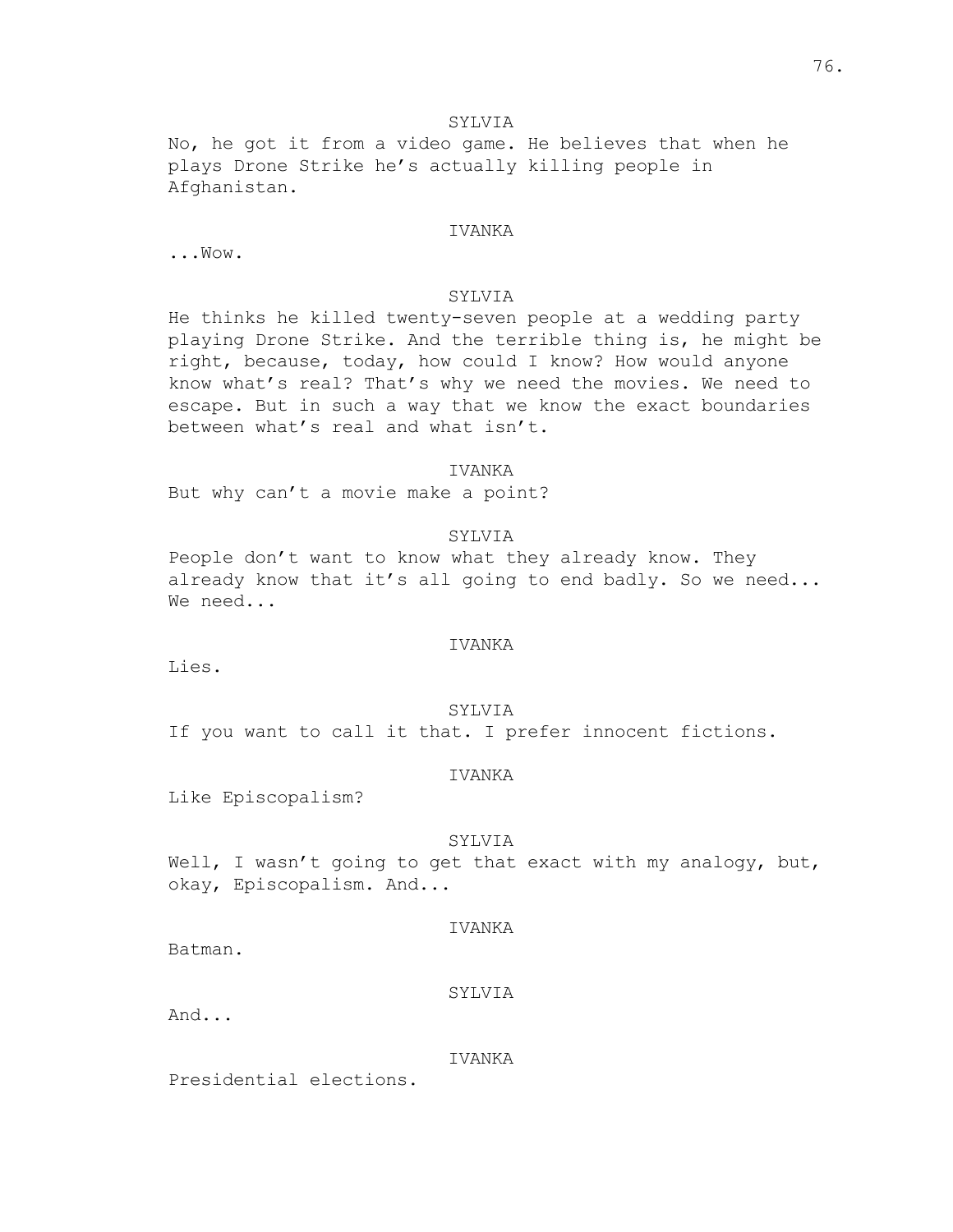SYLVIA

No, he got it from a video game. He believes that when he plays Drone Strike he's actually killing people in Afghanistan.

IVANKA

...Wow.

SYLVIA

He thinks he killed twenty-seven people at a wedding party playing Drone Strike. And the terrible thing is, he might be right, because, today, how could I know? How would anyone know what's real? That's why we need the movies. We need to escape. But in such a way that we know the exact boundaries between what's real and what isn't.

IVANKA

But why can't a movie make a point?

SYLVIA

People don't want to know what they already know. They already know that it's all going to end badly. So we need... We need...

IVANKA

Lies.

SYLVIA

If you want to call it that. I prefer innocent fictions.

IVANKA

Like Episcopalism?

SYLVIA

Well, I wasn't going to get that exact with my analogy, but, okay, Episcopalism. And...

IVANKA

Batman.

SYLVIA

And...

IVANKA

Presidential elections.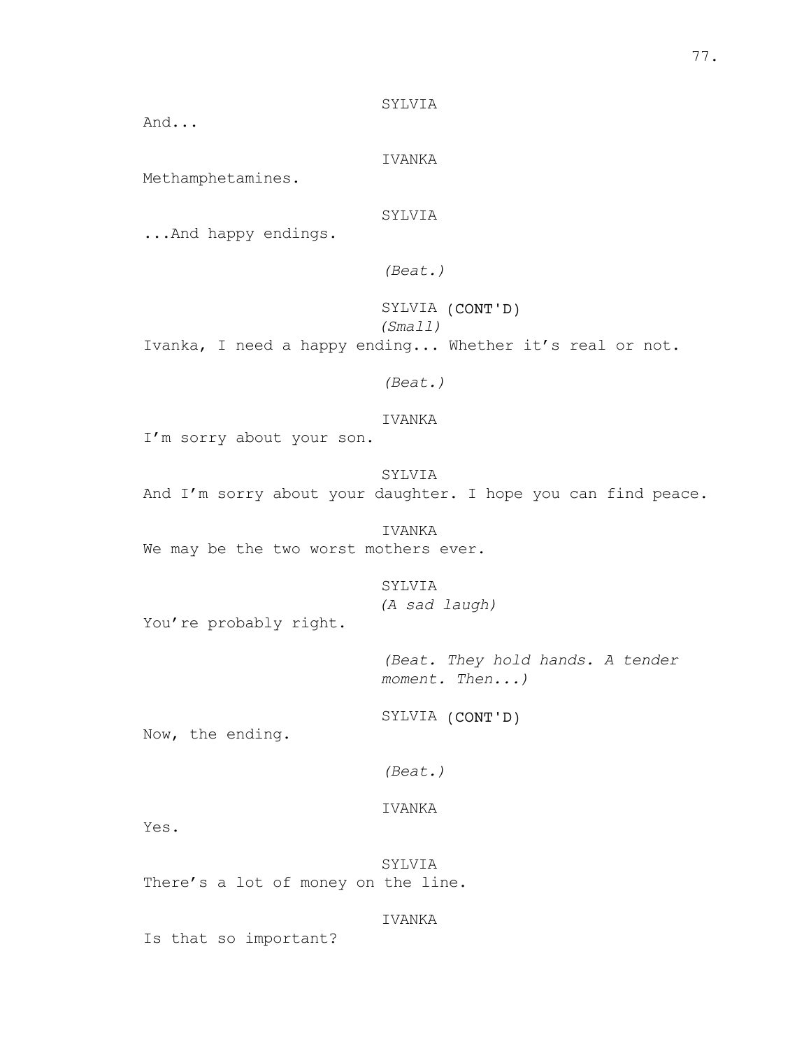SYLVIA

And...

IVANKA

Methamphetamines.

SYLVIA

...And happy endings.

*(Beat.)*

SYLVIA (CONT'D)

*(Small)*

Ivanka, I need a happy ending... Whether it's real or not.

*(Beat.)*

IVANKA

I'm sorry about your son.

SYLVIA

And I'm sorry about your daughter. I hope you can find peace.

IVANKA

We may be the two worst mothers ever.

SYLVIA

*(A sad laugh)*

You're probably right.

*(Beat. They hold hands. A tender moment. Then...)*

SYLVIA (CONT'D)

Now, the ending.

*(Beat.)*

IVANKA

Yes.

SYLVIA

There's a lot of money on the line.

IVANKA

Is that so important?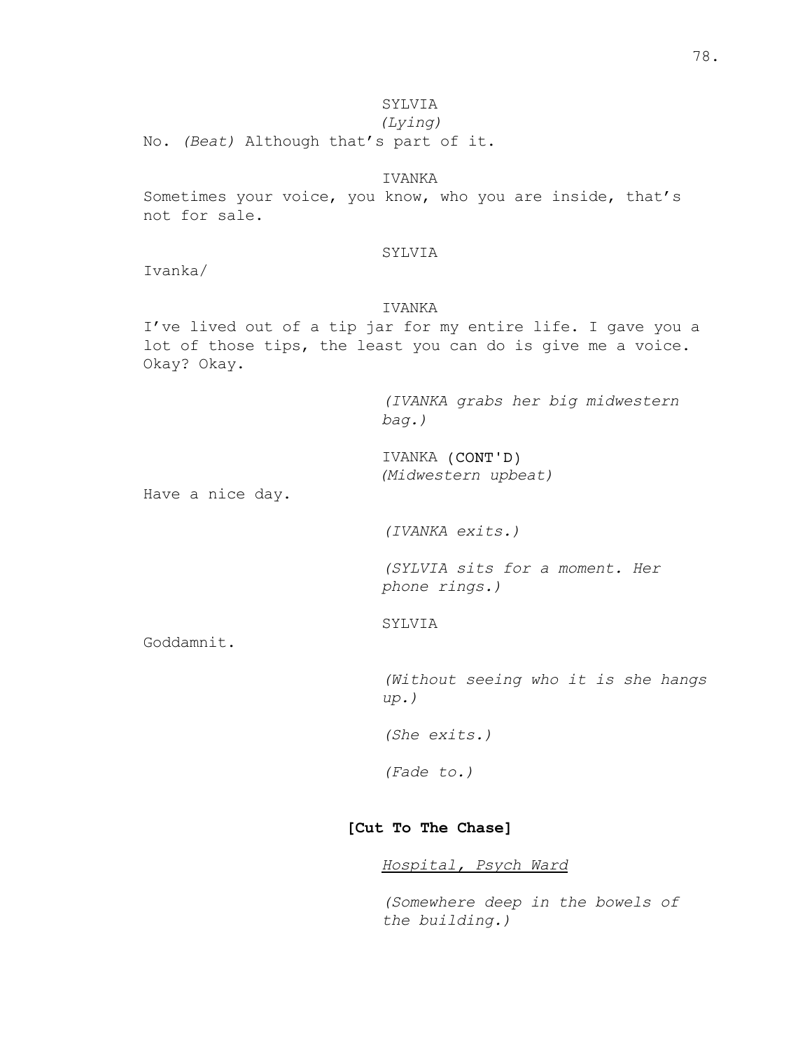SYLVIA
*(Lying)*
No. *(Beat)* Although that's part of it.

IVANKA
Sometimes your voice, you know, who you are inside, that's not for sale.

SYLVIA
Ivanka/

IVANKA
I've lived out of a tip jar for my entire life. I gave you a lot of those tips, the least you can do is give me a voice. Okay? Okay.

*(IVANKA grabs her big midwestern bag.)*

IVANKA (CONT'D)
*(Midwestern upbeat)*
Have a nice day.

*(IVANKA exits.)*

*(SYLVIA sits for a moment. Her phone rings.)*

SYLVIA
Goddamnit.

*(Without seeing who it is she hangs up.)*

*(She exits.)*

*(Fade to.)*

**[Cut To The Chase]**

<u>*Hospital, Psych Ward*</u>

*(Somewhere deep in the bowels of the building.)*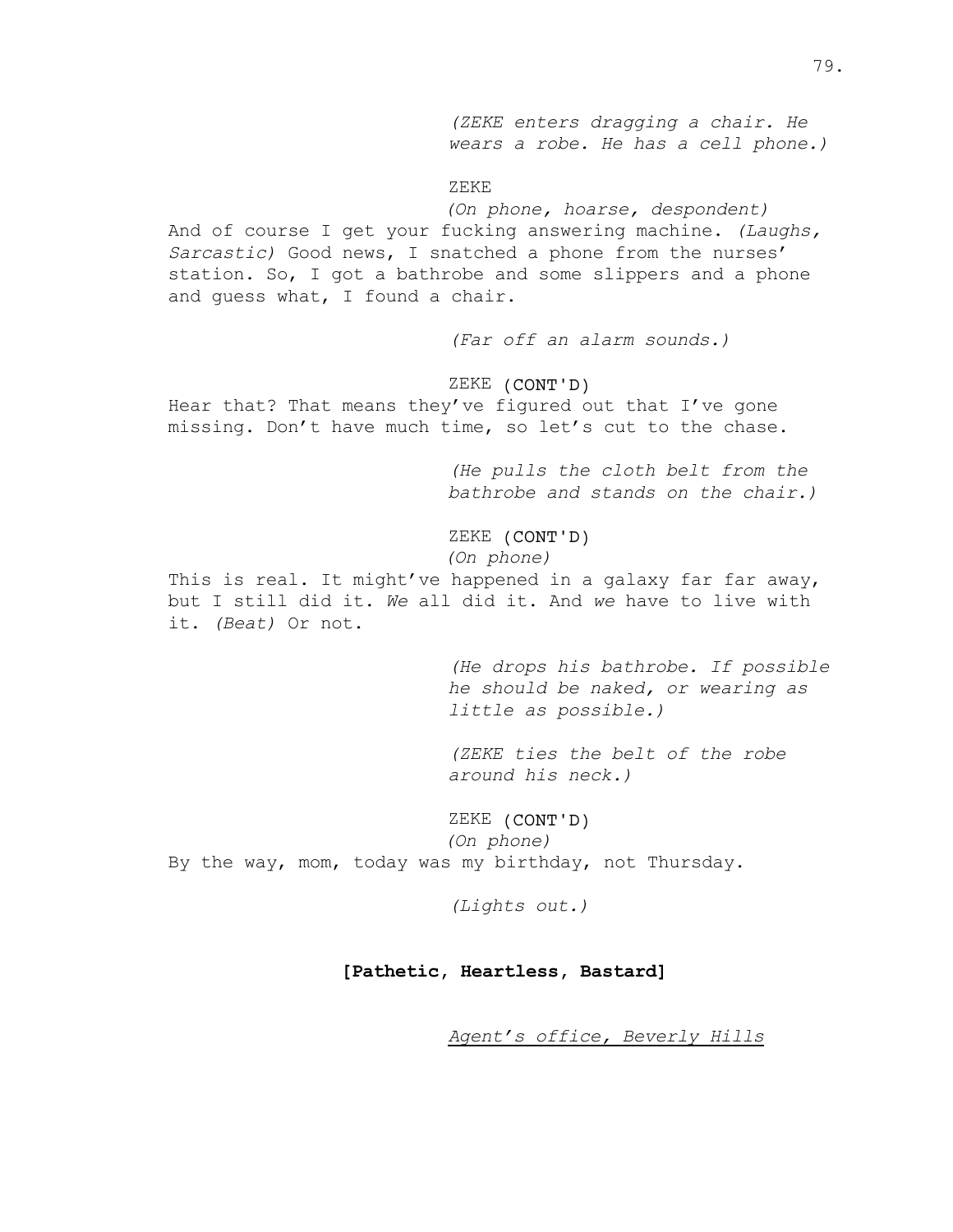*(ZEKE enters dragging a chair. He wears a robe. He has a cell phone.)*

ZEKE

*(On phone, hoarse, despondent)*

And of course I get your fucking answering machine. *(Laughs, Sarcastic)* Good news, I snatched a phone from the nurses' station. So, I got a bathrobe and some slippers and a phone and guess what, I found a chair.

*(Far off an alarm sounds.)*

ZEKE (CONT'D)

Hear that? That means they've figured out that I've gone missing. Don't have much time, so let's cut to the chase.

*(He pulls the cloth belt from the bathrobe and stands on the chair.)*

ZEKE (CONT'D)

*(On phone)*

This is real. It might've happened in a galaxy far far away, but I still did it. *We* all did it. And *we* have to live with it. *(Beat)* Or not.

*(He drops his bathrobe. If possible he should be naked, or wearing as little as possible.)*

*(ZEKE ties the belt of the robe around his neck.)*

ZEKE (CONT'D)

*(On phone)*

By the way, mom, today was my birthday, not Thursday.

*(Lights out.)*

**[Pathetic, Heartless, Bastard]**

<u>*Agent's office, Beverly Hills*</u>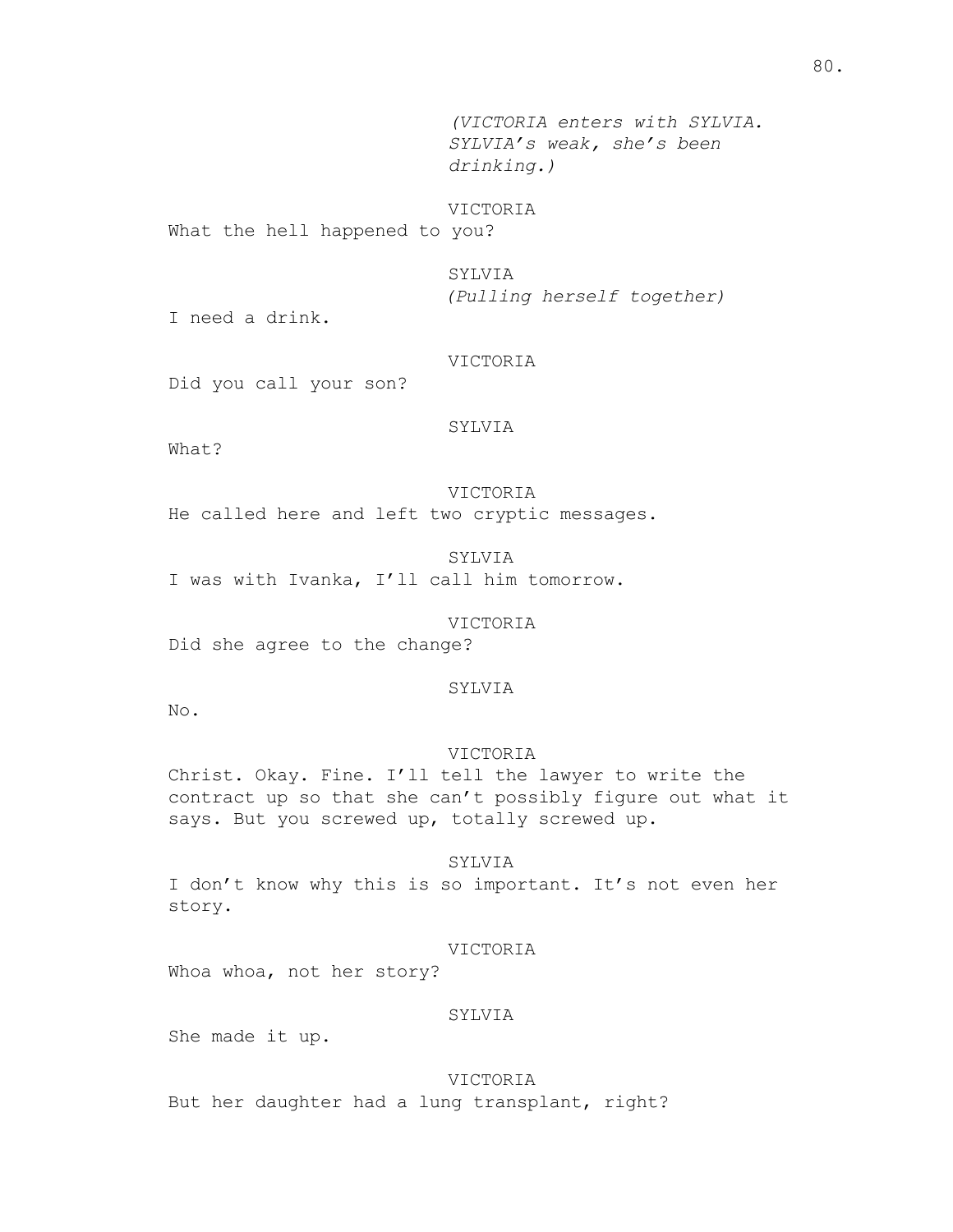*(VICTORIA enters with SYLVIA. SYLVIA's weak, she's been drinking.)*

VICTORIA

What the hell happened to you?

SYLVIA

*(Pulling herself together)*

I need a drink.

VICTORIA

Did you call your son?

SYLVIA

What?

VICTORIA

He called here and left two cryptic messages.

SYLVIA

I was with Ivanka, I'll call him tomorrow.

VICTORIA

Did she agree to the change?

SYLVIA

No.

VICTORIA

Christ. Okay. Fine. I'll tell the lawyer to write the contract up so that she can't possibly figure out what it says. But you screwed up, totally screwed up.

SYLVIA

I don't know why this is so important. It's not even her story.

VICTORIA

Whoa whoa, not her story?

SYLVIA

She made it up.

VICTORIA

But her daughter had a lung transplant, right?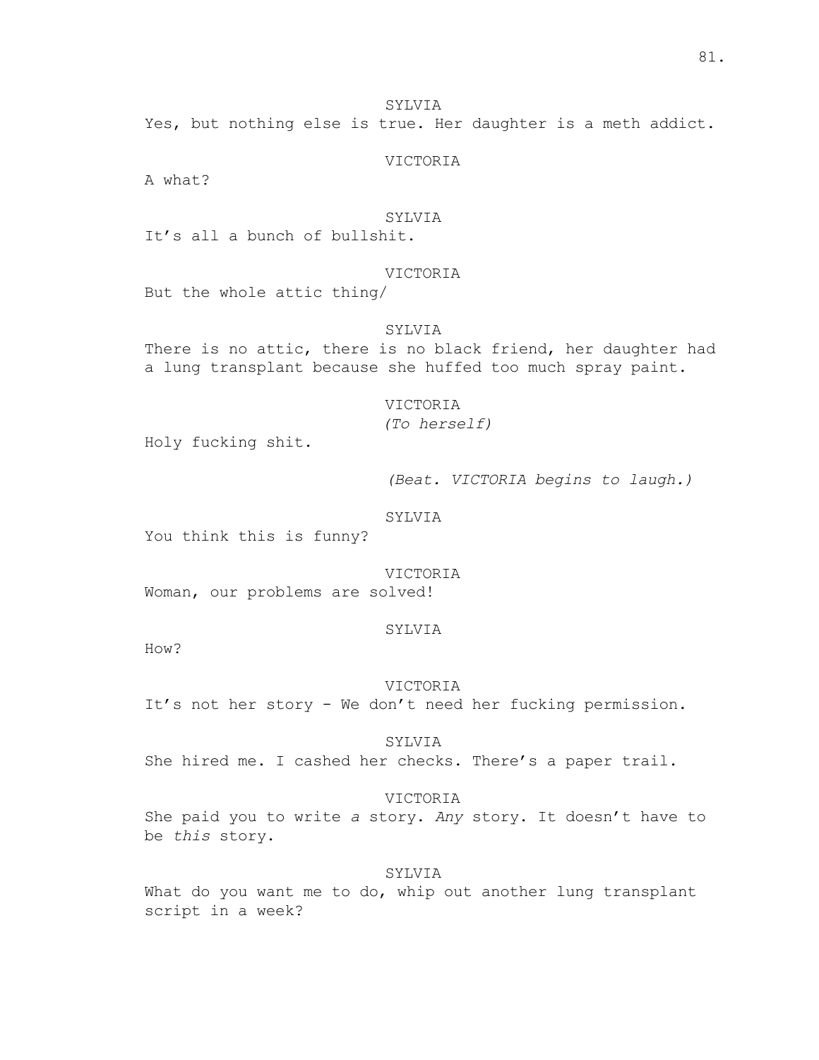SYLVIA
Yes, but nothing else is true. Her daughter is a meth addict.

VICTORIA
A what?

SYLVIA
It's all a bunch of bullshit.

VICTORIA
But the whole attic thing/

SYLVIA
There is no attic, there is no black friend, her daughter had a lung transplant because she huffed too much spray paint.

VICTORIA
*(To herself)*
Holy fucking shit.

*(Beat. VICTORIA begins to laugh.)*

SYLVIA
You think this is funny?

VICTORIA
Woman, our problems are solved!

SYLVIA
How?

VICTORIA
It's not her story - We don't need her fucking permission.

SYLVIA
She hired me. I cashed her checks. There's a paper trail.

VICTORIA
She paid you to write *a* story. *Any* story. It doesn't have to be *this* story.

SYLVIA
What do you want me to do, whip out another lung transplant script in a week?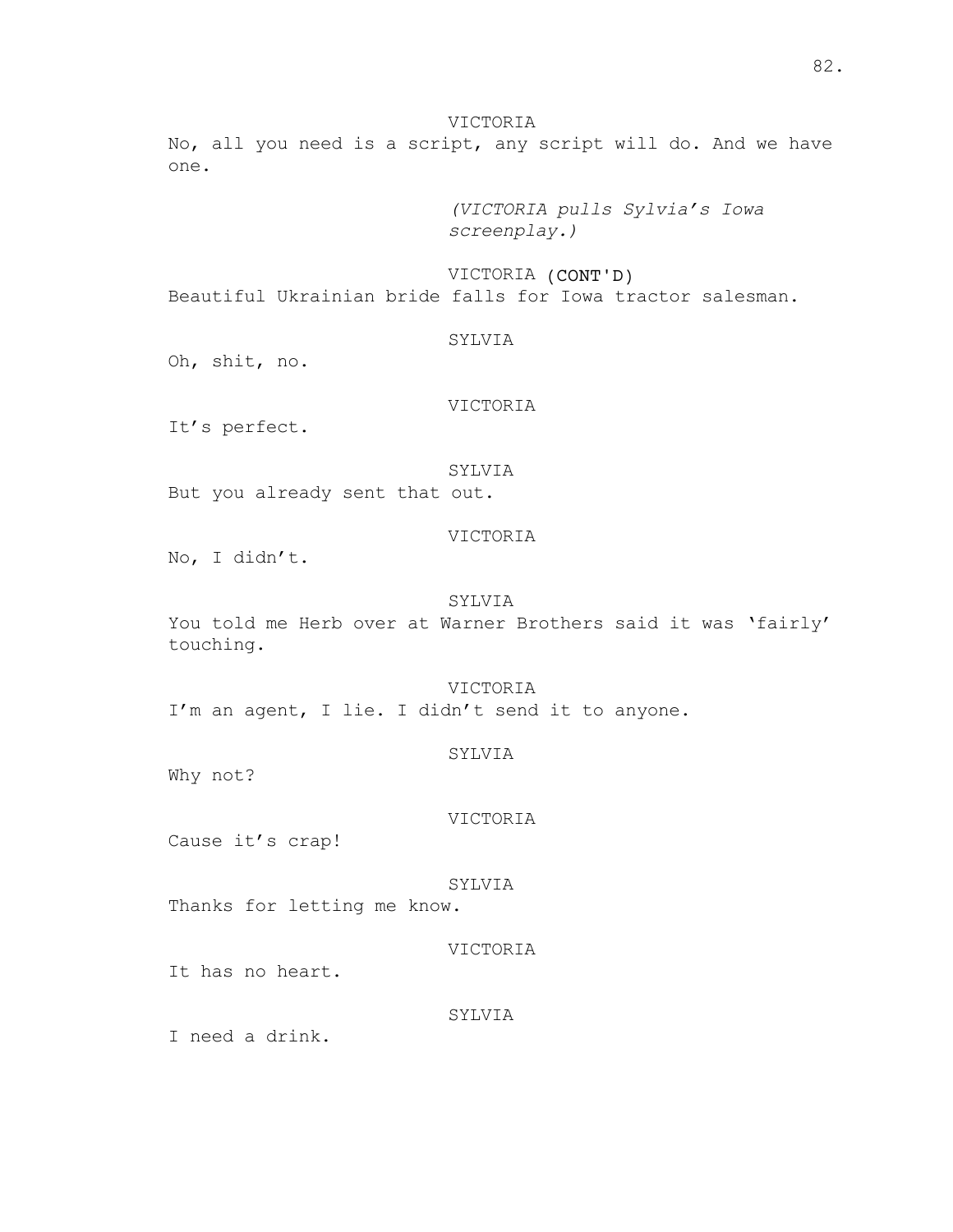VICTORIA

No, all you need is a script, any script will do. And we have one.

*(VICTORIA pulls Sylvia's Iowa screenplay.)*

VICTORIA (CONT'D)

Beautiful Ukrainian bride falls for Iowa tractor salesman.

SYLVIA

Oh, shit, no.

VICTORIA

It's perfect.

SYLVIA

But you already sent that out.

VICTORIA

No, I didn't.

SYLVIA

You told me Herb over at Warner Brothers said it was 'fairly' touching.

VICTORIA

I'm an agent, I lie. I didn't send it to anyone.

SYLVIA

Why not?

VICTORIA

Cause it's crap!

SYLVIA

Thanks for letting me know.

VICTORIA

It has no heart.

SYLVIA

I need a drink.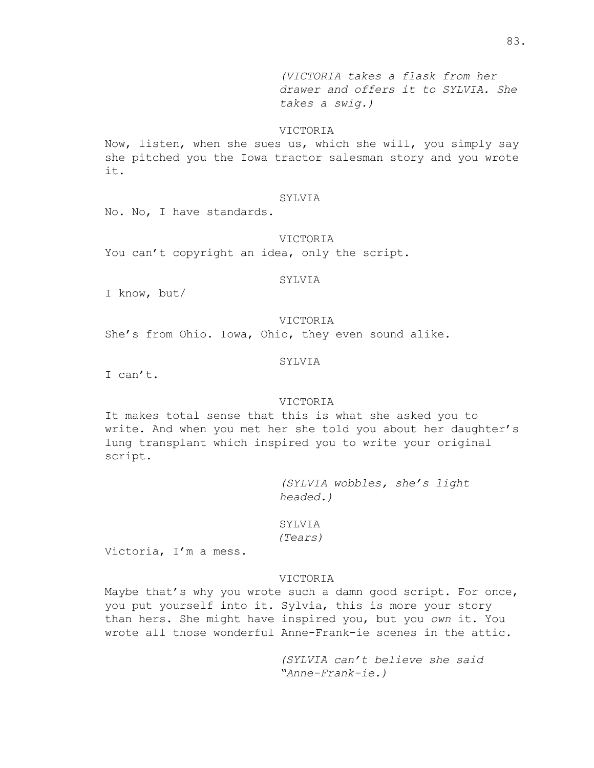*(VICTORIA takes a flask from her drawer and offers it to SYLVIA. She takes a swig.)*

VICTORIA

Now, listen, when she sues us, which she will, you simply say she pitched you the Iowa tractor salesman story and you wrote it.

SYLVIA

No. No, I have standards.

VICTORIA

You can't copyright an idea, only the script.

SYLVIA

I know, but/

VICTORIA

She's from Ohio. Iowa, Ohio, they even sound alike.

SYLVIA

I can't.

VICTORIA

It makes total sense that this is what she asked you to write. And when you met her she told you about her daughter's lung transplant which inspired you to write your original script.

*(SYLVIA wobbles, she's light headed.)*

SYLVIA

*(Tears)*

Victoria, I'm a mess.

VICTORIA

Maybe that's why you wrote such a damn good script. For once, you put yourself into it. Sylvia, this is more your story than hers. She might have inspired you, but you *own* it. You wrote all those wonderful Anne-Frank-ie scenes in the attic.

*(SYLVIA can't believe she said "Anne-Frank-ie.)*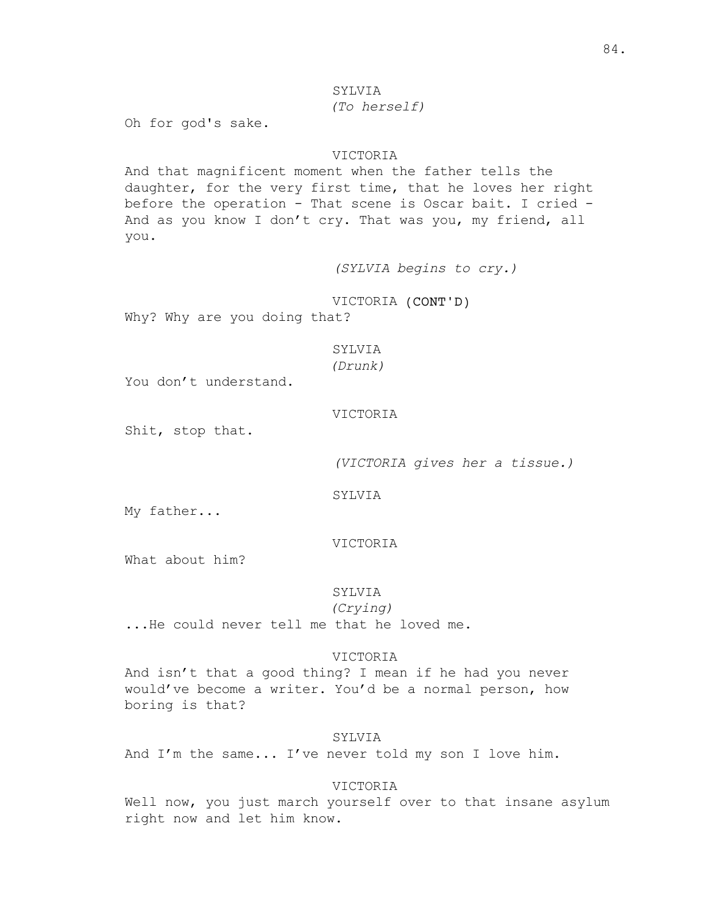SYLVIA
*(To herself)*

Oh for god's sake.

VICTORIA

And that magnificent moment when the father tells the daughter, for the very first time, that he loves her right before the operation - That scene is Oscar bait. I cried - And as you know I don't cry. That was you, my friend, all you.

*(SYLVIA begins to cry.)*

VICTORIA (CONT'D)

Why? Why are you doing that?

SYLVIA
*(Drunk)*

You don't understand.

VICTORIA

Shit, stop that.

*(VICTORIA gives her a tissue.)*

SYLVIA

My father...

VICTORIA

What about him?

SYLVIA
*(Crying)*

...He could never tell me that he loved me.

VICTORIA

And isn't that a good thing? I mean if he had you never would've become a writer. You'd be a normal person, how boring is that?

SYLVIA

And I'm the same... I've never told my son I love him.

VICTORIA

Well now, you just march yourself over to that insane asylum right now and let him know.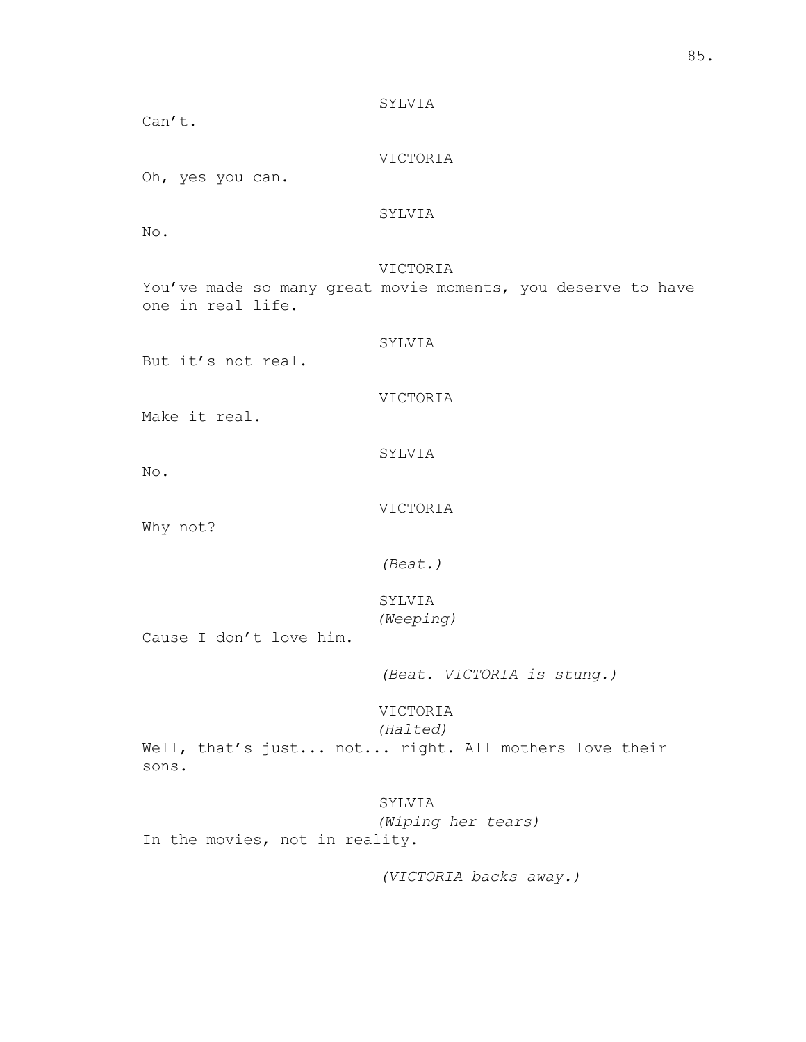SYLVIA

Can't.

VICTORIA

Oh, yes you can.

SYLVIA

No.

VICTORIA

You've made so many great movie moments, you deserve to have one in real life.

SYLVIA

But it's not real.

VICTORIA

Make it real.

SYLVIA

No.

VICTORIA

Why not?

*(Beat.)*

SYLVIA
*(Weeping)*

Cause I don't love him.

*(Beat. VICTORIA is stung.)*

VICTORIA
*(Halted)*

Well, that's just... not... right. All mothers love their sons.

SYLVIA
*(Wiping her tears)*

In the movies, not in reality.

*(VICTORIA backs away.)*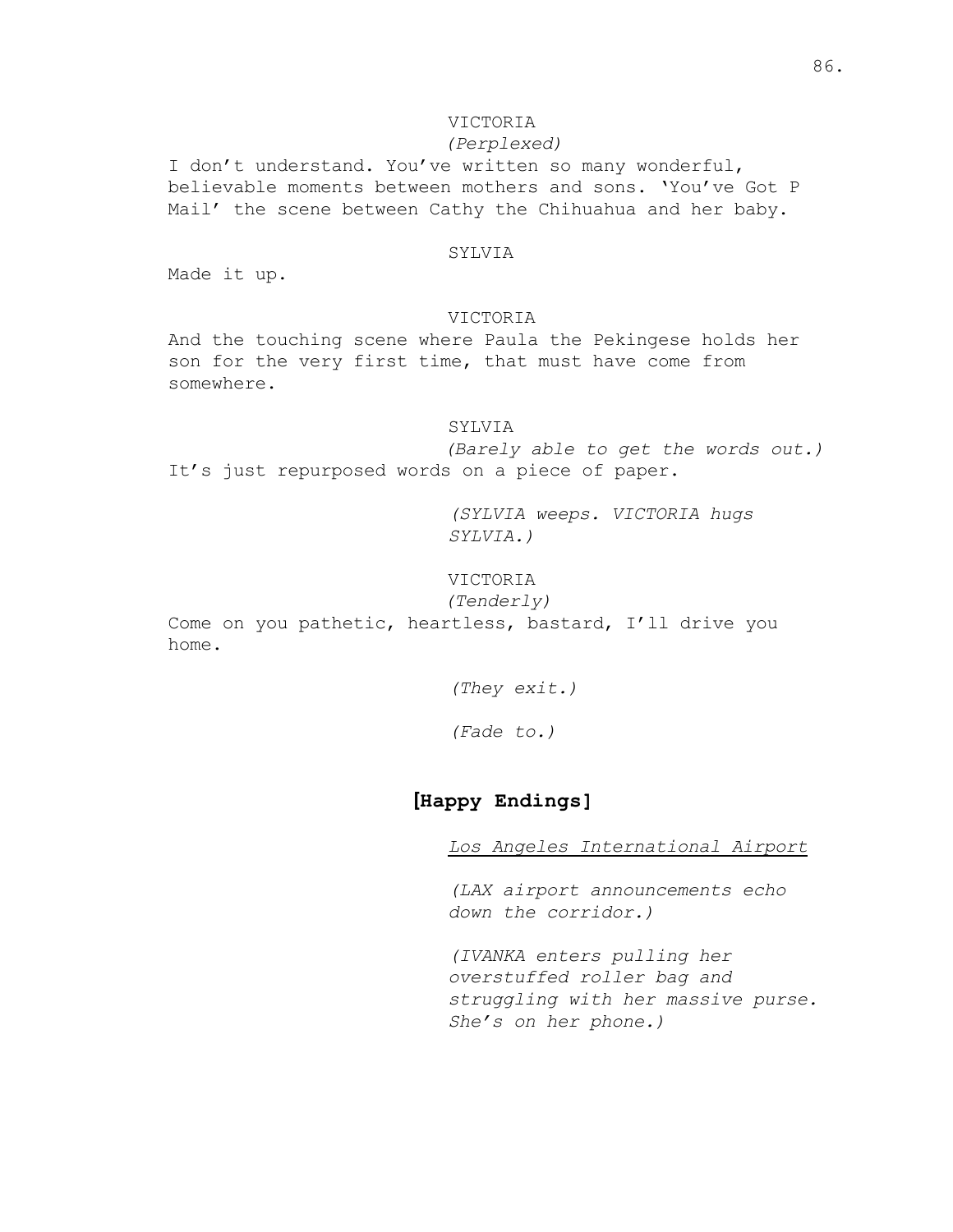VICTORIA
*(Perplexed)*
I don't understand. You've written so many wonderful, believable moments between mothers and sons. 'You've Got P Mail' the scene between Cathy the Chihuahua and her baby.

SYLVIA
Made it up.

VICTORIA
And the touching scene where Paula the Pekingese holds her son for the very first time, that must have come from somewhere.

SYLVIA
*(Barely able to get the words out.)*
It's just repurposed words on a piece of paper.

*(SYLVIA weeps. VICTORIA hugs SYLVIA.)*

VICTORIA
*(Tenderly)*
Come on you pathetic, heartless, bastard, I'll drive you home.

*(They exit.)*

*(Fade to.)*

## [Happy Endings]

*Los Angeles International Airport*

*(LAX airport announcements echo down the corridor.)*

*(IVANKA enters pulling her overstuffed roller bag and struggling with her massive purse. She's on her phone.)*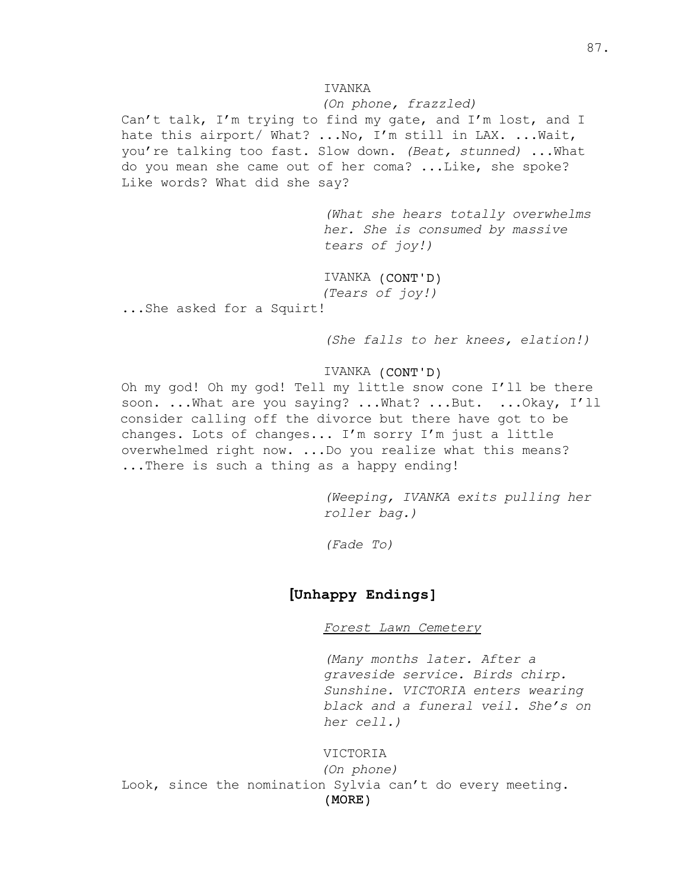IVANKA

*(On phone, frazzled)*

Can't talk, I'm trying to find my gate, and I'm lost, and I hate this airport/ What? ...No, I'm still in LAX. ...Wait, you're talking too fast. Slow down. *(Beat, stunned)* ...What do you mean she came out of her coma? ...Like, she spoke? Like words? What did she say?

*(What she hears totally overwhelms her. She is consumed by massive tears of joy!)*

IVANKA (CONT'D)

*(Tears of joy!)*

...She asked for a Squirt!

*(She falls to her knees, elation!)*

IVANKA (CONT'D)

Oh my god! Oh my god! Tell my little snow cone I'll be there soon. ...What are you saying? ...What? ...But. ...Okay, I'll consider calling off the divorce but there have got to be changes. Lots of changes... I'm sorry I'm just a little overwhelmed right now. ...Do you realize what this means? ...There is such a thing as a happy ending!

*(Weeping, IVANKA exits pulling her roller bag.)*

*(Fade To)*

**[Unhappy Endings]**

*Forest Lawn Cemetery*

*(Many months later. After a graveside service. Birds chirp. Sunshine. VICTORIA enters wearing black and a funeral veil. She's on her cell.)*

VICTORIA

*(On phone)*

Look, since the nomination Sylvia can't do every meeting.

(MORE)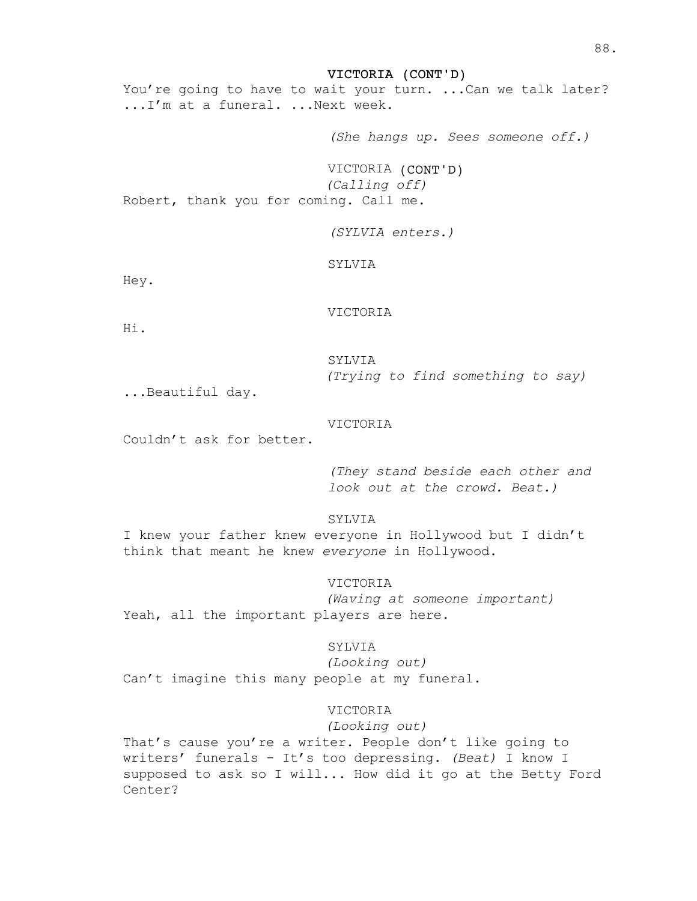**VICTORIA (CONT'D)**

You're going to have to wait your turn. ...Can we talk later? ...I'm at a funeral. ...Next week.

*(She hangs up. Sees someone off.)*

VICTORIA (CONT'D)
*(Calling off)*

Robert, thank you for coming. Call me.

*(SYLVIA enters.)*

SYLVIA

Hey.

VICTORIA

Hi.

SYLVIA
*(Trying to find something to say)*

...Beautiful day.

VICTORIA

Couldn't ask for better.

*(They stand beside each other and look out at the crowd. Beat.)*

SYLVIA

I knew your father knew everyone in Hollywood but I didn't think that meant he knew *everyone* in Hollywood.

VICTORIA
*(Waving at someone important)*

Yeah, all the important players are here.

SYLVIA
*(Looking out)*

Can't imagine this many people at my funeral.

VICTORIA
*(Looking out)*

That's cause you're a writer. People don't like going to writers' funerals - It's too depressing. *(Beat)* I know I supposed to ask so I will... How did it go at the Betty Ford Center?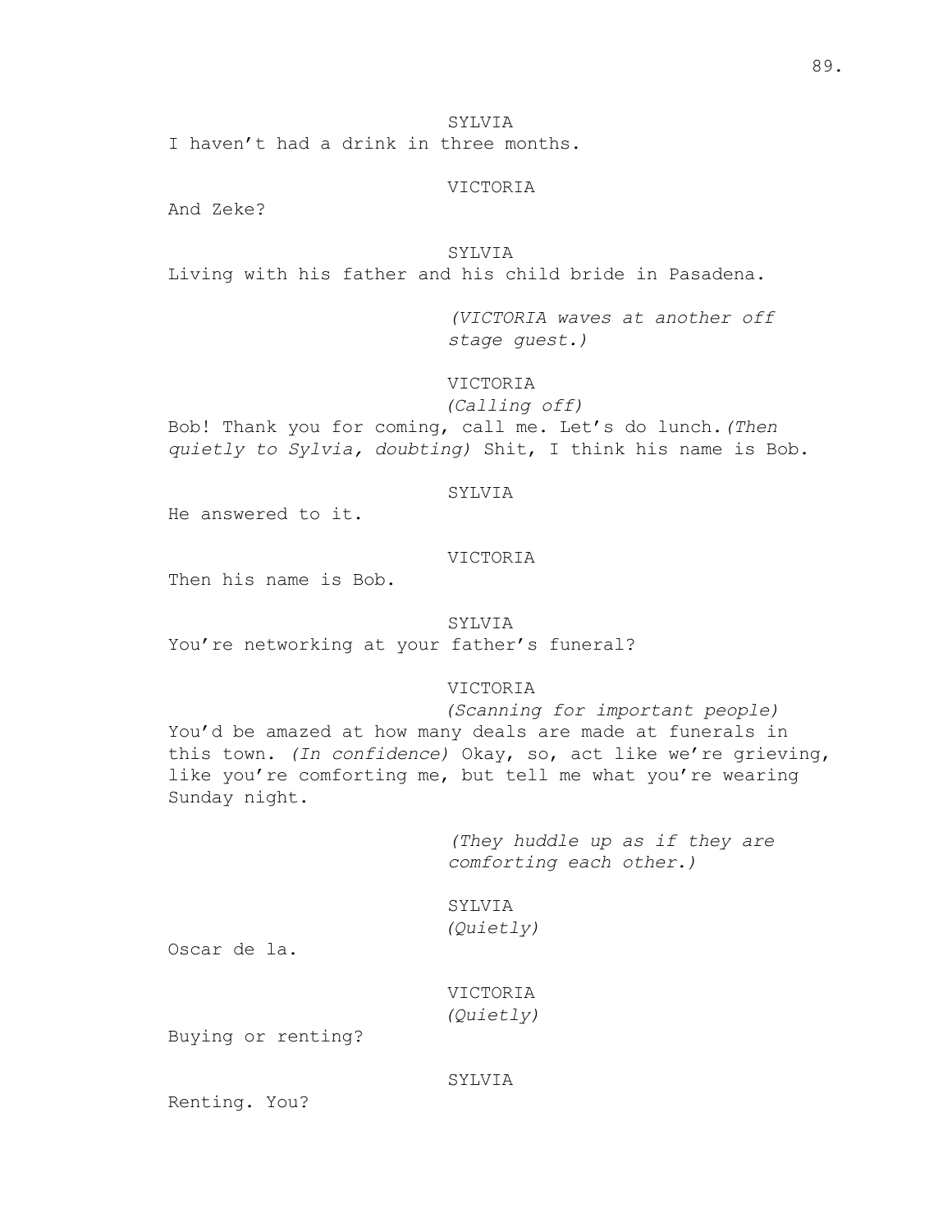SYLVIA

I haven't had a drink in three months.

VICTORIA

And Zeke?

SYLVIA

Living with his father and his child bride in Pasadena.

*(VICTORIA waves at another off stage guest.)*

VICTORIA

*(Calling off)*

Bob! Thank you for coming, call me. Let's do lunch. *(Then quietly to Sylvia, doubting)* Shit, I think his name is Bob.

SYLVIA

He answered to it.

VICTORIA

Then his name is Bob.

SYLVIA

You're networking at your father's funeral?

VICTORIA

*(Scanning for important people)*

You'd be amazed at how many deals are made at funerals in this town. *(In confidence)* Okay, so, act like we're grieving, like you're comforting me, but tell me what you're wearing Sunday night.

*(They huddle up as if they are comforting each other.)*

SYLVIA

*(Quietly)*

Oscar de la.

VICTORIA

*(Quietly)*

Buying or renting?

SYLVIA

Renting. You?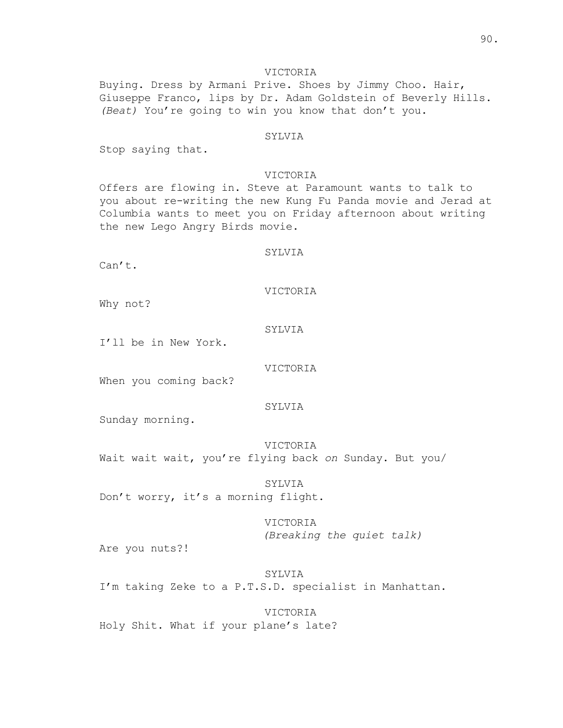VICTORIA

Buying. Dress by Armani Prive. Shoes by Jimmy Choo. Hair, Giuseppe Franco, lips by Dr. Adam Goldstein of Beverly Hills. *(Beat)* You're going to win you know that don't you.

SYLVIA

Stop saying that.

VICTORIA

Offers are flowing in. Steve at Paramount wants to talk to you about re-writing the new Kung Fu Panda movie and Jerad at Columbia wants to meet you on Friday afternoon about writing the new Lego Angry Birds movie.

SYLVIA

Can't.

VICTORIA

Why not?

SYLVIA

I'll be in New York.

VICTORIA

When you coming back?

SYLVIA

Sunday morning.

VICTORIA

Wait wait wait, you're flying back *on* Sunday. But you/

SYLVIA

Don't worry, it's a morning flight.

VICTORIA

*(Breaking the quiet talk)*

Are you nuts?!

SYLVIA

I'm taking Zeke to a P.T.S.D. specialist in Manhattan.

VICTORIA

Holy Shit. What if your plane's late?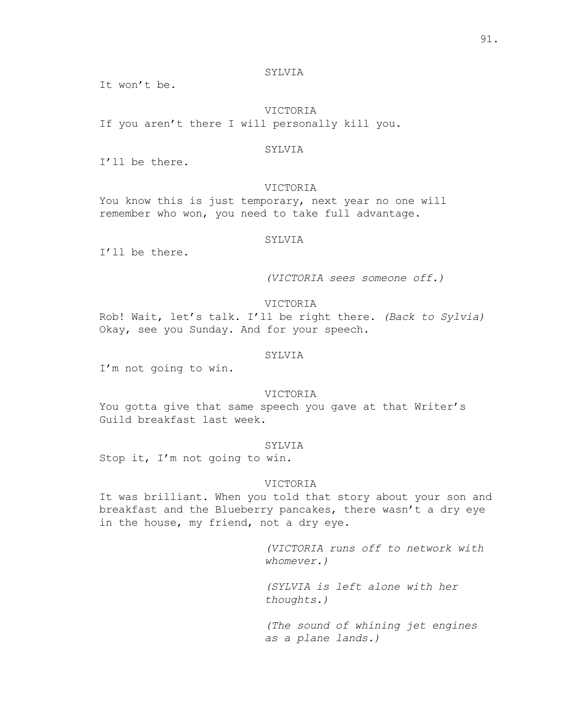SYLVIA

It won't be.

VICTORIA

If you aren't there I will personally kill you.

SYLVIA

I'll be there.

VICTORIA

You know this is just temporary, next year no one will remember who won, you need to take full advantage.

SYLVIA

I'll be there.

*(VICTORIA sees someone off.)*

VICTORIA

Rob! Wait, let's talk. I'll be right there. *(Back to Sylvia)* Okay, see you Sunday. And for your speech.

SYLVIA

I'm not going to win.

VICTORIA

You gotta give that same speech you gave at that Writer's Guild breakfast last week.

SYLVIA

Stop it, I'm not going to win.

VICTORIA

It was brilliant. When you told that story about your son and breakfast and the Blueberry pancakes, there wasn't a dry eye in the house, my friend, not a dry eye.

*(VICTORIA runs off to network with whomever.)*

*(SYLVIA is left alone with her thoughts.)*

*(The sound of whining jet engines as a plane lands.)*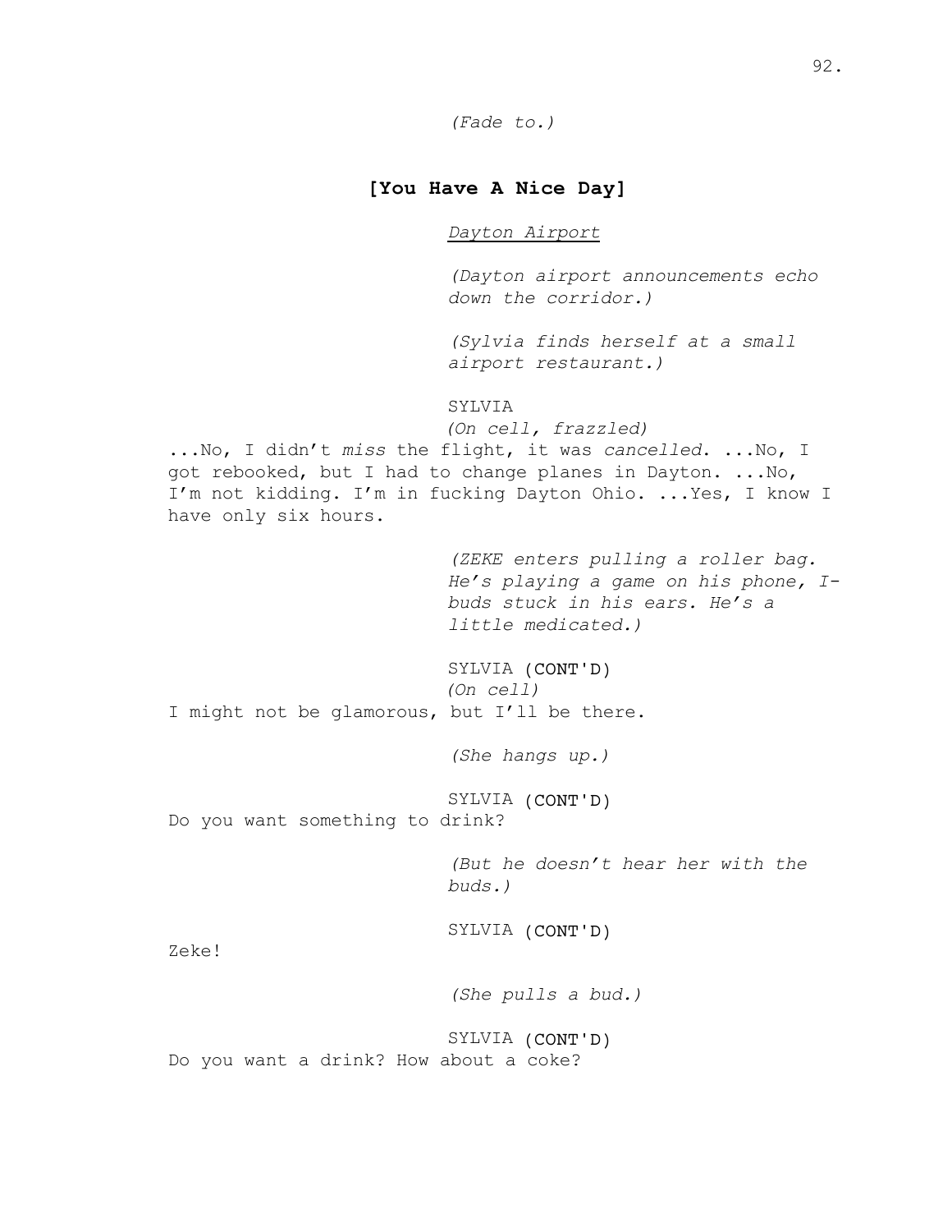*(Fade to.)*

**[You Have A Nice Day]**

<u>Dayton Airport</u>

*(Dayton airport announcements echo down the corridor.)*

*(Sylvia finds herself at a small airport restaurant.)*

SYLVIA
*(On cell, frazzled)*
...No, I didn't *miss* the flight, it was *cancelled*. ...No, I got rebooked, but I had to change planes in Dayton. ...No, I'm not kidding. I'm in fucking Dayton Ohio. ...Yes, I know I have only six hours.

*(ZEKE enters pulling a roller bag. He's playing a game on his phone, I-buds stuck in his ears. He's a little medicated.)*

SYLVIA (CONT'D)
*(On cell)*
I might not be glamorous, but I'll be there.

*(She hangs up.)*

SYLVIA (CONT'D)
Do you want something to drink?

*(But he doesn't hear her with the buds.)*

SYLVIA (CONT'D)
Zeke!

*(She pulls a bud.)*

SYLVIA (CONT'D)
Do you want a drink? How about a coke?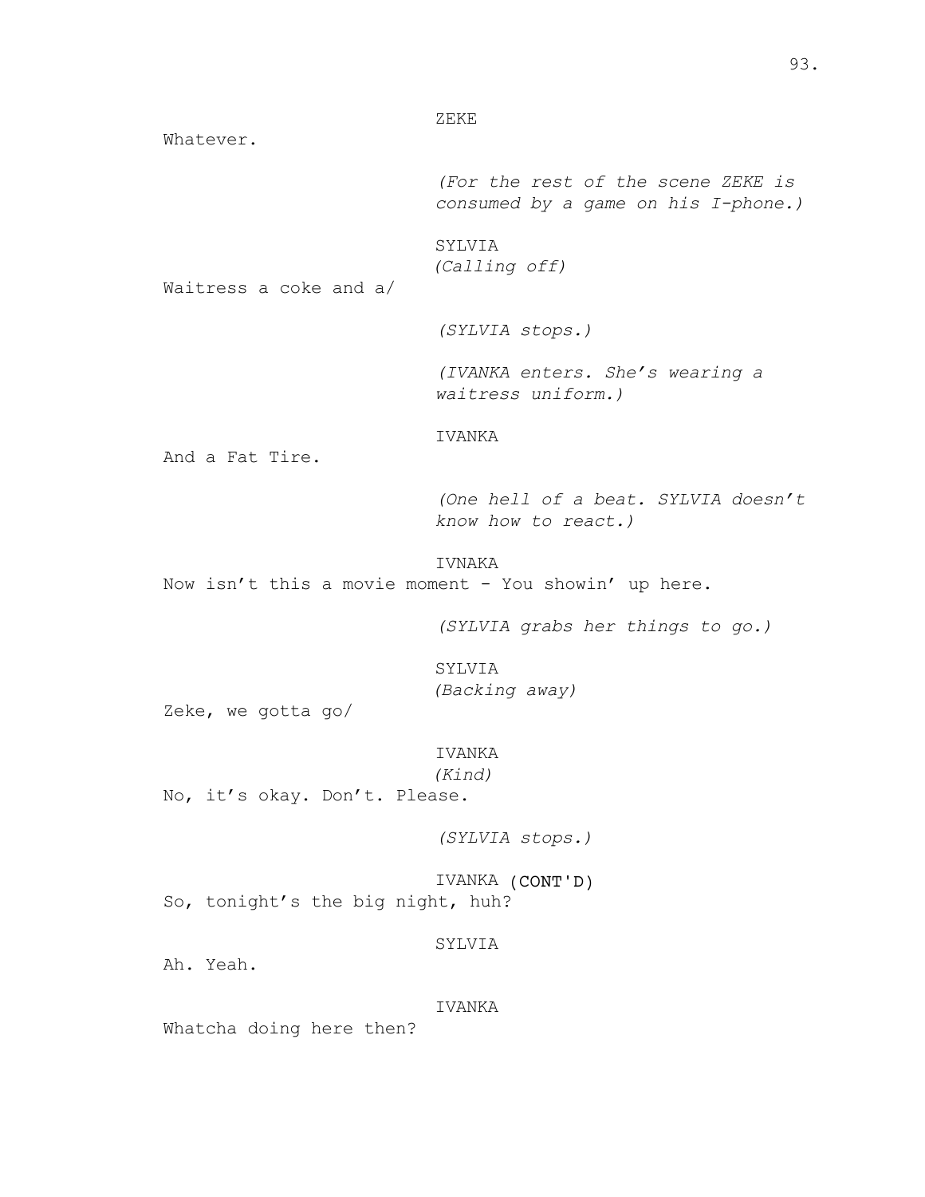ZEKE

Whatever.

*(For the rest of the scene ZEKE is consumed by a game on his I-phone.)*

SYLVIA
*(Calling off)*

Waitress a coke and a/

*(SYLVIA stops.)*

*(IVANKA enters. She's wearing a waitress uniform.)*

IVANKA

And a Fat Tire.

*(One hell of a beat. SYLVIA doesn't know how to react.)*

IVNAKA

Now isn't this a movie moment - You showin' up here.

*(SYLVIA grabs her things to go.)*

SYLVIA
*(Backing away)*

Zeke, we gotta go/

IVANKA
*(Kind)*

No, it's okay. Don't. Please.

*(SYLVIA stops.)*

IVANKA (CONT'D)

So, tonight's the big night, huh?

SYLVIA

Ah. Yeah.

IVANKA

Whatcha doing here then?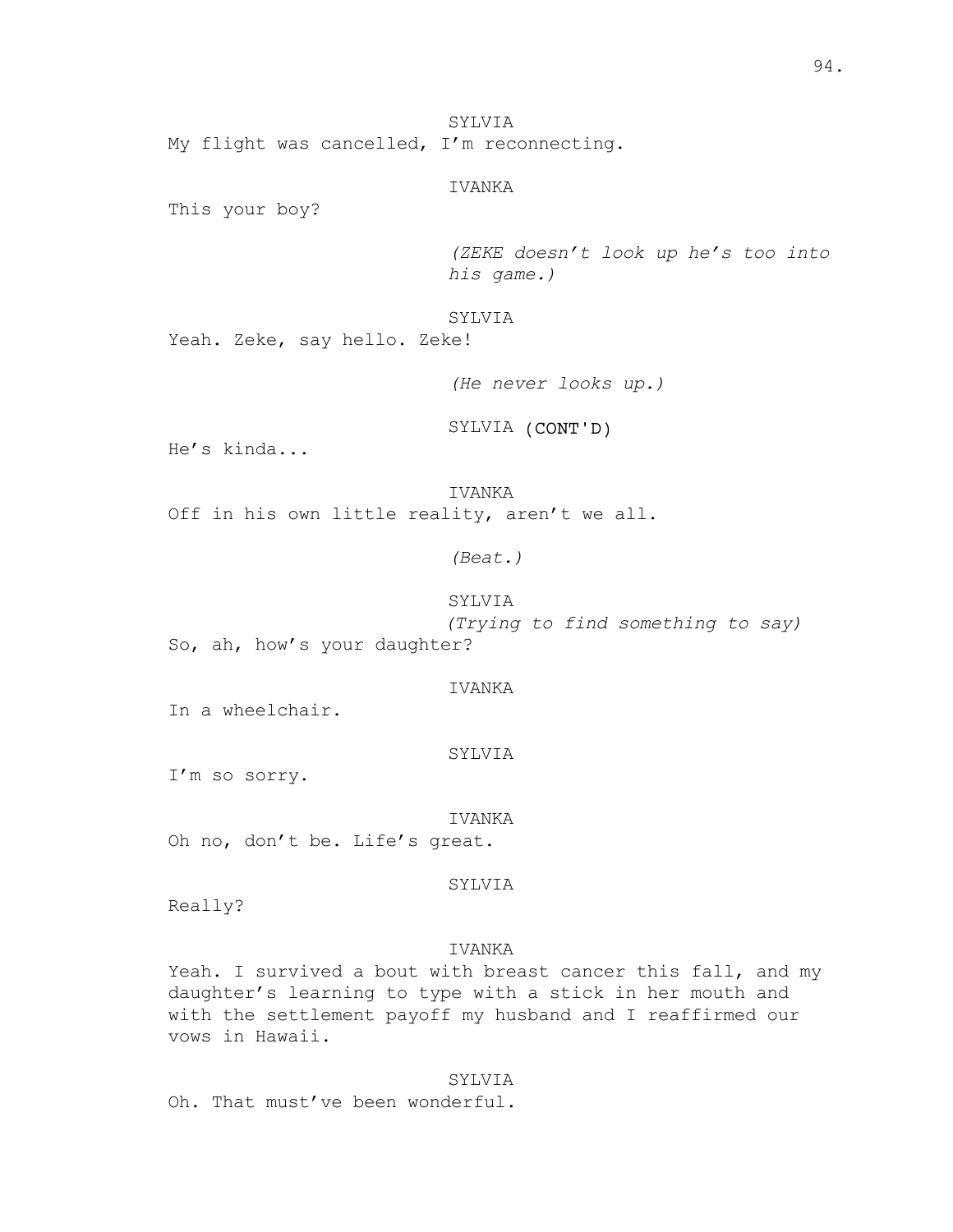SYLVIA

My flight was cancelled, I'm reconnecting.

IVANKA

This your boy?

*(ZEKE doesn't look up he's too into his game.)*

SYLVIA

Yeah. Zeke, say hello. Zeke!

*(He never looks up.)*

SYLVIA (CONT'D)

He's kinda...

IVANKA

Off in his own little reality, aren't we all.

*(Beat.)*

SYLVIA

*(Trying to find something to say)*

So, ah, how's your daughter?

IVANKA

In a wheelchair.

SYLVIA

I'm so sorry.

IVANKA

Oh no, don't be. Life's great.

SYLVIA

Really?

IVANKA

Yeah. I survived a bout with breast cancer this fall, and my daughter's learning to type with a stick in her mouth and with the settlement payoff my husband and I reaffirmed our vows in Hawaii.

SYLVIA

Oh. That must've been wonderful.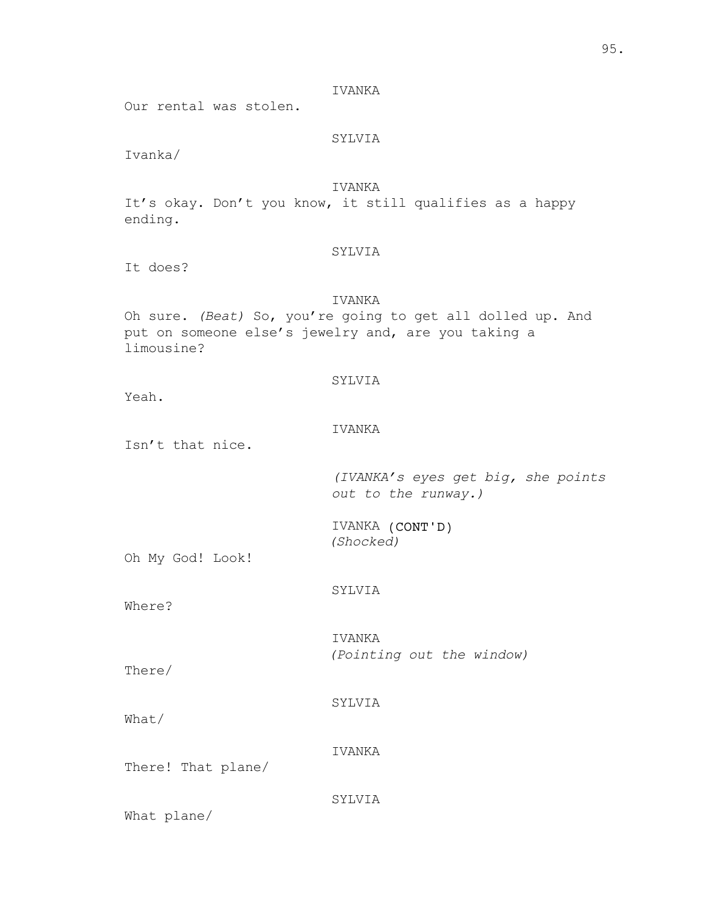IVANKA

Our rental was stolen.

SYLVIA

Ivanka/

IVANKA

It's okay. Don't you know, it still qualifies as a happy ending.

SYLVIA

It does?

IVANKA

Oh sure. *(Beat)* So, you're going to get all dolled up. And put on someone else's jewelry and, are you taking a limousine?

SYLVIA

Yeah.

IVANKA

Isn't that nice.

*(IVANKA's eyes get big, she points out to the runway.)*

IVANKA (CONT'D)
*(Shocked)*

Oh My God! Look!

SYLVIA

Where?

IVANKA
*(Pointing out the window)*

There/

SYLVIA

What/

IVANKA

There! That plane/

SYLVIA

What plane/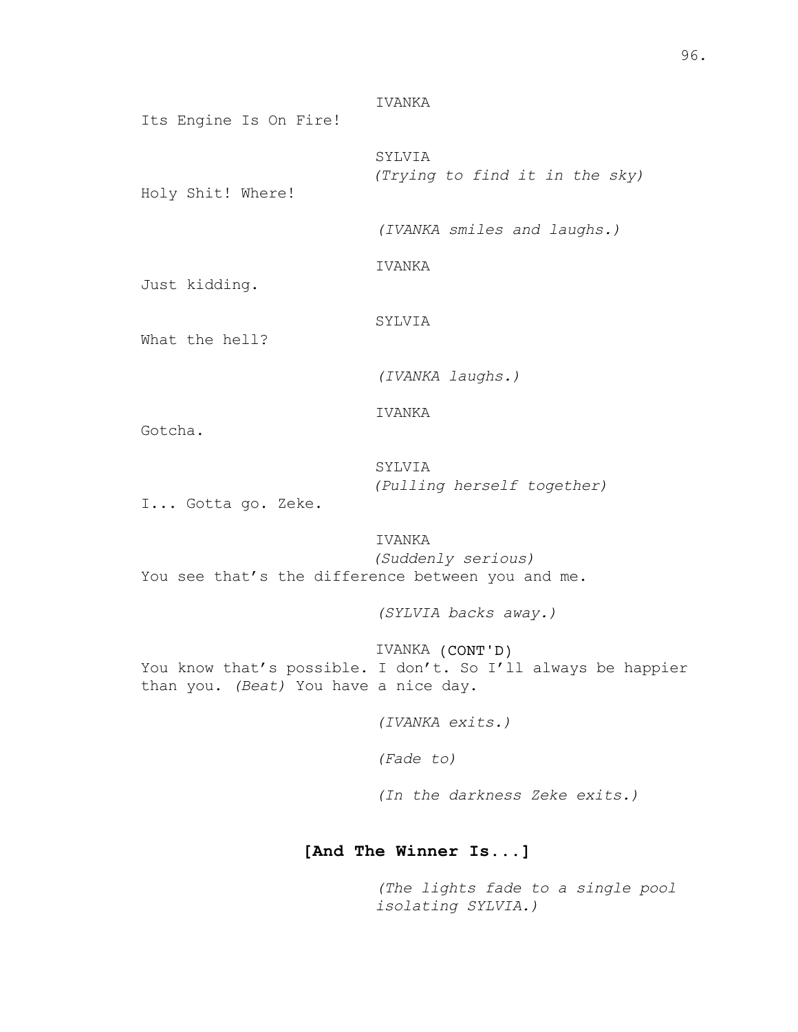IVANKA

Its Engine Is On Fire!

SYLVIA

*(Trying to find it in the sky)*

Holy Shit! Where!

*(IVANKA smiles and laughs.)*

IVANKA

Just kidding.

SYLVIA

What the hell?

*(IVANKA laughs.)*

IVANKA

Gotcha.

SYLVIA

*(Pulling herself together)*

I... Gotta go. Zeke.

IVANKA

*(Suddenly serious)*

You see that's the difference between you and me.

*(SYLVIA backs away.)*

IVANKA (CONT'D)

You know that's possible. I don't. So I'll always be happier than you. *(Beat)* You have a nice day.

*(IVANKA exits.)*

*(Fade to)*

*(In the darkness Zeke exits.)*

**[And The Winner Is...]**

*(The lights fade to a single pool isolating SYLVIA.)*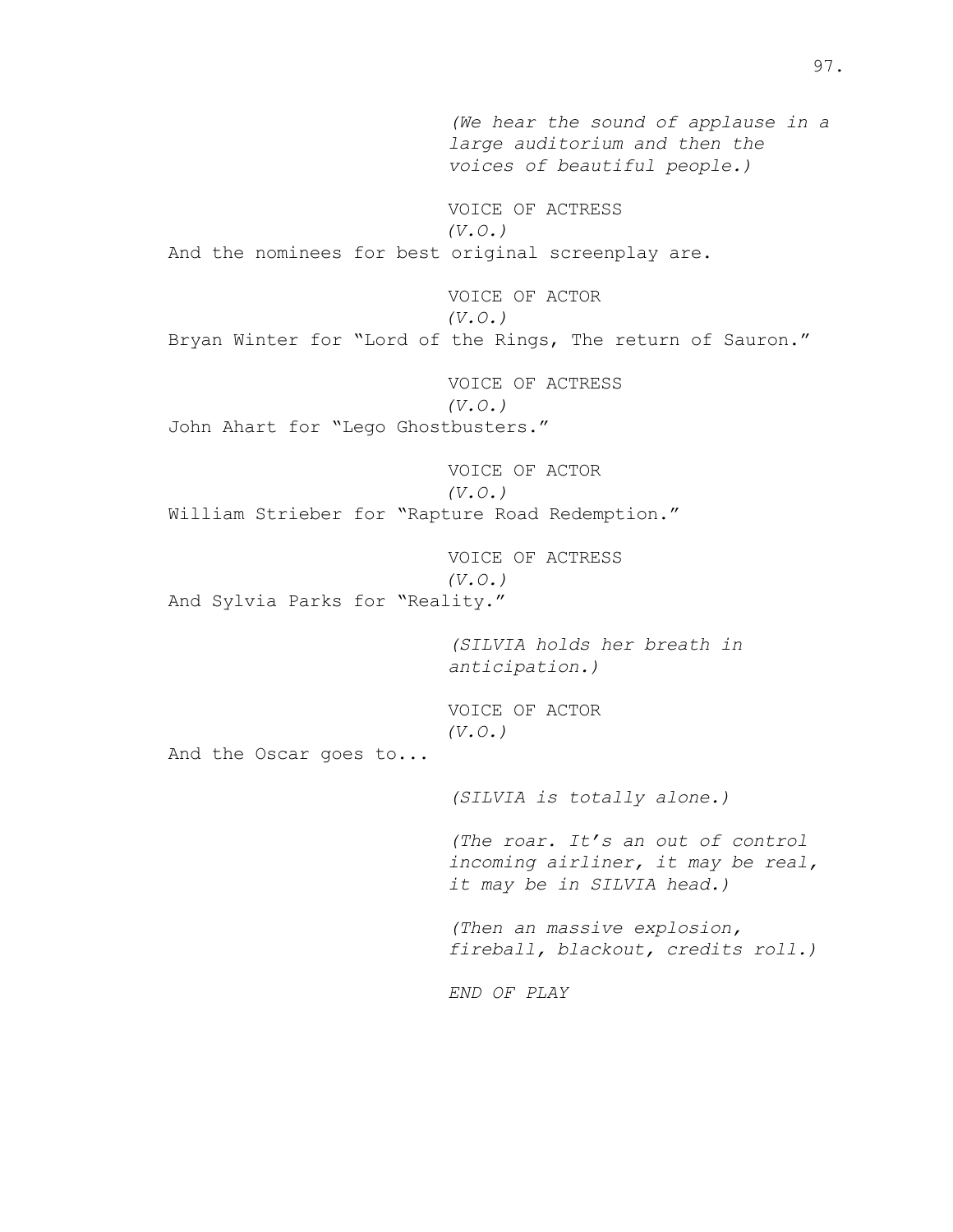*(We hear the sound of applause in a large auditorium and then the voices of beautiful people.)*

VOICE OF ACTRESS
*(V.O.)*
And the nominees for best original screenplay are.

VOICE OF ACTOR
*(V.O.)*
Bryan Winter for "Lord of the Rings, The return of Sauron."

VOICE OF ACTRESS
*(V.O.)*
John Ahart for "Lego Ghostbusters."

VOICE OF ACTOR
*(V.O.)*
William Strieber for "Rapture Road Redemption."

VOICE OF ACTRESS
*(V.O.)*
And Sylvia Parks for "Reality."

*(SILVIA holds her breath in anticipation.)*

VOICE OF ACTOR
*(V.O.)*
And the Oscar goes to...

*(SILVIA is totally alone.)*

*(The roar. It's an out of control incoming airliner, it may be real, it may be in SILVIA head.)*

*(Then an massive explosion, fireball, blackout, credits roll.)*

*END OF PLAY*